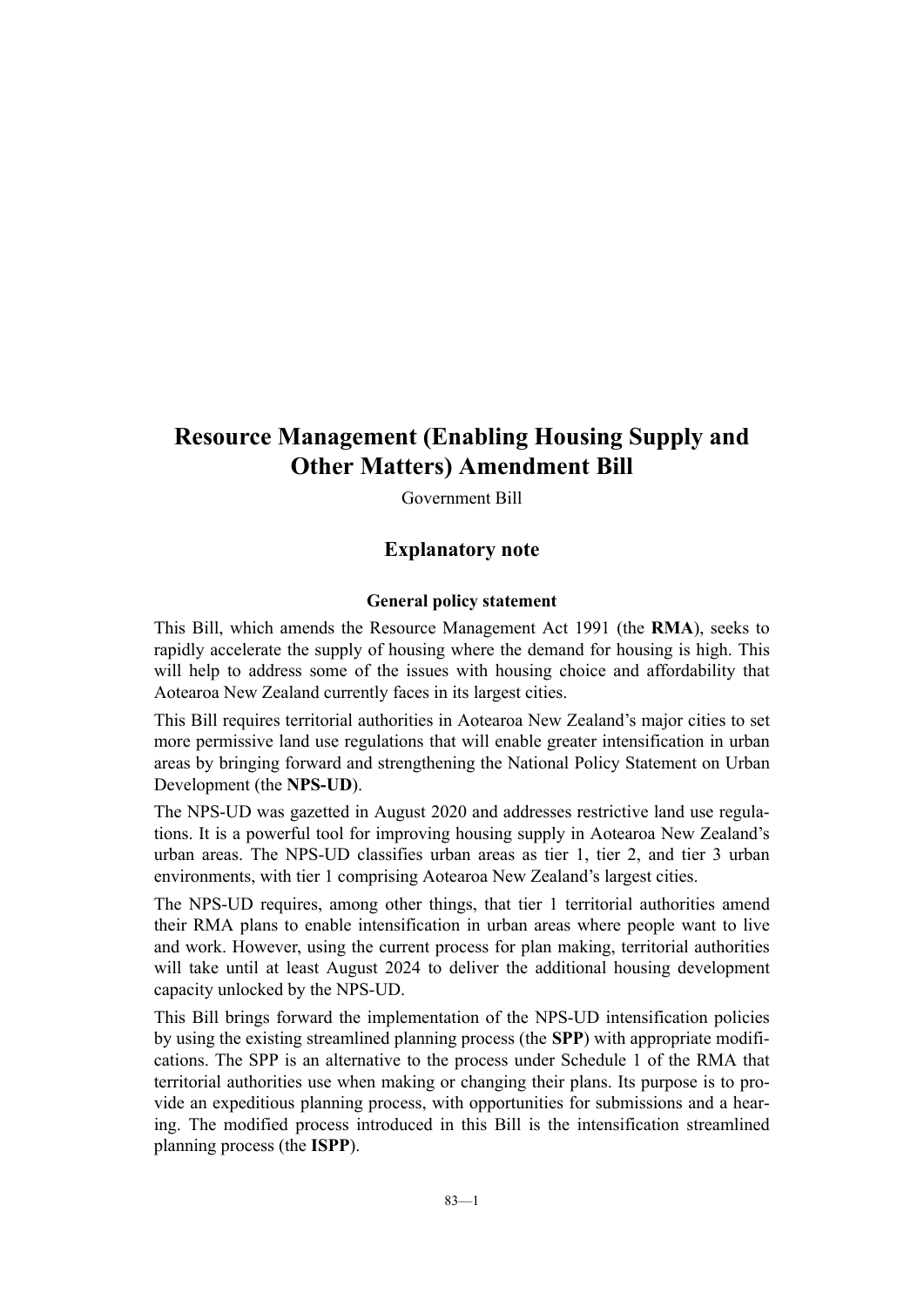# Resource Management (Enabling Housing Supply and Other Matters) Amendment Bill

Government Bill

## Explanatory note

### General policy statement

This Bill, which amends the Resource Management Act 1991 (the **RMA**), seeks to rapidly accelerate the supply of housing where the demand for housing is high. This will help to address some of the issues with housing choice and affordability that Aotearoa New Zealand currently faces in its largest cities.

This Bill requires territorial authorities in Aotearoa New Zealand's major cities to set more permissive land use regulations that will enable greater intensification in urban areas by bringing forward and strengthening the National Policy Statement on Urban Development (the **NPS-UD**).

The NPS-UD was gazetted in August 2020 and addresses restrictive land use regulations. It is a powerful tool for improving housing supply in Aotearoa New Zealand's urban areas. The NPS-UD classifies urban areas as tier 1, tier 2, and tier 3 urban environments, with tier 1 comprising Aotearoa New Zealand's largest cities.

The NPS-UD requires, among other things, that tier 1 territorial authorities amend their RMA plans to enable intensification in urban areas where people want to live and work. However, using the current process for plan making, territorial authorities will take until at least August 2024 to deliver the additional housing development capacity unlocked by the NPS-UD.

This Bill brings forward the implementation of the NPS-UD intensification policies by using the existing streamlined planning process (the **SPP**) with appropriate modifications. The SPP is an alternative to the process under Schedule 1 of the RMA that territorial authorities use when making or changing their plans. Its purpose is to provide an expeditious planning process, with opportunities for submissions and a hearing. The modified process introduced in this Bill is the intensification streamlined planning process (the **ISPP**).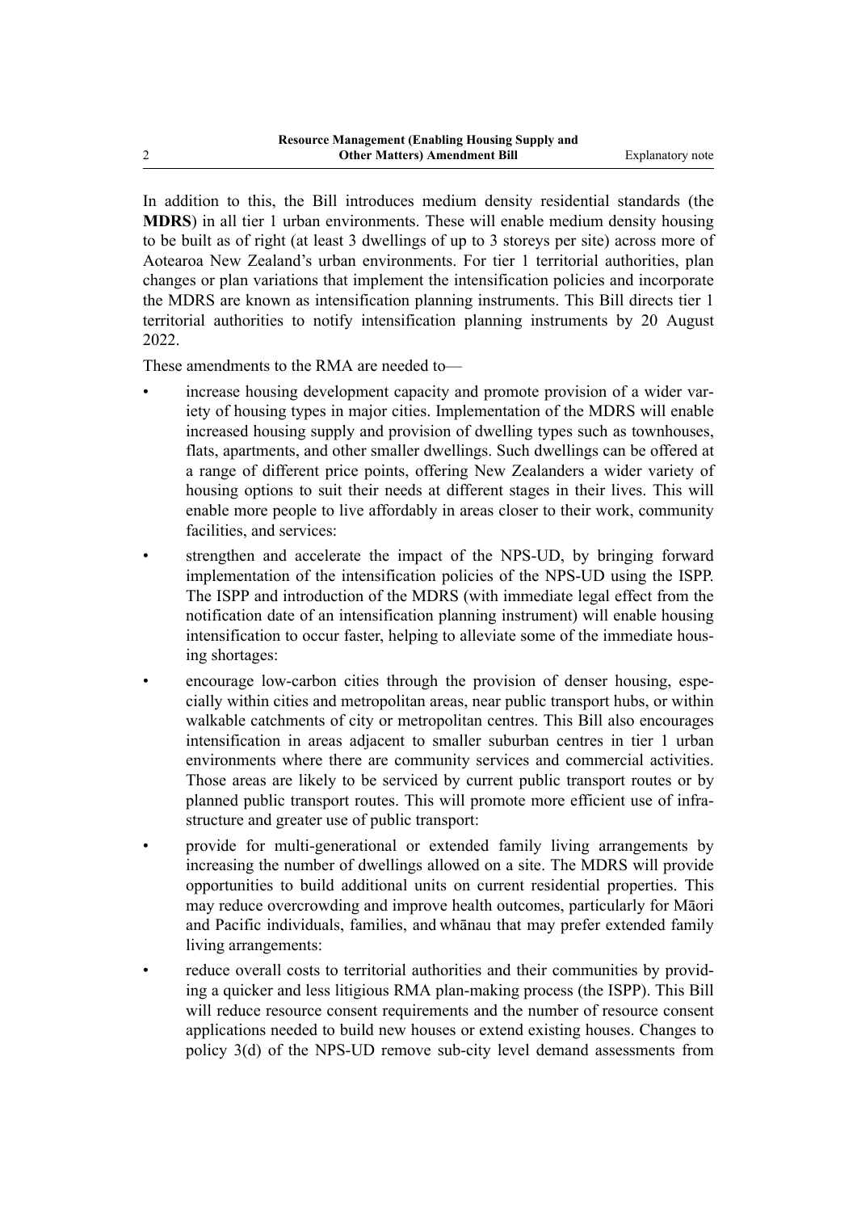In addition to this, the Bill introduces medium density residential standards (the **MDRS**) in all tier 1 urban environments. These will enable medium density housing to be built as of right (at least 3 dwellings of up to 3 storeys per site) across more of Aotearoa New Zealand's urban environments. For tier 1 territorial authorities, plan changes or plan variations that implement the intensification policies and incorporate the MDRS are known as intensification planning instruments. This Bill directs tier 1 territorial authorities to notify intensification planning instruments by 20 August 2022.

These amendments to the RMA are needed to—

- increase housing development capacity and promote provision of a wider variety of housing types in major cities. Implementation of the MDRS will enable increased housing supply and provision of dwelling types such as townhouses, flats, apartments, and other smaller dwellings. Such dwellings can be offered at a range of different price points, offering New Zealanders a wider variety of housing options to suit their needs at different stages in their lives. This will enable more people to live affordably in areas closer to their work, community facilities, and services:
- strengthen and accelerate the impact of the NPS-UD, by bringing forward implementation of the intensification policies of the NPS-UD using the ISPP. The ISPP and introduction of the MDRS (with immediate legal effect from the notification date of an intensification planning instrument) will enable housing intensification to occur faster, helping to alleviate some of the immediate housing shortages:
- encourage low-carbon cities through the provision of denser housing, especially within cities and metropolitan areas, near public transport hubs, or within walkable catchments of city or metropolitan centres. This Bill also encourages intensification in areas adjacent to smaller suburban centres in tier 1 urban environments where there are community services and commercial activities. Those areas are likely to be serviced by current public transport routes or by planned public transport routes. This will promote more efficient use of infrastructure and greater use of public transport:
- provide for multi-generational or extended family living arrangements by increasing the number of dwellings allowed on a site. The MDRS will provide opportunities to build additional units on current residential properties. This may reduce overcrowding and improve health outcomes, particularly for Māori and Pacific individuals, families, and whānau that may prefer extended family living arrangements:
- reduce overall costs to territorial authorities and their communities by providing a quicker and less litigious RMA plan-making process (the ISPP). This Bill will reduce resource consent requirements and the number of resource consent applications needed to build new houses or extend existing houses. Changes to policy 3(d) of the NPS-UD remove sub-city level demand assessments from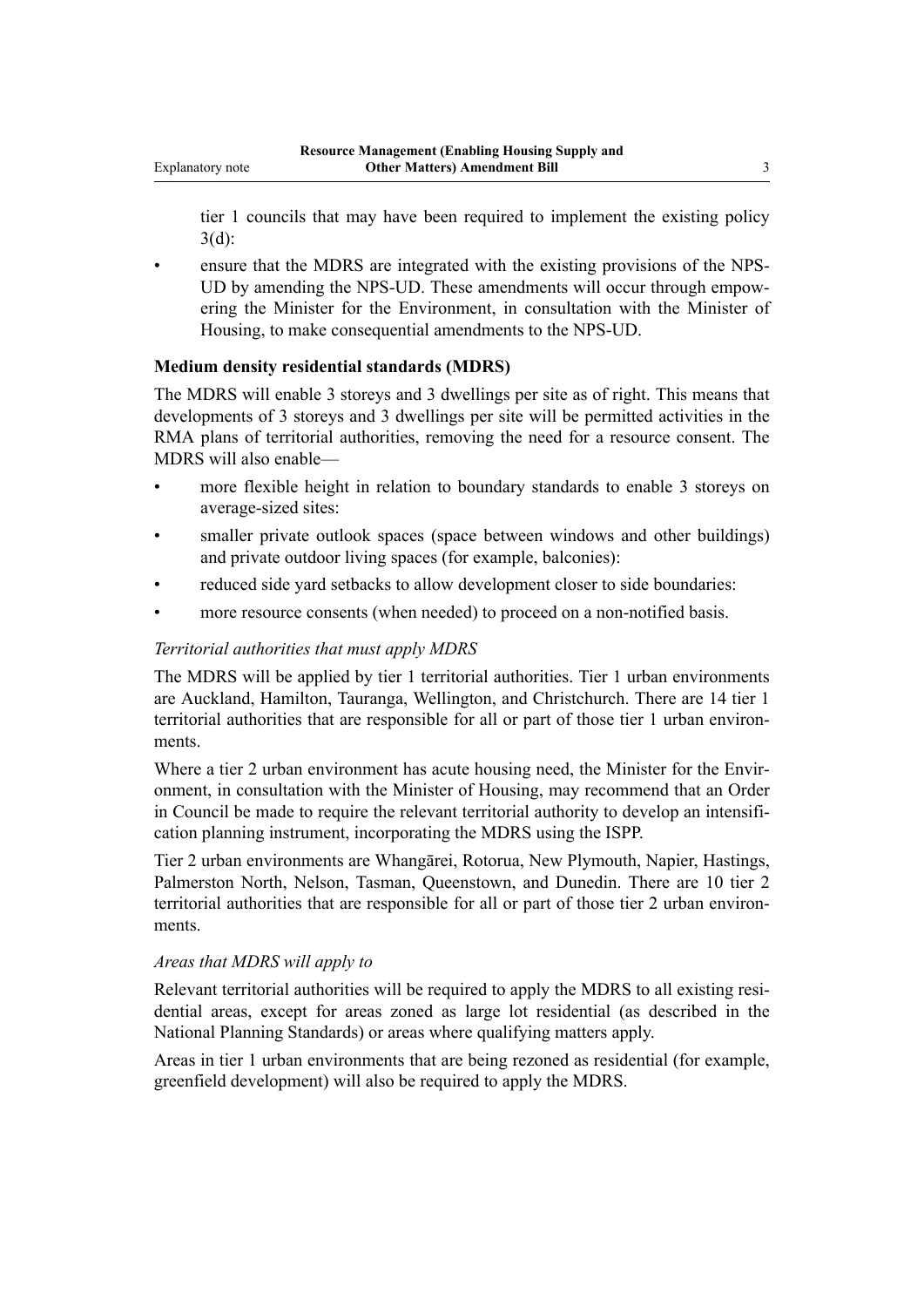tier 1 councils that may have been required to implement the existing policy 3(d):

- ensure that the MDRS are integrated with the existing provisions of the NPS-UD by amending the NPS-UD. These amendments will occur through empowering the Minister for the Environment, in consultation with the Minister of Housing, to make consequential amendments to the NPS-UD.

**Medium density residential standards (MDRS)**

The MDRS will enable 3 storeys and 3 dwellings per site as of right. This means that developments of 3 storeys and 3 dwellings per site will be permitted activities in the RMA plans of territorial authorities, removing the need for a resource consent. The MDRS will also enable—

- more flexible height in relation to boundary standards to enable 3 storeys on average-sized sites:
- smaller private outlook spaces (space between windows and other buildings) and private outdoor living spaces (for example, balconies):
- reduced side yard setbacks to allow development closer to side boundaries:
- more resource consents (when needed) to proceed on a non-notified basis.

*Territorial authorities that must apply MDRS*

The MDRS will be applied by tier 1 territorial authorities. Tier 1 urban environments are Auckland, Hamilton, Tauranga, Wellington, and Christchurch. There are 14 tier 1 territorial authorities that are responsible for all or part of those tier 1 urban environments.

Where a tier 2 urban environment has acute housing need, the Minister for the Environment, in consultation with the Minister of Housing, may recommend that an Order in Council be made to require the relevant territorial authority to develop an intensification planning instrument, incorporating the MDRS using the ISPP.

Tier 2 urban environments are Whangārei, Rotorua, New Plymouth, Napier, Hastings, Palmerston North, Nelson, Tasman, Queenstown, and Dunedin. There are 10 tier 2 territorial authorities that are responsible for all or part of those tier 2 urban environments.

*Areas that MDRS will apply to*

Relevant territorial authorities will be required to apply the MDRS to all existing residential areas, except for areas zoned as large lot residential (as described in the National Planning Standards) or areas where qualifying matters apply.

Areas in tier 1 urban environments that are being rezoned as residential (for example, greenfield development) will also be required to apply the MDRS.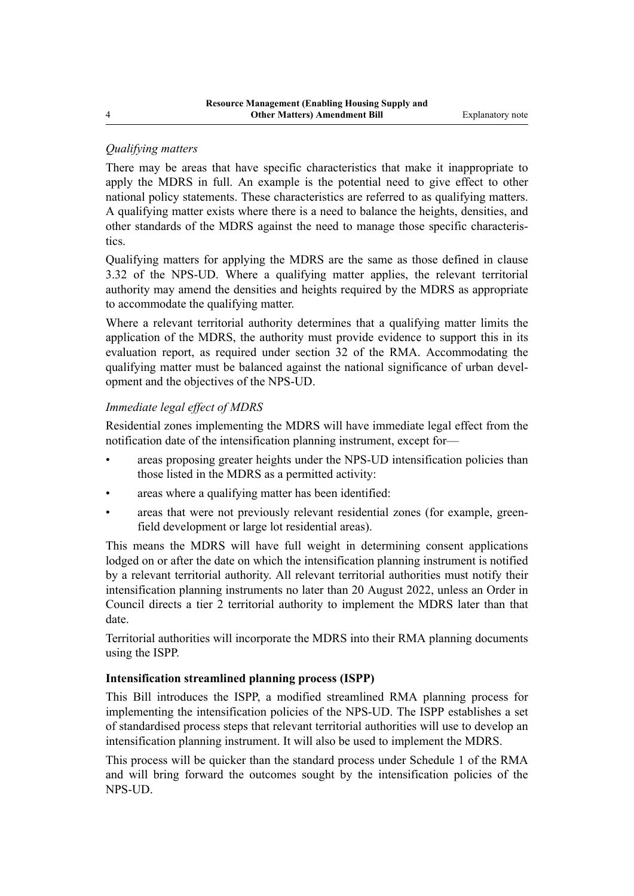*Qualifying matters*

There may be areas that have specific characteristics that make it inappropriate to apply the MDRS in full. An example is the potential need to give effect to other national policy statements. These characteristics are referred to as qualifying matters. A qualifying matter exists where there is a need to balance the heights, densities, and other standards of the MDRS against the need to manage those specific characteristics.

Qualifying matters for applying the MDRS are the same as those defined in clause 3.32 of the NPS-UD. Where a qualifying matter applies, the relevant territorial authority may amend the densities and heights required by the MDRS as appropriate to accommodate the qualifying matter.

Where a relevant territorial authority determines that a qualifying matter limits the application of the MDRS, the authority must provide evidence to support this in its evaluation report, as required under section 32 of the RMA. Accommodating the qualifying matter must be balanced against the national significance of urban development and the objectives of the NPS-UD.

*Immediate legal effect of MDRS*

Residential zones implementing the MDRS will have immediate legal effect from the notification date of the intensification planning instrument, except for—

- areas proposing greater heights under the NPS-UD intensification policies than those listed in the MDRS as a permitted activity:
- areas where a qualifying matter has been identified:
- areas that were not previously relevant residential zones (for example, greenfield development or large lot residential areas).

This means the MDRS will have full weight in determining consent applications lodged on or after the date on which the intensification planning instrument is notified by a relevant territorial authority. All relevant territorial authorities must notify their intensification planning instruments no later than 20 August 2022, unless an Order in Council directs a tier 2 territorial authority to implement the MDRS later than that date.

Territorial authorities will incorporate the MDRS into their RMA planning documents using the ISPP.

**Intensification streamlined planning process (ISPP)**

This Bill introduces the ISPP, a modified streamlined RMA planning process for implementing the intensification policies of the NPS-UD. The ISPP establishes a set of standardised process steps that relevant territorial authorities will use to develop an intensification planning instrument. It will also be used to implement the MDRS.

This process will be quicker than the standard process under Schedule 1 of the RMA and will bring forward the outcomes sought by the intensification policies of the NPS-UD.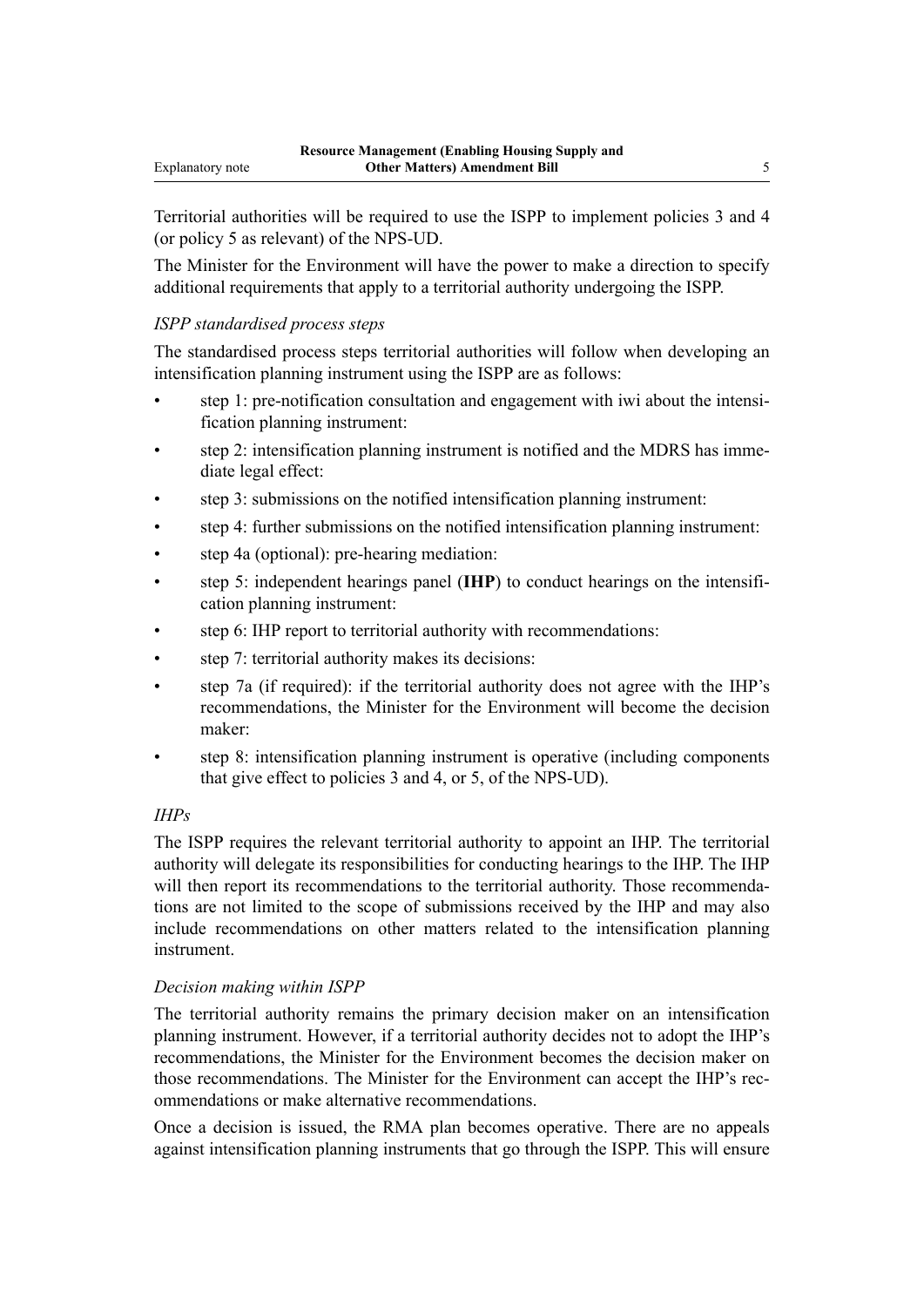Territorial authorities will be required to use the ISPP to implement policies 3 and 4 (or policy 5 as relevant) of the NPS-UD.

The Minister for the Environment will have the power to make a direction to specify additional requirements that apply to a territorial authority undergoing the ISPP.

*ISPP standardised process steps*

The standardised process steps territorial authorities will follow when developing an intensification planning instrument using the ISPP are as follows:

- step 1: pre-notification consultation and engagement with iwi about the intensification planning instrument:
- step 2: intensification planning instrument is notified and the MDRS has immediate legal effect:
- step 3: submissions on the notified intensification planning instrument:
- step 4: further submissions on the notified intensification planning instrument:
- step 4a (optional): pre-hearing mediation:
- step 5: independent hearings panel (**IHP**) to conduct hearings on the intensification planning instrument:
- step 6: IHP report to territorial authority with recommendations:
- step 7: territorial authority makes its decisions:
- step 7a (if required): if the territorial authority does not agree with the IHP's recommendations, the Minister for the Environment will become the decision maker:
- step 8: intensification planning instrument is operative (including components that give effect to policies 3 and 4, or 5, of the NPS-UD).

*IHPs*

The ISPP requires the relevant territorial authority to appoint an IHP. The territorial authority will delegate its responsibilities for conducting hearings to the IHP. The IHP will then report its recommendations to the territorial authority. Those recommendations are not limited to the scope of submissions received by the IHP and may also include recommendations on other matters related to the intensification planning instrument.

*Decision making within ISPP*

The territorial authority remains the primary decision maker on an intensification planning instrument. However, if a territorial authority decides not to adopt the IHP's recommendations, the Minister for the Environment becomes the decision maker on those recommendations. The Minister for the Environment can accept the IHP's recommendations or make alternative recommendations.

Once a decision is issued, the RMA plan becomes operative. There are no appeals against intensification planning instruments that go through the ISPP. This will ensure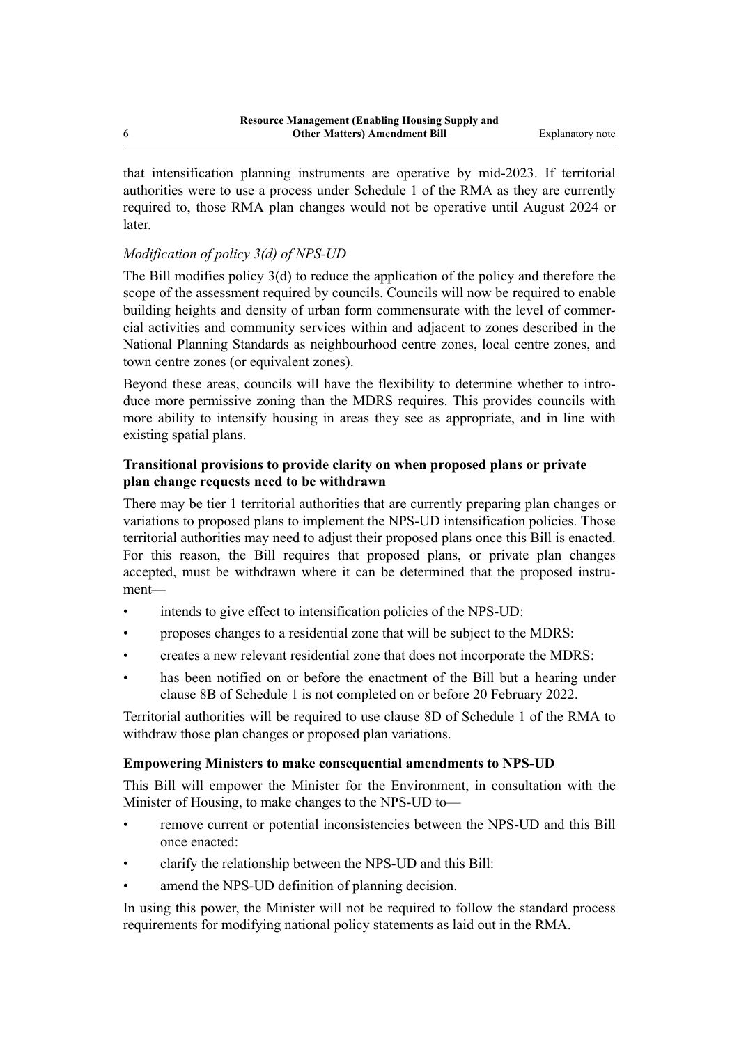that intensification planning instruments are operative by mid-2023. If territorial authorities were to use a process under Schedule 1 of the RMA as they are currently required to, those RMA plan changes would not be operative until August 2024 or later.

*Modification of policy 3(d) of NPS-UD*

The Bill modifies policy 3(d) to reduce the application of the policy and therefore the scope of the assessment required by councils. Councils will now be required to enable building heights and density of urban form commensurate with the level of commercial activities and community services within and adjacent to zones described in the National Planning Standards as neighbourhood centre zones, local centre zones, and town centre zones (or equivalent zones).

Beyond these areas, councils will have the flexibility to determine whether to introduce more permissive zoning than the MDRS requires. This provides councils with more ability to intensify housing in areas they see as appropriate, and in line with existing spatial plans.

**Transitional provisions to provide clarity on when proposed plans or private plan change requests need to be withdrawn**

There may be tier 1 territorial authorities that are currently preparing plan changes or variations to proposed plans to implement the NPS-UD intensification policies. Those territorial authorities may need to adjust their proposed plans once this Bill is enacted. For this reason, the Bill requires that proposed plans, or private plan changes accepted, must be withdrawn where it can be determined that the proposed instrument—

- intends to give effect to intensification policies of the NPS-UD:
- proposes changes to a residential zone that will be subject to the MDRS:
- creates a new relevant residential zone that does not incorporate the MDRS:
- has been notified on or before the enactment of the Bill but a hearing under clause 8B of Schedule 1 is not completed on or before 20 February 2022.

Territorial authorities will be required to use clause 8D of Schedule 1 of the RMA to withdraw those plan changes or proposed plan variations.

**Empowering Ministers to make consequential amendments to NPS-UD**

This Bill will empower the Minister for the Environment, in consultation with the Minister of Housing, to make changes to the NPS-UD to—

- remove current or potential inconsistencies between the NPS-UD and this Bill once enacted:
- clarify the relationship between the NPS-UD and this Bill:
- amend the NPS-UD definition of planning decision.

In using this power, the Minister will not be required to follow the standard process requirements for modifying national policy statements as laid out in the RMA.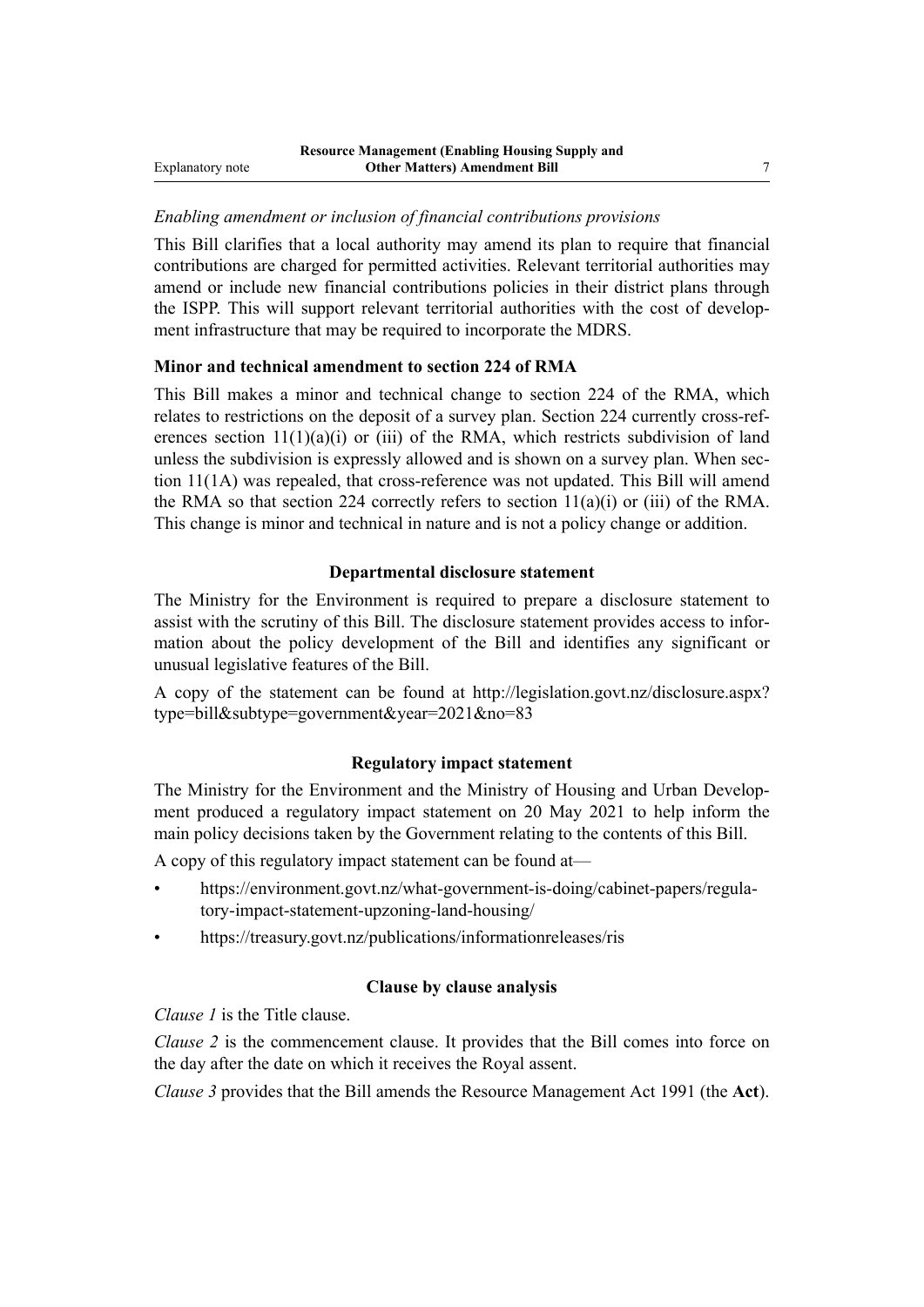*Enabling amendment or inclusion of financial contributions provisions*

This Bill clarifies that a local authority may amend its plan to require that financial contributions are charged for permitted activities. Relevant territorial authorities may amend or include new financial contributions policies in their district plans through the ISPP. This will support relevant territorial authorities with the cost of development infrastructure that may be required to incorporate the MDRS.

### Minor and technical amendment to section 224 of RMA

This Bill makes a minor and technical change to section 224 of the RMA, which relates to restrictions on the deposit of a survey plan. Section 224 currently cross-references section 11(1)(a)(i) or (iii) of the RMA, which restricts subdivision of land unless the subdivision is expressly allowed and is shown on a survey plan. When section 11(1A) was repealed, that cross-reference was not updated. This Bill will amend the RMA so that section 224 correctly refers to section 11(a)(i) or (iii) of the RMA. This change is minor and technical in nature and is not a policy change or addition.

## Departmental disclosure statement

The Ministry for the Environment is required to prepare a disclosure statement to assist with the scrutiny of this Bill. The disclosure statement provides access to information about the policy development of the Bill and identifies any significant or unusual legislative features of the Bill.

A copy of the statement can be found at http://legislation.govt.nz/disclosure.aspx?type=bill&subtype=government&year=2021&no=83

## Regulatory impact statement

The Ministry for the Environment and the Ministry of Housing and Urban Development produced a regulatory impact statement on 20 May 2021 to help inform the main policy decisions taken by the Government relating to the contents of this Bill.

A copy of this regulatory impact statement can be found at—

- https://environment.govt.nz/what-government-is-doing/cabinet-papers/regulatory-impact-statement-upzoning-land-housing/
- https://treasury.govt.nz/publications/informationreleases/ris

## Clause by clause analysis

*Clause 1* is the Title clause.

*Clause 2* is the commencement clause. It provides that the Bill comes into force on the day after the date on which it receives the Royal assent.

*Clause 3* provides that the Bill amends the Resource Management Act 1991 (the **Act**).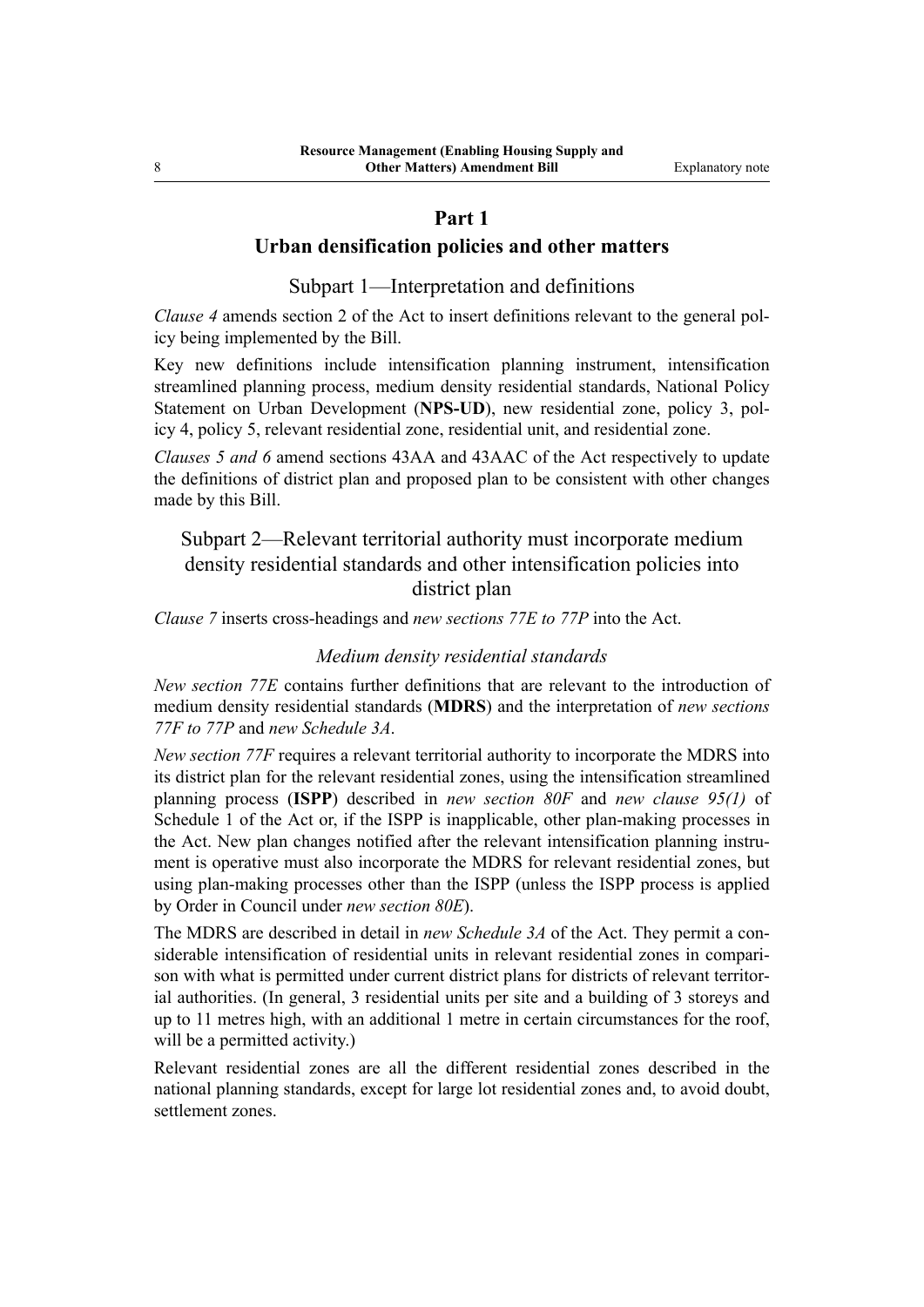## Part 1
## Urban densification policies and other matters

### Subpart 1—Interpretation and definitions

*Clause 4* amends section 2 of the Act to insert definitions relevant to the general policy being implemented by the Bill.

Key new definitions include intensification planning instrument, intensification streamlined planning process, medium density residential standards, National Policy Statement on Urban Development (**NPS-UD**), new residential zone, policy 3, policy 4, policy 5, relevant residential zone, residential unit, and residential zone.

*Clauses 5 and 6* amend sections 43AA and 43AAC of the Act respectively to update the definitions of district plan and proposed plan to be consistent with other changes made by this Bill.

### Subpart 2—Relevant territorial authority must incorporate medium density residential standards and other intensification policies into district plan

*Clause 7* inserts cross-headings and *new sections 77E to 77P* into the Act.

#### *Medium density residential standards*

*New section 77E* contains further definitions that are relevant to the introduction of medium density residential standards (**MDRS**) and the interpretation of *new sections 77F to 77P* and *new Schedule 3A*.

*New section 77F* requires a relevant territorial authority to incorporate the MDRS into its district plan for the relevant residential zones, using the intensification streamlined planning process (**ISPP**) described in *new section 80F* and *new clause 95(1)* of Schedule 1 of the Act or, if the ISPP is inapplicable, other plan-making processes in the Act. New plan changes notified after the relevant intensification planning instrument is operative must also incorporate the MDRS for relevant residential zones, but using plan-making processes other than the ISPP (unless the ISPP process is applied by Order in Council under *new section 80E*).

The MDRS are described in detail in *new Schedule 3A* of the Act. They permit a considerable intensification of residential units in relevant residential zones in comparison with what is permitted under current district plans for districts of relevant territorial authorities. (In general, 3 residential units per site and a building of 3 storeys and up to 11 metres high, with an additional 1 metre in certain circumstances for the roof, will be a permitted activity.)

Relevant residential zones are all the different residential zones described in the national planning standards, except for large lot residential zones and, to avoid doubt, settlement zones.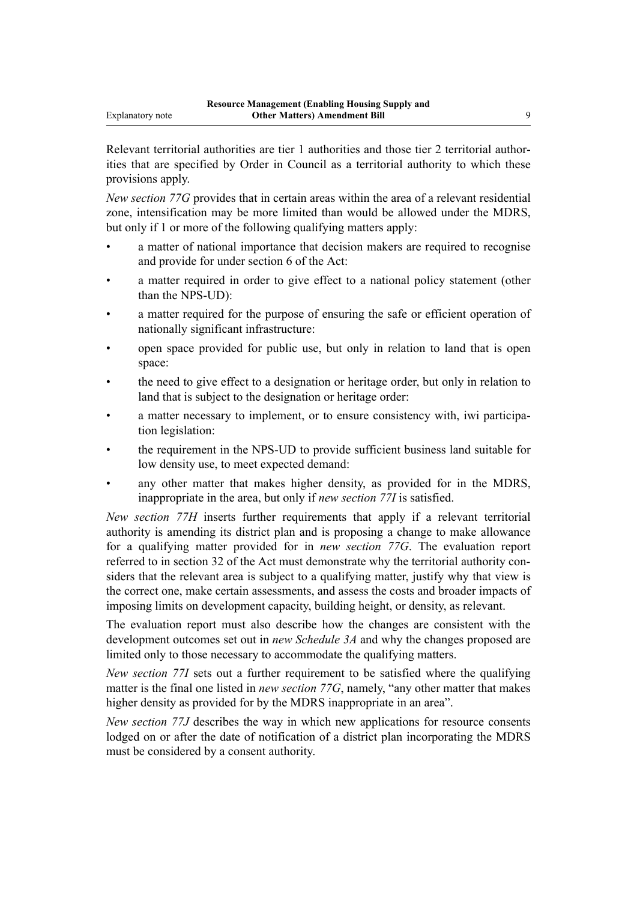Relevant territorial authorities are tier 1 authorities and those tier 2 territorial authorities that are specified by Order in Council as a territorial authority to which these provisions apply.

*New section 77G* provides that in certain areas within the area of a relevant residential zone, intensification may be more limited than would be allowed under the MDRS, but only if 1 or more of the following qualifying matters apply:

- a matter of national importance that decision makers are required to recognise and provide for under section 6 of the Act:
- a matter required in order to give effect to a national policy statement (other than the NPS-UD):
- a matter required for the purpose of ensuring the safe or efficient operation of nationally significant infrastructure:
- open space provided for public use, but only in relation to land that is open space:
- the need to give effect to a designation or heritage order, but only in relation to land that is subject to the designation or heritage order:
- a matter necessary to implement, or to ensure consistency with, iwi participation legislation:
- the requirement in the NPS-UD to provide sufficient business land suitable for low density use, to meet expected demand:
- any other matter that makes higher density, as provided for in the MDRS, inappropriate in the area, but only if *new section 77I* is satisfied.

*New section 77H* inserts further requirements that apply if a relevant territorial authority is amending its district plan and is proposing a change to make allowance for a qualifying matter provided for in *new section 77G*. The evaluation report referred to in section 32 of the Act must demonstrate why the territorial authority considers that the relevant area is subject to a qualifying matter, justify why that view is the correct one, make certain assessments, and assess the costs and broader impacts of imposing limits on development capacity, building height, or density, as relevant.

The evaluation report must also describe how the changes are consistent with the development outcomes set out in *new Schedule 3A* and why the changes proposed are limited only to those necessary to accommodate the qualifying matters.

*New section 77I* sets out a further requirement to be satisfied where the qualifying matter is the final one listed in *new section 77G*, namely, "any other matter that makes higher density as provided for by the MDRS inappropriate in an area".

*New section 77J* describes the way in which new applications for resource consents lodged on or after the date of notification of a district plan incorporating the MDRS must be considered by a consent authority.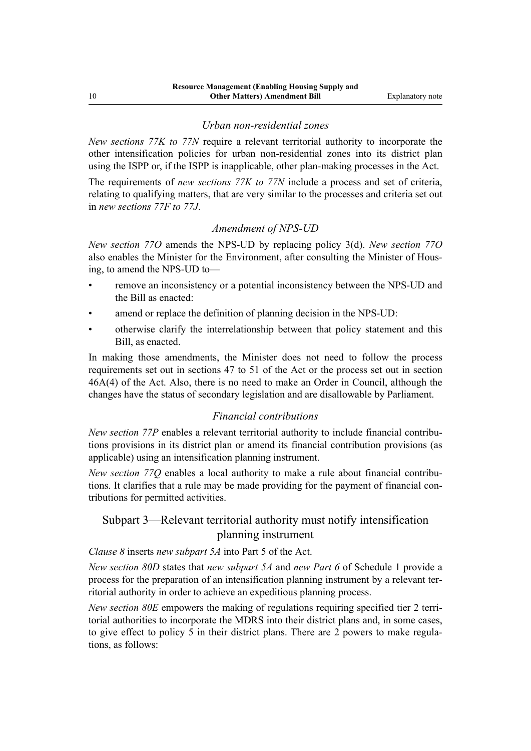### *Urban non-residential zones*

*New sections 77K to 77N* require a relevant territorial authority to incorporate the other intensification policies for urban non-residential zones into its district plan using the ISPP or, if the ISPP is inapplicable, other plan-making processes in the Act.

The requirements of *new sections 77K to 77N* include a process and set of criteria, relating to qualifying matters, that are very similar to the processes and criteria set out in *new sections 77F to 77J*.

### *Amendment of NPS-UD*

*New section 77O* amends the NPS-UD by replacing policy 3(d). *New section 77O* also enables the Minister for the Environment, after consulting the Minister of Housing, to amend the NPS-UD to—

- remove an inconsistency or a potential inconsistency between the NPS-UD and the Bill as enacted:
- amend or replace the definition of planning decision in the NPS-UD:
- otherwise clarify the interrelationship between that policy statement and this Bill, as enacted.

In making those amendments, the Minister does not need to follow the process requirements set out in sections 47 to 51 of the Act or the process set out in section 46A(4) of the Act. Also, there is no need to make an Order in Council, although the changes have the status of secondary legislation and are disallowable by Parliament.

### *Financial contributions*

*New section 77P* enables a relevant territorial authority to include financial contributions provisions in its district plan or amend its financial contribution provisions (as applicable) using an intensification planning instrument.

*New section 77Q* enables a local authority to make a rule about financial contributions. It clarifies that a rule may be made providing for the payment of financial contributions for permitted activities.

## Subpart 3—Relevant territorial authority must notify intensification planning instrument

*Clause 8* inserts *new subpart 5A* into Part 5 of the Act.

*New section 80D* states that *new subpart 5A* and *new Part 6* of Schedule 1 provide a process for the preparation of an intensification planning instrument by a relevant territorial authority in order to achieve an expeditious planning process.

*New section 80E* empowers the making of regulations requiring specified tier 2 territorial authorities to incorporate the MDRS into their district plans and, in some cases, to give effect to policy 5 in their district plans. There are 2 powers to make regulations, as follows: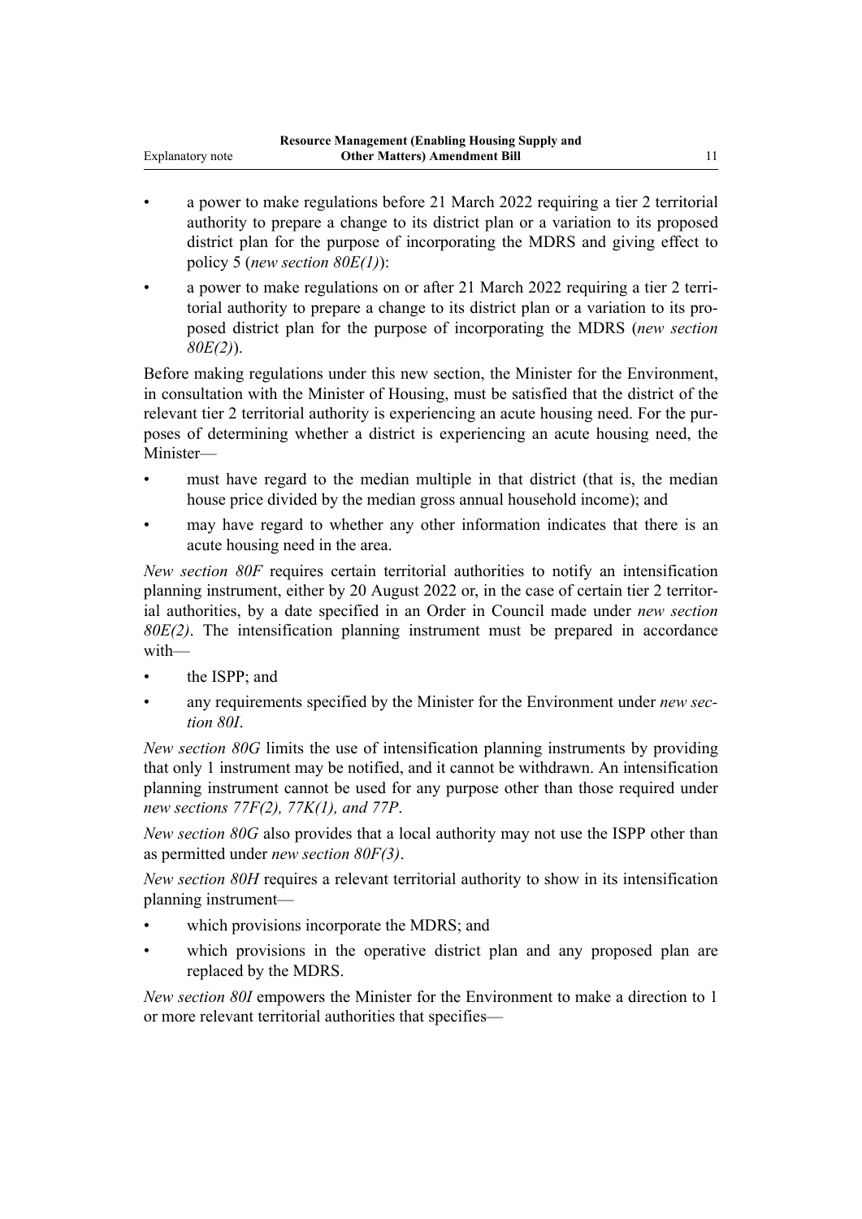- a power to make regulations before 21 March 2022 requiring a tier 2 territorial authority to prepare a change to its district plan or a variation to its proposed district plan for the purpose of incorporating the MDRS and giving effect to policy 5 (*new section 80E(1)*):
- a power to make regulations on or after 21 March 2022 requiring a tier 2 territorial authority to prepare a change to its district plan or a variation to its proposed district plan for the purpose of incorporating the MDRS (*new section 80E(2)*).

Before making regulations under this new section, the Minister for the Environment, in consultation with the Minister of Housing, must be satisfied that the district of the relevant tier 2 territorial authority is experiencing an acute housing need. For the purposes of determining whether a district is experiencing an acute housing need, the Minister—

- must have regard to the median multiple in that district (that is, the median house price divided by the median gross annual household income); and
- may have regard to whether any other information indicates that there is an acute housing need in the area.

*New section 80F* requires certain territorial authorities to notify an intensification planning instrument, either by 20 August 2022 or, in the case of certain tier 2 territorial authorities, by a date specified in an Order in Council made under *new section 80E(2)*. The intensification planning instrument must be prepared in accordance with—

- the ISPP; and
- any requirements specified by the Minister for the Environment under *new section 80I*.

*New section 80G* limits the use of intensification planning instruments by providing that only 1 instrument may be notified, and it cannot be withdrawn. An intensification planning instrument cannot be used for any purpose other than those required under *new sections 77F(2), 77K(1), and 77P*.

*New section 80G* also provides that a local authority may not use the ISPP other than as permitted under *new section 80F(3)*.

*New section 80H* requires a relevant territorial authority to show in its intensification planning instrument—

- which provisions incorporate the MDRS; and
- which provisions in the operative district plan and any proposed plan are replaced by the MDRS.

*New section 80I* empowers the Minister for the Environment to make a direction to 1 or more relevant territorial authorities that specifies—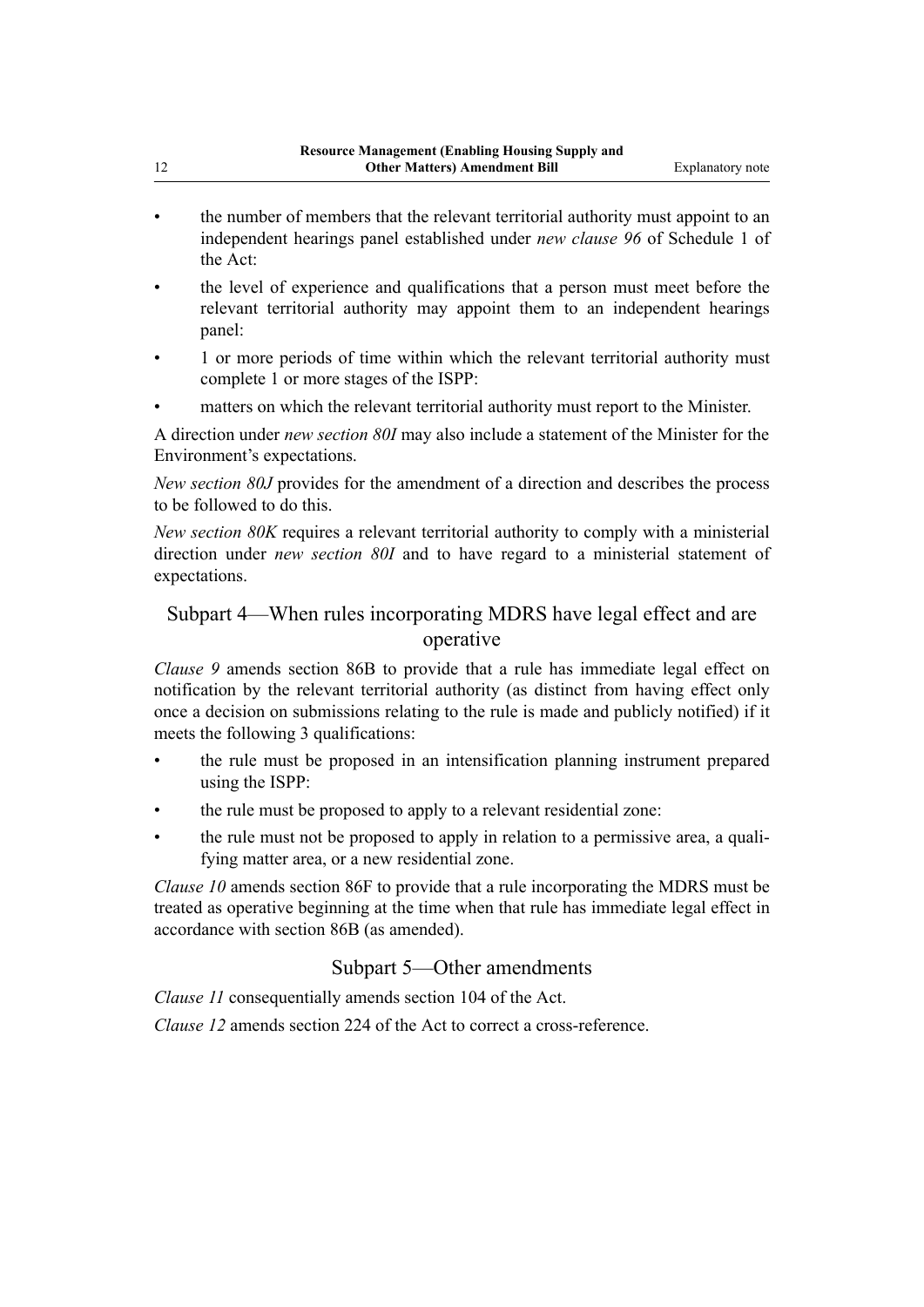- the number of members that the relevant territorial authority must appoint to an independent hearings panel established under *new clause 96* of Schedule 1 of the Act:
- the level of experience and qualifications that a person must meet before the relevant territorial authority may appoint them to an independent hearings panel:
- 1 or more periods of time within which the relevant territorial authority must complete 1 or more stages of the ISPP:
- matters on which the relevant territorial authority must report to the Minister.

A direction under *new section 80I* may also include a statement of the Minister for the Environment's expectations.

*New section 80J* provides for the amendment of a direction and describes the process to be followed to do this.

*New section 80K* requires a relevant territorial authority to comply with a ministerial direction under *new section 80I* and to have regard to a ministerial statement of expectations.

## Subpart 4—When rules incorporating MDRS have legal effect and are operative

*Clause 9* amends section 86B to provide that a rule has immediate legal effect on notification by the relevant territorial authority (as distinct from having effect only once a decision on submissions relating to the rule is made and publicly notified) if it meets the following 3 qualifications:

- the rule must be proposed in an intensification planning instrument prepared using the ISPP:
- the rule must be proposed to apply to a relevant residential zone:
- the rule must not be proposed to apply in relation to a permissive area, a qualifying matter area, or a new residential zone.

*Clause 10* amends section 86F to provide that a rule incorporating the MDRS must be treated as operative beginning at the time when that rule has immediate legal effect in accordance with section 86B (as amended).

## Subpart 5—Other amendments

*Clause 11* consequentially amends section 104 of the Act.

*Clause 12* amends section 224 of the Act to correct a cross-reference.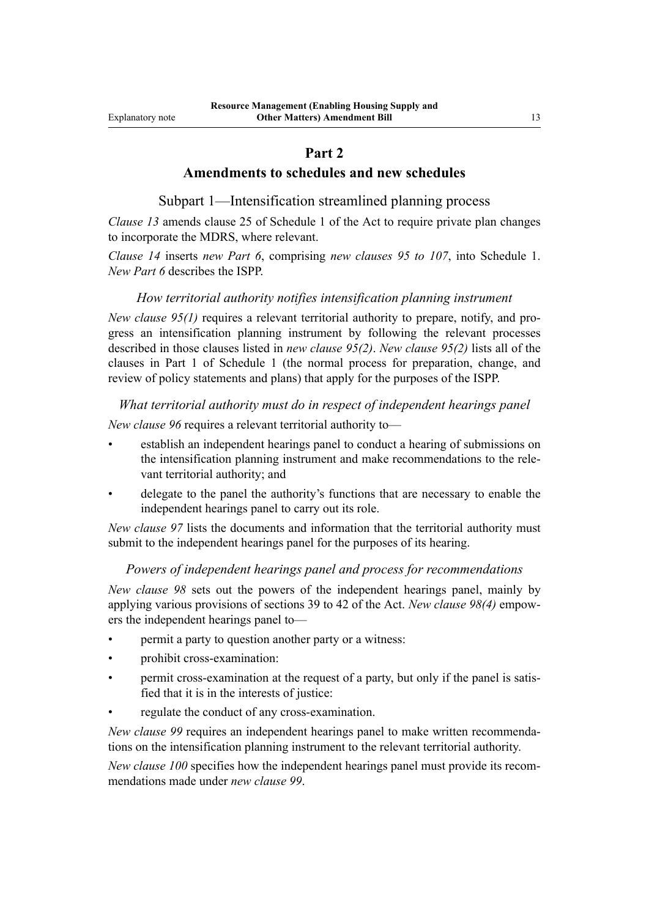## Part 2
## Amendments to schedules and new schedules

### Subpart 1—Intensification streamlined planning process

*Clause 13* amends clause 25 of Schedule 1 of the Act to require private plan changes to incorporate the MDRS, where relevant.

*Clause 14* inserts *new Part 6*, comprising *new clauses 95 to 107*, into Schedule 1. *New Part 6* describes the ISPP.

#### *How territorial authority notifies intensification planning instrument*

*New clause 95(1)* requires a relevant territorial authority to prepare, notify, and progress an intensification planning instrument by following the relevant processes described in those clauses listed in *new clause 95(2)*. *New clause 95(2)* lists all of the clauses in Part 1 of Schedule 1 (the normal process for preparation, change, and review of policy statements and plans) that apply for the purposes of the ISPP.

#### *What territorial authority must do in respect of independent hearings panel*

*New clause 96* requires a relevant territorial authority to—

- establish an independent hearings panel to conduct a hearing of submissions on the intensification planning instrument and make recommendations to the relevant territorial authority; and
- delegate to the panel the authority's functions that are necessary to enable the independent hearings panel to carry out its role.

*New clause 97* lists the documents and information that the territorial authority must submit to the independent hearings panel for the purposes of its hearing.

#### *Powers of independent hearings panel and process for recommendations*

*New clause 98* sets out the powers of the independent hearings panel, mainly by applying various provisions of sections 39 to 42 of the Act. *New clause 98(4)* empowers the independent hearings panel to—

- permit a party to question another party or a witness:
- prohibit cross-examination:
- permit cross-examination at the request of a party, but only if the panel is satisfied that it is in the interests of justice:
- regulate the conduct of any cross-examination.

*New clause 99* requires an independent hearings panel to make written recommendations on the intensification planning instrument to the relevant territorial authority.

*New clause 100* specifies how the independent hearings panel must provide its recommendations made under *new clause 99*.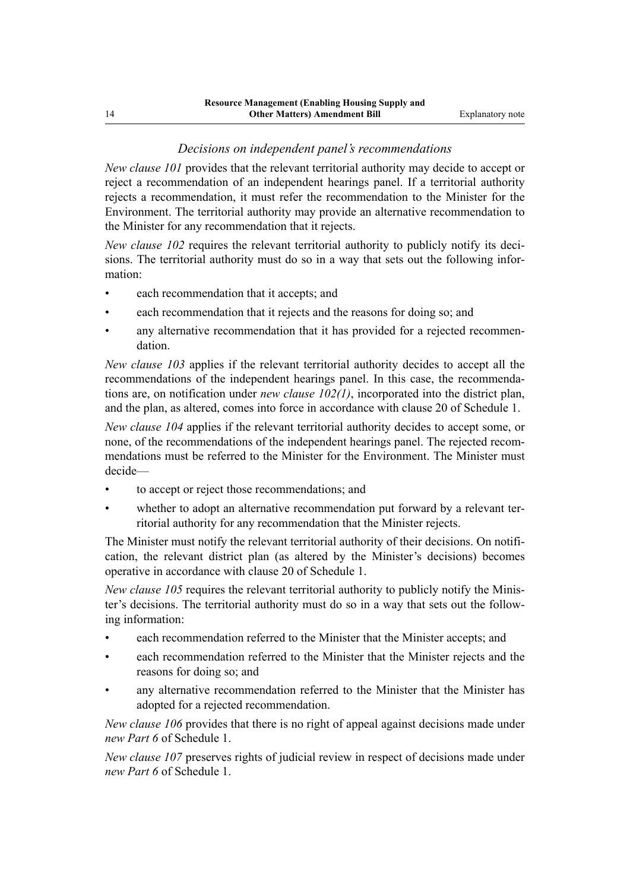### *Decisions on independent panel's recommendations*

*New clause 101* provides that the relevant territorial authority may decide to accept or reject a recommendation of an independent hearings panel. If a territorial authority rejects a recommendation, it must refer the recommendation to the Minister for the Environment. The territorial authority may provide an alternative recommendation to the Minister for any recommendation that it rejects.

*New clause 102* requires the relevant territorial authority to publicly notify its decisions. The territorial authority must do so in a way that sets out the following information:

- each recommendation that it accepts; and
- each recommendation that it rejects and the reasons for doing so; and
- any alternative recommendation that it has provided for a rejected recommendation.

*New clause 103* applies if the relevant territorial authority decides to accept all the recommendations of the independent hearings panel. In this case, the recommendations are, on notification under *new clause 102(1)*, incorporated into the district plan, and the plan, as altered, comes into force in accordance with clause 20 of Schedule 1.

*New clause 104* applies if the relevant territorial authority decides to accept some, or none, of the recommendations of the independent hearings panel. The rejected recommendations must be referred to the Minister for the Environment. The Minister must decide—

- to accept or reject those recommendations; and
- whether to adopt an alternative recommendation put forward by a relevant territorial authority for any recommendation that the Minister rejects.

The Minister must notify the relevant territorial authority of their decisions. On notification, the relevant district plan (as altered by the Minister's decisions) becomes operative in accordance with clause 20 of Schedule 1.

*New clause 105* requires the relevant territorial authority to publicly notify the Minister's decisions. The territorial authority must do so in a way that sets out the following information:

- each recommendation referred to the Minister that the Minister accepts; and
- each recommendation referred to the Minister that the Minister rejects and the reasons for doing so; and
- any alternative recommendation referred to the Minister that the Minister has adopted for a rejected recommendation.

*New clause 106* provides that there is no right of appeal against decisions made under *new Part 6* of Schedule 1.

*New clause 107* preserves rights of judicial review in respect of decisions made under *new Part 6* of Schedule 1.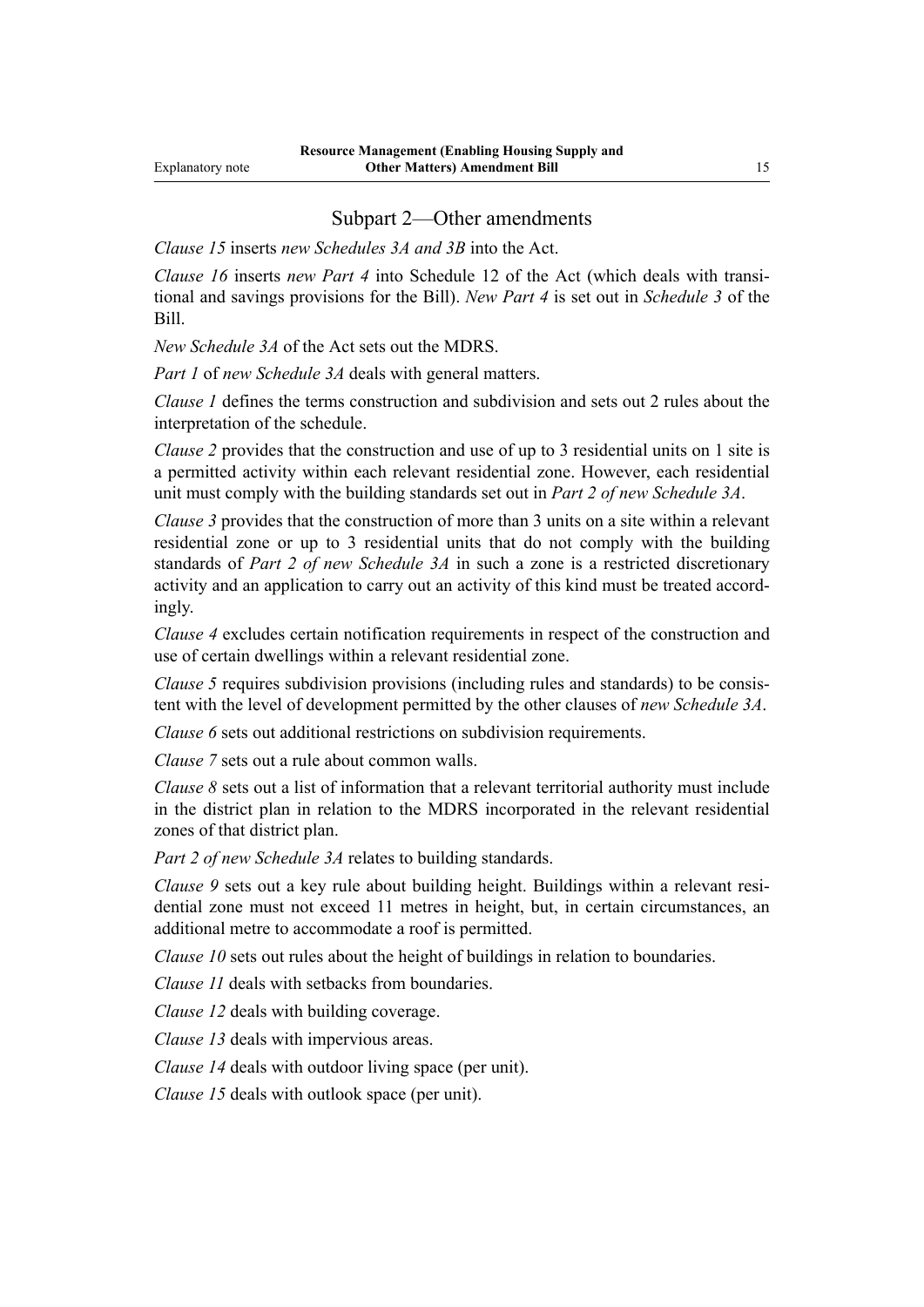## Subpart 2—Other amendments

*Clause 15* inserts *new Schedules 3A and 3B* into the Act.

*Clause 16* inserts *new Part 4* into Schedule 12 of the Act (which deals with transitional and savings provisions for the Bill). *New Part 4* is set out in *Schedule 3* of the Bill.

*New Schedule 3A* of the Act sets out the MDRS.

*Part 1* of *new Schedule 3A* deals with general matters.

*Clause 1* defines the terms construction and subdivision and sets out 2 rules about the interpretation of the schedule.

*Clause 2* provides that the construction and use of up to 3 residential units on 1 site is a permitted activity within each relevant residential zone. However, each residential unit must comply with the building standards set out in *Part 2 of new Schedule 3A*.

*Clause 3* provides that the construction of more than 3 units on a site within a relevant residential zone or up to 3 residential units that do not comply with the building standards of *Part 2 of new Schedule 3A* in such a zone is a restricted discretionary activity and an application to carry out an activity of this kind must be treated accordingly.

*Clause 4* excludes certain notification requirements in respect of the construction and use of certain dwellings within a relevant residential zone.

*Clause 5* requires subdivision provisions (including rules and standards) to be consistent with the level of development permitted by the other clauses of *new Schedule 3A*.

*Clause 6* sets out additional restrictions on subdivision requirements.

*Clause 7* sets out a rule about common walls.

*Clause 8* sets out a list of information that a relevant territorial authority must include in the district plan in relation to the MDRS incorporated in the relevant residential zones of that district plan.

*Part 2 of new Schedule 3A* relates to building standards.

*Clause 9* sets out a key rule about building height. Buildings within a relevant residential zone must not exceed 11 metres in height, but, in certain circumstances, an additional metre to accommodate a roof is permitted.

*Clause 10* sets out rules about the height of buildings in relation to boundaries.

*Clause 11* deals with setbacks from boundaries.

*Clause 12* deals with building coverage.

*Clause 13* deals with impervious areas.

*Clause 14* deals with outdoor living space (per unit).

*Clause 15* deals with outlook space (per unit).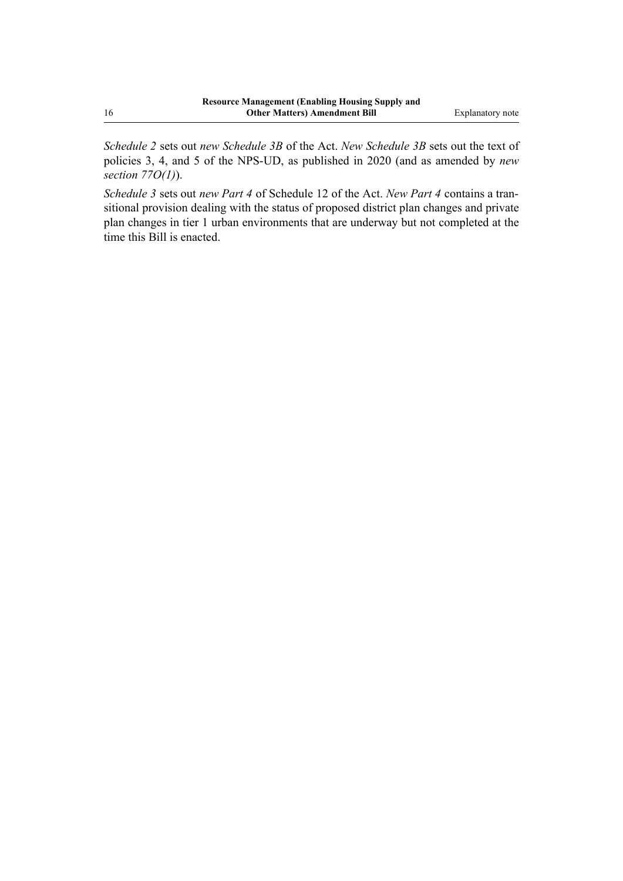*Schedule 2* sets out *new Schedule 3B* of the Act. *New Schedule 3B* sets out the text of policies 3, 4, and 5 of the NPS-UD, as published in 2020 (and as amended by *new section 77O(1)*).

*Schedule 3* sets out *new Part 4* of Schedule 12 of the Act. *New Part 4* contains a transitional provision dealing with the status of proposed district plan changes and private plan changes in tier 1 urban environments that are underway but not completed at the time this Bill is enacted.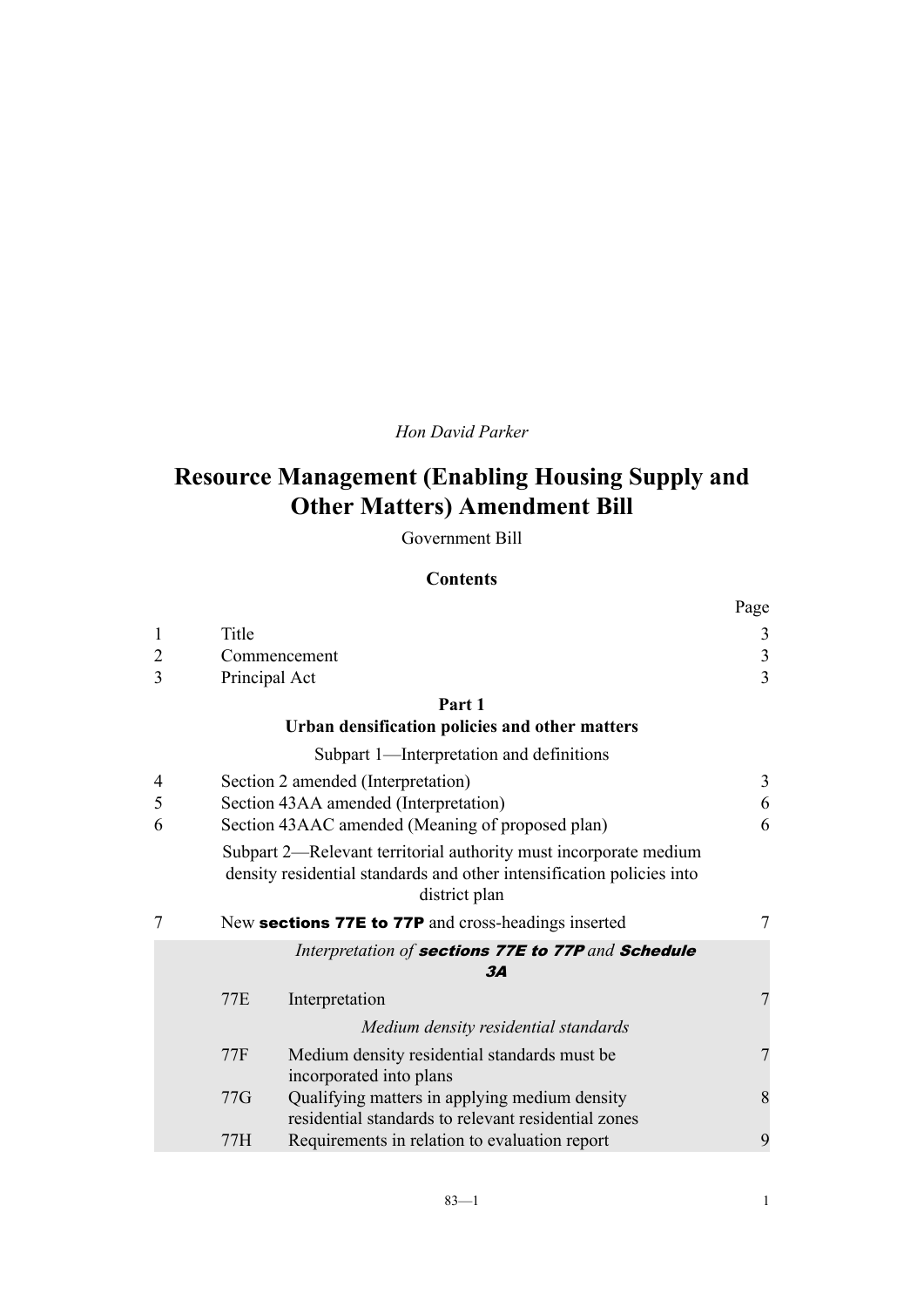*Hon David Parker*

# Resource Management (Enabling Housing Supply and Other Matters) Amendment Bill

Government Bill

## Contents

| | | | Page |
|---|---|---|---|
| 1 | Title | | 3 |
| 2 | Commencement | | 3 |
| 3 | Principal Act | | 3 |

**Part 1**
**Urban densification policies and other matters**

Subpart 1—Interpretation and definitions

| | | | |
|---|---|---|---|
| 4 | Section 2 amended (Interpretation) | | 3 |
| 5 | Section 43AA amended (Interpretation) | | 6 |
| 6 | Section 43AAC amended (Meaning of proposed plan) | | 6 |

Subpart 2—Relevant territorial authority must incorporate medium density residential standards and other intensification policies into district plan

| | | | |
|---|---|---|---|
| 7 | New **sections 77E to 77P** and cross-headings inserted | | 7 |

*Interpretation of **sections 77E to 77P** and **Schedule 3A***

| | | | |
|---|---|---|---|
| | 77E | Interpretation | 7 |

*Medium density residential standards*

| | | | |
|---|---|---|---|
| | 77F | Medium density residential standards must be incorporated into plans | 7 |
| | 77G | Qualifying matters in applying medium density residential standards to relevant residential zones | 8 |
| | 77H | Requirements in relation to evaluation report | 9 |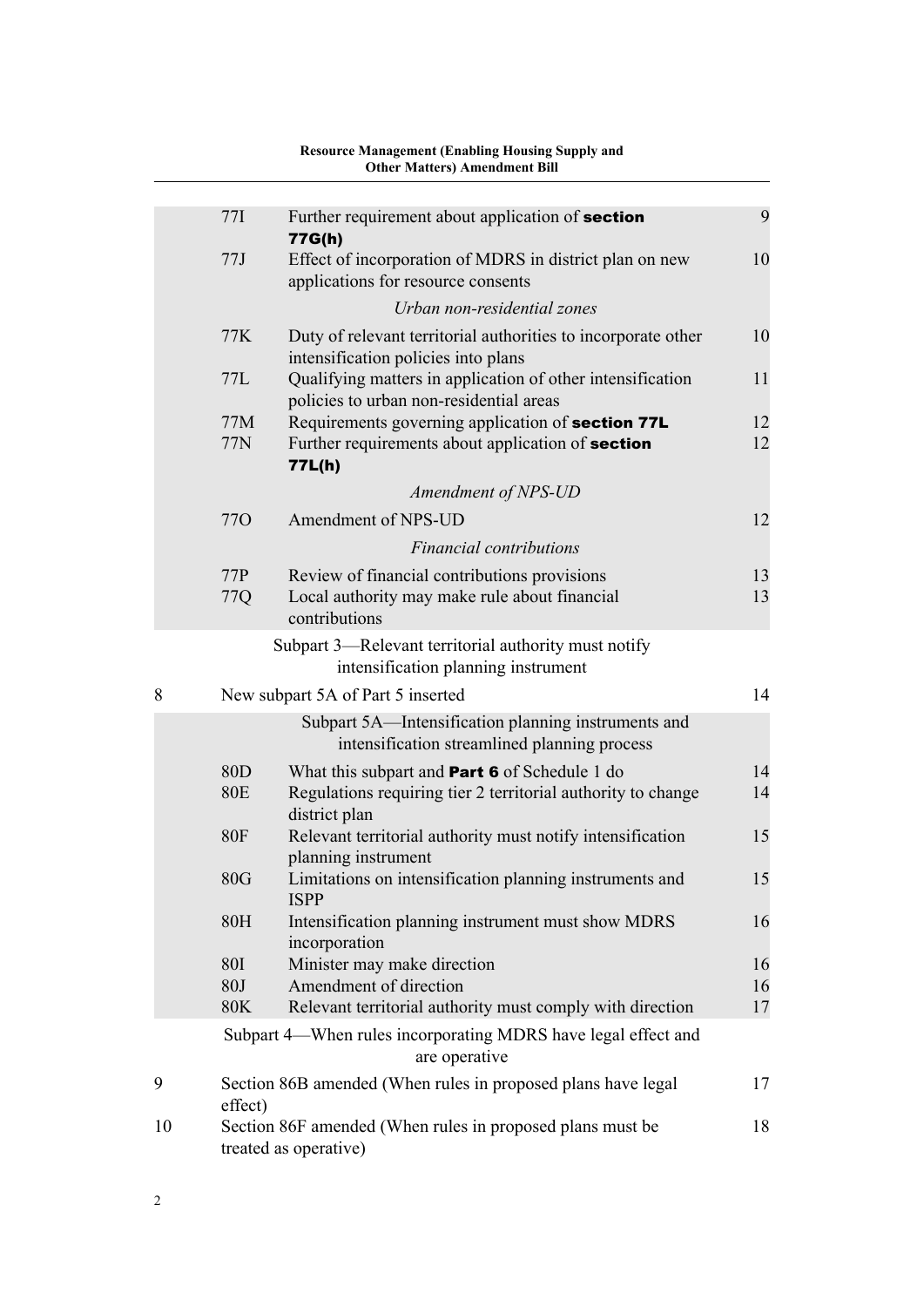| | | | |
|---|---|---|---|
| | 77I | Further requirement about application of **section 77G(h)** | 9 |
| | 77J | Effect of incorporation of MDRS in district plan on new applications for resource consents | 10 |
| | | *Urban non-residential zones* | |
| | 77K | Duty of relevant territorial authorities to incorporate other intensification policies into plans | 10 |
| | 77L | Qualifying matters in application of other intensification policies to urban non-residential areas | 11 |
| | 77M | Requirements governing application of **section 77L** | 12 |
| | 77N | Further requirements about application of **section 77L(h)** | 12 |
| | | *Amendment of NPS-UD* | |
| | 77O | Amendment of NPS-UD | 12 |
| | | *Financial contributions* | |
| | 77P | Review of financial contributions provisions | 13 |
| | 77Q | Local authority may make rule about financial contributions | 13 |

Subpart 3—Relevant territorial authority must notify intensification planning instrument

| | | | |
|---|---|---|---|
| 8 | New subpart 5A of Part 5 inserted | | 14 |
| | | Subpart 5A—Intensification planning instruments and intensification streamlined planning process | |
| | 80D | What this subpart and **Part 6** of Schedule 1 do | 14 |
| | 80E | Regulations requiring tier 2 territorial authority to change district plan | 14 |
| | 80F | Relevant territorial authority must notify intensification planning instrument | 15 |
| | 80G | Limitations on intensification planning instruments and ISPP | 15 |
| | 80H | Intensification planning instrument must show MDRS incorporation | 16 |
| | 80I | Minister may make direction | 16 |
| | 80J | Amendment of direction | 16 |
| | 80K | Relevant territorial authority must comply with direction | 17 |

Subpart 4—When rules incorporating MDRS have legal effect and are operative

| | | |
|---|---|---|
| 9 | Section 86B amended (When rules in proposed plans have legal effect) | 17 |
| 10 | Section 86F amended (When rules in proposed plans must be treated as operative) | 18 |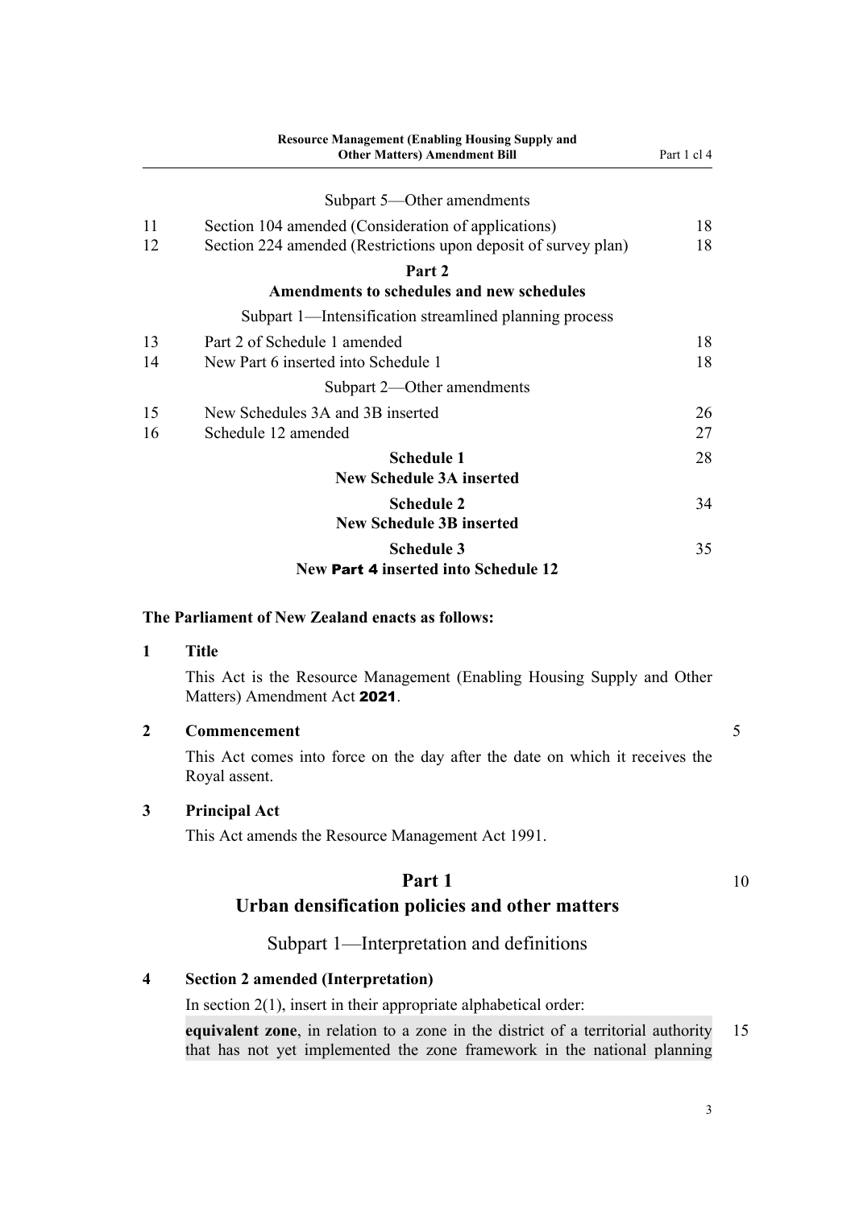Subpart 5—Other amendments

| | | |
|---|---|---|
| 11 | Section 104 amended (Consideration of applications) | 18 |
| 12 | Section 224 amended (Restrictions upon deposit of survey plan) | 18 |

**Part 2**
**Amendments to schedules and new schedules**

Subpart 1—Intensification streamlined planning process

| | | |
|---|---|---|
| 13 | Part 2 of Schedule 1 amended | 18 |
| 14 | New Part 6 inserted into Schedule 1 | 18 |

Subpart 2—Other amendments

| | | |
|---|---|---|
| 15 | New Schedules 3A and 3B inserted | 26 |
| 16 | Schedule 12 amended | 27 |

**Schedule 1** 28
**New Schedule 3A inserted**

**Schedule 2** 34
**New Schedule 3B inserted**

**Schedule 3** 35
**New Part 4 inserted into Schedule 12**

**The Parliament of New Zealand enacts as follows:**

### 1 Title

This Act is the Resource Management (Enabling Housing Supply and Other Matters) Amendment Act **2021**.

### 2 Commencement

This Act comes into force on the day after the date on which it receives the Royal assent.

### 3 Principal Act

This Act amends the Resource Management Act 1991.

# Part 1
# Urban densification policies and other matters

## Subpart 1—Interpretation and definitions

### 4 Section 2 amended (Interpretation)

In section 2(1), insert in their appropriate alphabetical order:

**equivalent zone**, in relation to a zone in the district of a territorial authority that has not yet implemented the zone framework in the national planning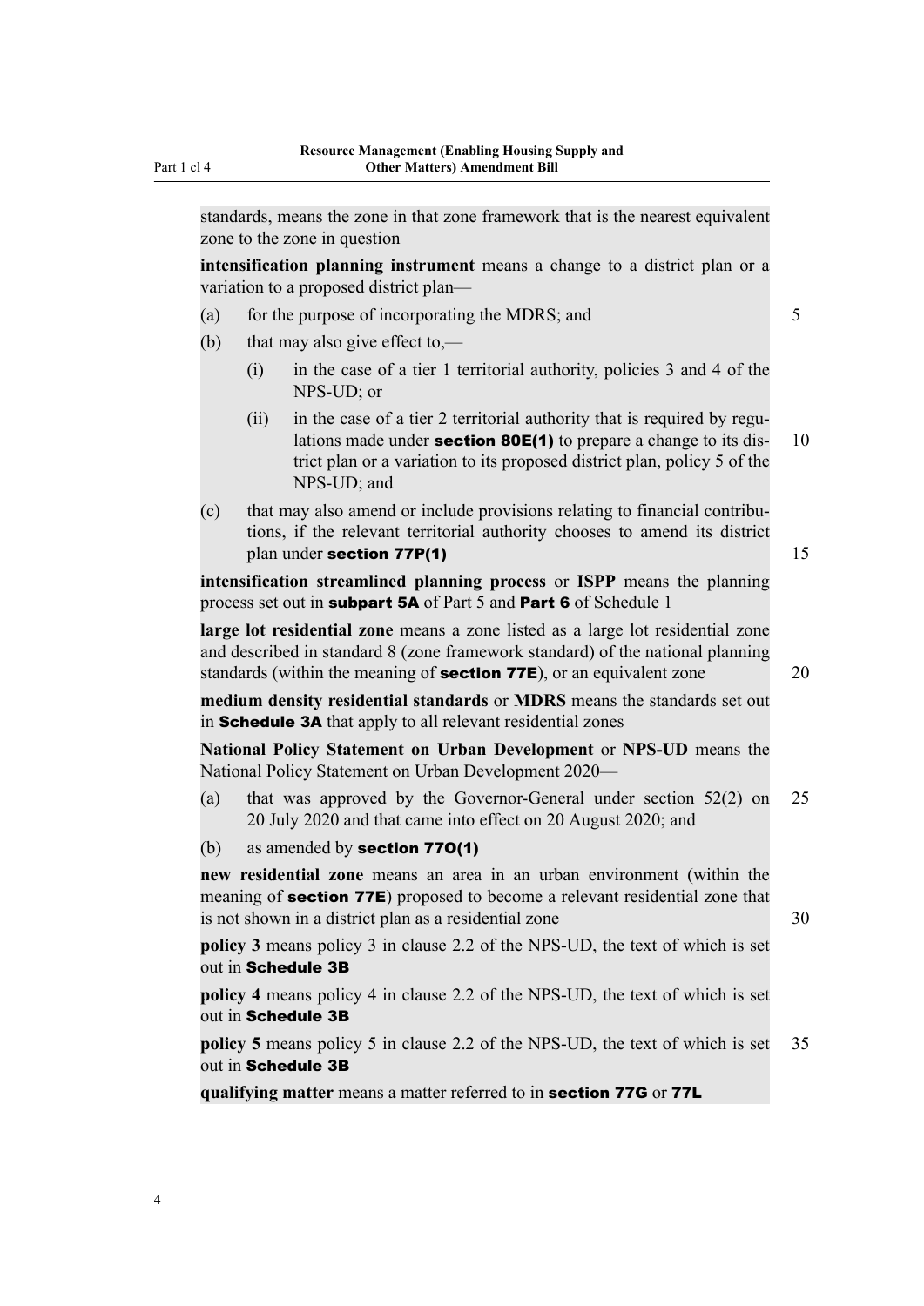standards, means the zone in that zone framework that is the nearest equivalent zone to the zone in question

**intensification planning instrument** means a change to a district plan or a variation to a proposed district plan—

(a) for the purpose of incorporating the MDRS; and

(b) that may also give effect to,—

   (i) in the case of a tier 1 territorial authority, policies 3 and 4 of the NPS-UD; or

   (ii) in the case of a tier 2 territorial authority that is required by regulations made under **section 80E(1)** to prepare a change to its district plan or a variation to its proposed district plan, policy 5 of the NPS-UD; and

(c) that may also amend or include provisions relating to financial contributions, if the relevant territorial authority chooses to amend its district plan under **section 77P(1)**

**intensification streamlined planning process** or **ISPP** means the planning process set out in **subpart 5A** of Part 5 and **Part 6** of Schedule 1

**large lot residential zone** means a zone listed as a large lot residential zone and described in standard 8 (zone framework standard) of the national planning standards (within the meaning of **section 77E**), or an equivalent zone

**medium density residential standards** or **MDRS** means the standards set out in **Schedule 3A** that apply to all relevant residential zones

**National Policy Statement on Urban Development** or **NPS-UD** means the National Policy Statement on Urban Development 2020—

(a) that was approved by the Governor-General under section 52(2) on 20 July 2020 and that came into effect on 20 August 2020; and

(b) as amended by **section 77O(1)**

**new residential zone** means an area in an urban environment (within the meaning of **section 77E**) proposed to become a relevant residential zone that is not shown in a district plan as a residential zone

**policy 3** means policy 3 in clause 2.2 of the NPS-UD, the text of which is set out in **Schedule 3B**

**policy 4** means policy 4 in clause 2.2 of the NPS-UD, the text of which is set out in **Schedule 3B**

**policy 5** means policy 5 in clause 2.2 of the NPS-UD, the text of which is set out in **Schedule 3B**

**qualifying matter** means a matter referred to in **section 77G** or **77L**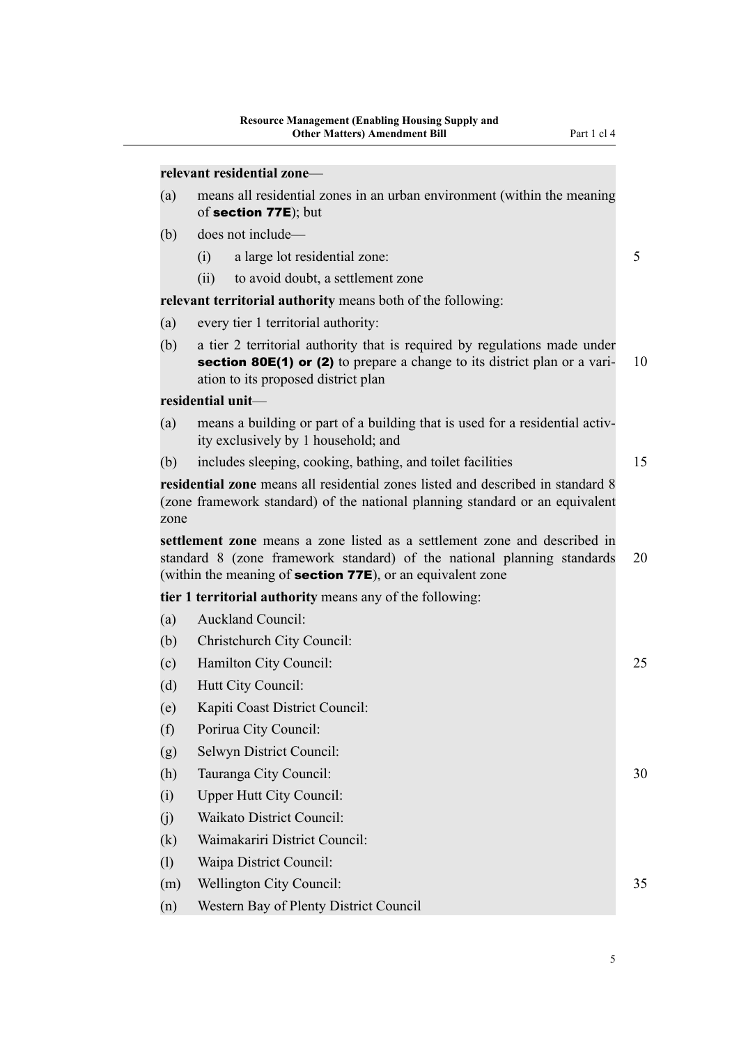**relevant residential zone**—

(a) means all residential zones in an urban environment (within the meaning of **section 77E**); but

(b) does not include—

  (i) a large lot residential zone:

  (ii) to avoid doubt, a settlement zone

**relevant territorial authority** means both of the following:

(a) every tier 1 territorial authority:

(b) a tier 2 territorial authority that is required by regulations made under **section 80E(1) or (2)** to prepare a change to its district plan or a variation to its proposed district plan

**residential unit**—

(a) means a building or part of a building that is used for a residential activity exclusively by 1 household; and

(b) includes sleeping, cooking, bathing, and toilet facilities

**residential zone** means all residential zones listed and described in standard 8 (zone framework standard) of the national planning standard or an equivalent zone

**settlement zone** means a zone listed as a settlement zone and described in standard 8 (zone framework standard) of the national planning standards (within the meaning of **section 77E**), or an equivalent zone

**tier 1 territorial authority** means any of the following:

(a) Auckland Council:

(b) Christchurch City Council:

(c) Hamilton City Council:

(d) Hutt City Council:

(e) Kapiti Coast District Council:

(f) Porirua City Council:

(g) Selwyn District Council:

(h) Tauranga City Council:

(i) Upper Hutt City Council:

(j) Waikato District Council:

(k) Waimakariri District Council:

(l) Waipa District Council:

(m) Wellington City Council:

(n) Western Bay of Plenty District Council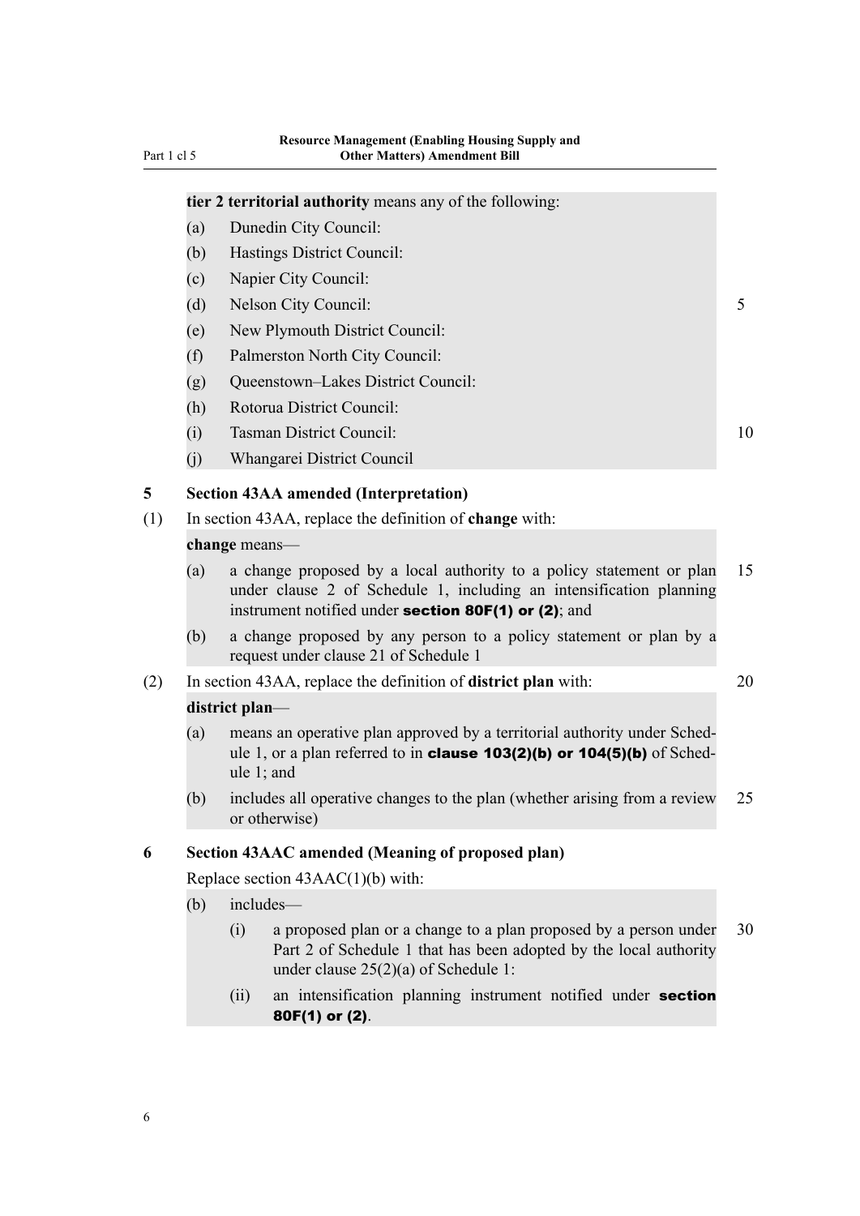**tier 2 territorial authority** means any of the following:

(a) Dunedin City Council:

(b) Hastings District Council:

(c) Napier City Council:

(d) Nelson City Council:

(e) New Plymouth District Council:

(f) Palmerston North City Council:

(g) Queenstown–Lakes District Council:

(h) Rotorua District Council:

(i) Tasman District Council:

(j) Whangarei District Council

### 5 Section 43AA amended (Interpretation)

(1) In section 43AA, replace the definition of **change** with:

**change** means—

(a) a change proposed by a local authority to a policy statement or plan under clause 2 of Schedule 1, including an intensification planning instrument notified under **section 80F(1) or (2)**; and

(b) a change proposed by any person to a policy statement or plan by a request under clause 21 of Schedule 1

(2) In section 43AA, replace the definition of **district plan** with:

**district plan**—

(a) means an operative plan approved by a territorial authority under Schedule 1, or a plan referred to in **clause 103(2)(b) or 104(5)(b)** of Schedule 1; and

(b) includes all operative changes to the plan (whether arising from a review or otherwise)

### 6 Section 43AAC amended (Meaning of proposed plan)

Replace section 43AAC(1)(b) with:

(b) includes—

(i) a proposed plan or a change to a plan proposed by a person under Part 2 of Schedule 1 that has been adopted by the local authority under clause 25(2)(a) of Schedule 1:

(ii) an intensification planning instrument notified under **section 80F(1) or (2)**.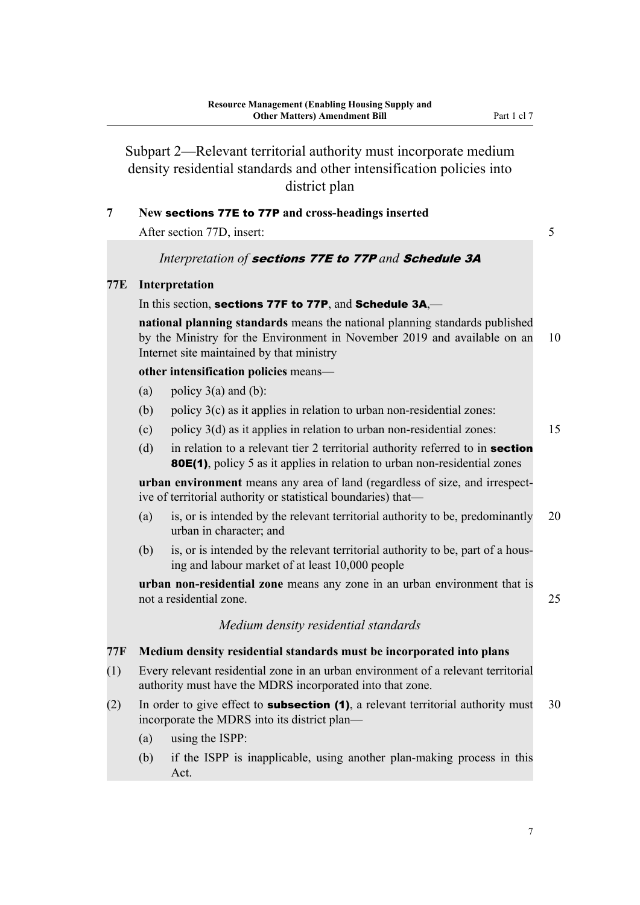## Subpart 2—Relevant territorial authority must incorporate medium density residential standards and other intensification policies into district plan

**7 New sections 77E to 77P and cross-headings inserted**

After section 77D, insert:

*Interpretation of **sections 77E to 77P** and **Schedule 3A***

**77E Interpretation**

In this section, **sections 77F to 77P**, and **Schedule 3A**,—

**national planning standards** means the national planning standards published by the Ministry for the Environment in November 2019 and available on an Internet site maintained by that ministry

**other intensification policies** means—

(a) policy 3(a) and (b):

(b) policy 3(c) as it applies in relation to urban non-residential zones:

(c) policy 3(d) as it applies in relation to urban non-residential zones:

(d) in relation to a relevant tier 2 territorial authority referred to in **section 80E(1)**, policy 5 as it applies in relation to urban non-residential zones

**urban environment** means any area of land (regardless of size, and irrespective of territorial authority or statistical boundaries) that—

(a) is, or is intended by the relevant territorial authority to be, predominantly urban in character; and

(b) is, or is intended by the relevant territorial authority to be, part of a housing and labour market of at least 10,000 people

**urban non-residential zone** means any zone in an urban environment that is not a residential zone.

*Medium density residential standards*

**77F Medium density residential standards must be incorporated into plans**

(1) Every relevant residential zone in an urban environment of a relevant territorial authority must have the MDRS incorporated into that zone.

(2) In order to give effect to **subsection (1)**, a relevant territorial authority must incorporate the MDRS into its district plan—

(a) using the ISPP:

(b) if the ISPP is inapplicable, using another plan-making process in this Act.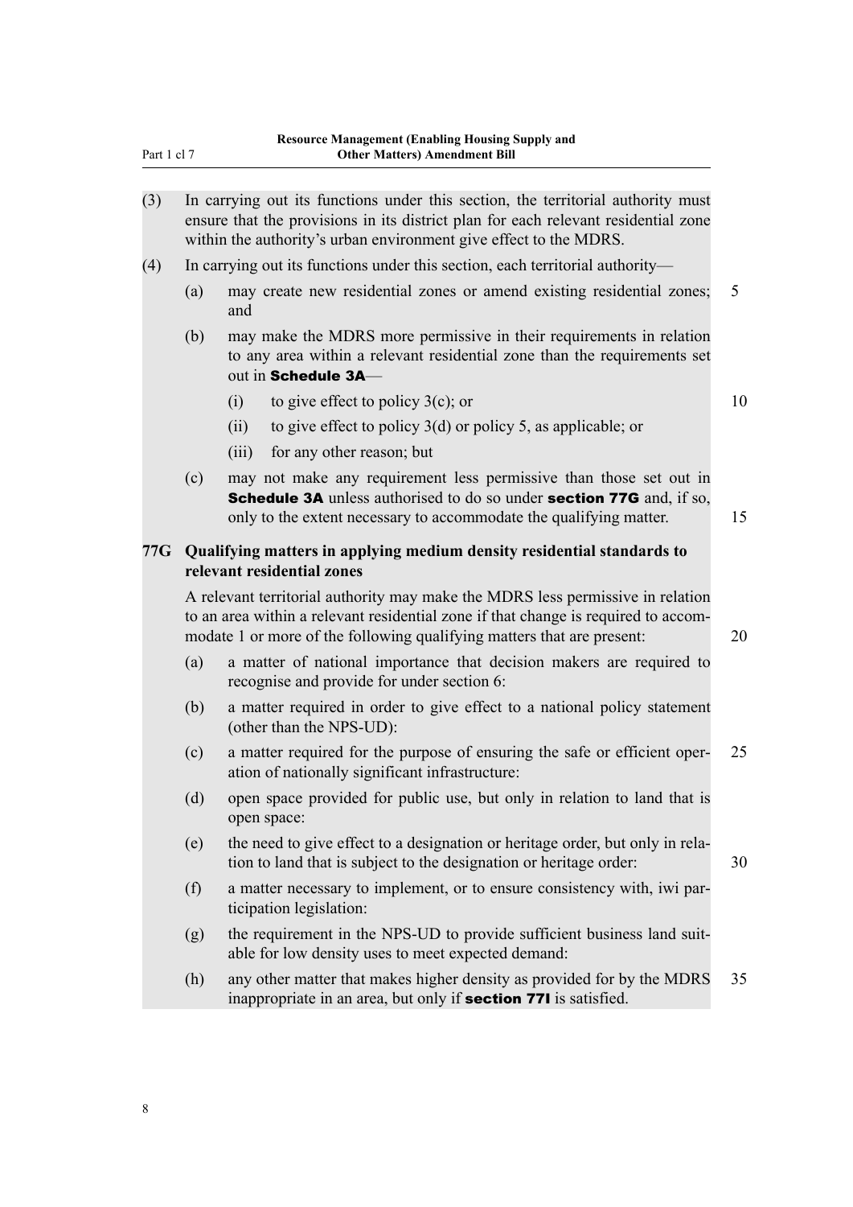(3) In carrying out its functions under this section, the territorial authority must ensure that the provisions in its district plan for each relevant residential zone within the authority's urban environment give effect to the MDRS.

(4) In carrying out its functions under this section, each territorial authority—

(a) may create new residential zones or amend existing residential zones; and

(b) may make the MDRS more permissive in their requirements in relation to any area within a relevant residential zone than the requirements set out in **Schedule 3A**—

(i) to give effect to policy 3(c); or

(ii) to give effect to policy 3(d) or policy 5, as applicable; or

(iii) for any other reason; but

(c) may not make any requirement less permissive than those set out in **Schedule 3A** unless authorised to do so under **section 77G** and, if so, only to the extent necessary to accommodate the qualifying matter.

### 77G Qualifying matters in applying medium density residential standards to relevant residential zones

A relevant territorial authority may make the MDRS less permissive in relation to an area within a relevant residential zone if that change is required to accommodate 1 or more of the following qualifying matters that are present:

(a) a matter of national importance that decision makers are required to recognise and provide for under section 6:

(b) a matter required in order to give effect to a national policy statement (other than the NPS-UD):

(c) a matter required for the purpose of ensuring the safe or efficient operation of nationally significant infrastructure:

(d) open space provided for public use, but only in relation to land that is open space:

(e) the need to give effect to a designation or heritage order, but only in relation to land that is subject to the designation or heritage order:

(f) a matter necessary to implement, or to ensure consistency with, iwi participation legislation:

(g) the requirement in the NPS-UD to provide sufficient business land suitable for low density uses to meet expected demand:

(h) any other matter that makes higher density as provided for by the MDRS inappropriate in an area, but only if **section 77I** is satisfied.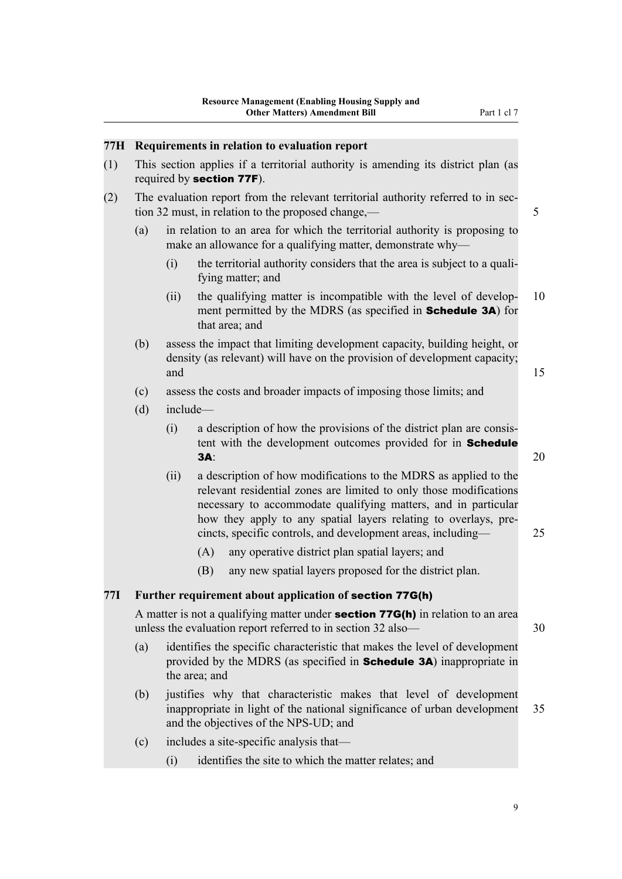### 77H Requirements in relation to evaluation report

(1) This section applies if a territorial authority is amending its district plan (as required by **section 77F**).

(2) The evaluation report from the relevant territorial authority referred to in section 32 must, in relation to the proposed change,—

(a) in relation to an area for which the territorial authority is proposing to make an allowance for a qualifying matter, demonstrate why—

(i) the territorial authority considers that the area is subject to a qualifying matter; and

(ii) the qualifying matter is incompatible with the level of development permitted by the MDRS (as specified in **Schedule 3A**) for that area; and

(b) assess the impact that limiting development capacity, building height, or density (as relevant) will have on the provision of development capacity; and

(c) assess the costs and broader impacts of imposing those limits; and

(d) include—

(i) a description of how the provisions of the district plan are consistent with the development outcomes provided for in **Schedule 3A**:

(ii) a description of how modifications to the MDRS as applied to the relevant residential zones are limited to only those modifications necessary to accommodate qualifying matters, and in particular how they apply to any spatial layers relating to overlays, precincts, specific controls, and development areas, including—

(A) any operative district plan spatial layers; and

(B) any new spatial layers proposed for the district plan.

### 77I Further requirement about application of section 77G(h)

A matter is not a qualifying matter under **section 77G(h)** in relation to an area unless the evaluation report referred to in section 32 also—

(a) identifies the specific characteristic that makes the level of development provided by the MDRS (as specified in **Schedule 3A**) inappropriate in the area; and

(b) justifies why that characteristic makes that level of development inappropriate in light of the national significance of urban development and the objectives of the NPS-UD; and

(c) includes a site-specific analysis that—

(i) identifies the site to which the matter relates; and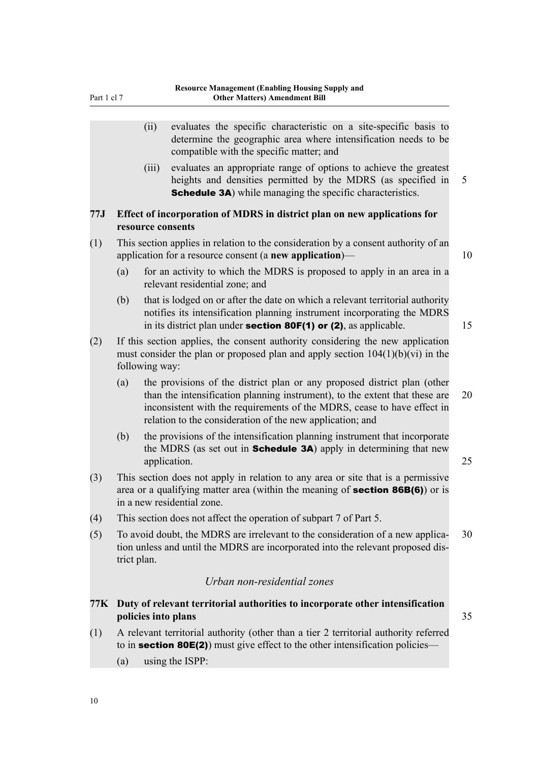(ii) evaluates the specific characteristic on a site-specific basis to determine the geographic area where intensification needs to be compatible with the specific matter; and

(iii) evaluates an appropriate range of options to achieve the greatest heights and densities permitted by the MDRS (as specified in **Schedule 3A**) while managing the specific characteristics.

### 77J Effect of incorporation of MDRS in district plan on new applications for resource consents

(1) This section applies in relation to the consideration by a consent authority of an application for a resource consent (a **new application**)—

(a) for an activity to which the MDRS is proposed to apply in an area in a relevant residential zone; and

(b) that is lodged on or after the date on which a relevant territorial authority notifies its intensification planning instrument incorporating the MDRS in its district plan under **section 80F(1) or (2)**, as applicable.

(2) If this section applies, the consent authority considering the new application must consider the plan or proposed plan and apply section 104(1)(b)(vi) in the following way:

(a) the provisions of the district plan or any proposed district plan (other than the intensification planning instrument), to the extent that these are inconsistent with the requirements of the MDRS, cease to have effect in relation to the consideration of the new application; and

(b) the provisions of the intensification planning instrument that incorporate the MDRS (as set out in **Schedule 3A**) apply in determining that new application.

(3) This section does not apply in relation to any area or site that is a permissive area or a qualifying matter area (within the meaning of **section 86B(6)**) or is in a new residential zone.

(4) This section does not affect the operation of subpart 7 of Part 5.

(5) To avoid doubt, the MDRS are irrelevant to the consideration of a new application unless and until the MDRS are incorporated into the relevant proposed district plan.

*Urban non-residential zones*

### 77K Duty of relevant territorial authorities to incorporate other intensification policies into plans

(1) A relevant territorial authority (other than a tier 2 territorial authority referred to in **section 80E(2)**) must give effect to the other intensification policies—

(a) using the ISPP: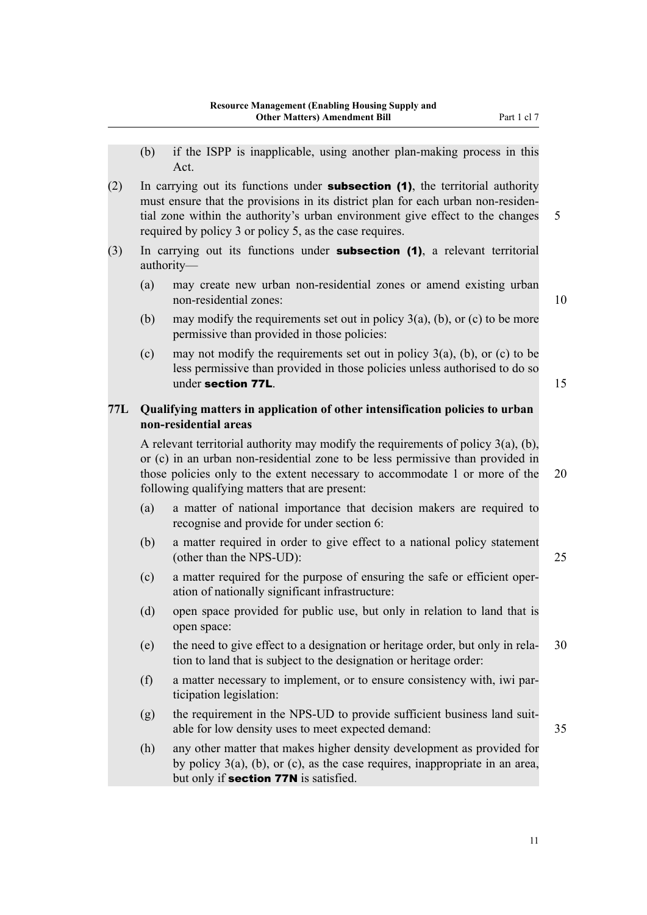(b) if the ISPP is inapplicable, using another plan-making process in this Act.

(2) In carrying out its functions under **subsection (1)**, the territorial authority must ensure that the provisions in its district plan for each urban non-residential zone within the authority's urban environment give effect to the changes required by policy 3 or policy 5, as the case requires.

(3) In carrying out its functions under **subsection (1)**, a relevant territorial authority—

(a) may create new urban non-residential zones or amend existing urban non-residential zones:

(b) may modify the requirements set out in policy 3(a), (b), or (c) to be more permissive than provided in those policies:

(c) may not modify the requirements set out in policy 3(a), (b), or (c) to be less permissive than provided in those policies unless authorised to do so under **section 77L**.

### 77L Qualifying matters in application of other intensification policies to urban non-residential areas

A relevant territorial authority may modify the requirements of policy 3(a), (b), or (c) in an urban non-residential zone to be less permissive than provided in those policies only to the extent necessary to accommodate 1 or more of the following qualifying matters that are present:

(a) a matter of national importance that decision makers are required to recognise and provide for under section 6:

(b) a matter required in order to give effect to a national policy statement (other than the NPS-UD):

(c) a matter required for the purpose of ensuring the safe or efficient operation of nationally significant infrastructure:

(d) open space provided for public use, but only in relation to land that is open space:

(e) the need to give effect to a designation or heritage order, but only in relation to land that is subject to the designation or heritage order:

(f) a matter necessary to implement, or to ensure consistency with, iwi participation legislation:

(g) the requirement in the NPS-UD to provide sufficient business land suitable for low density uses to meet expected demand:

(h) any other matter that makes higher density development as provided for by policy 3(a), (b), or (c), as the case requires, inappropriate in an area, but only if **section 77N** is satisfied.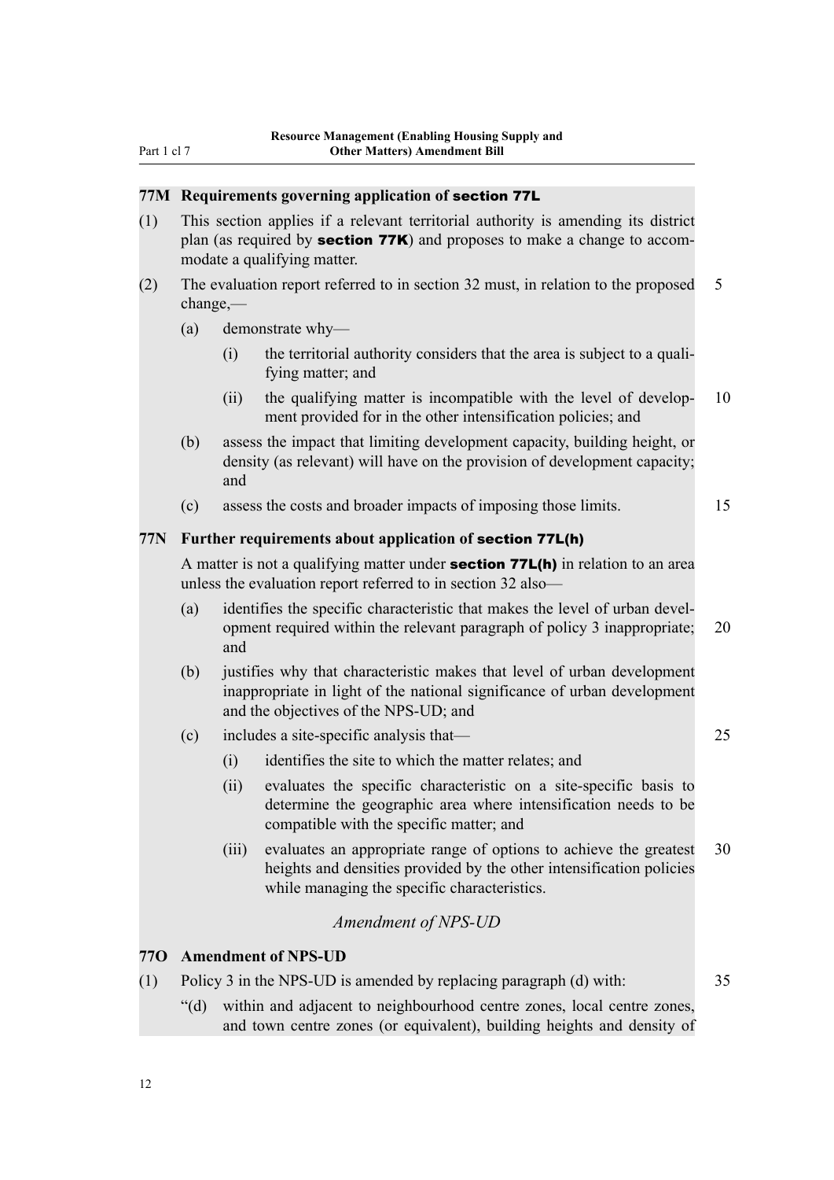### 77M Requirements governing application of **section 77L**

(1) This section applies if a relevant territorial authority is amending its district plan (as required by **section 77K**) and proposes to make a change to accommodate a qualifying matter.

(2) The evaluation report referred to in section 32 must, in relation to the proposed change,—

(a) demonstrate why—

(i) the territorial authority considers that the area is subject to a qualifying matter; and

(ii) the qualifying matter is incompatible with the level of development provided for in the other intensification policies; and

(b) assess the impact that limiting development capacity, building height, or density (as relevant) will have on the provision of development capacity; and

(c) assess the costs and broader impacts of imposing those limits.

### 77N Further requirements about application of **section 77L(h)**

A matter is not a qualifying matter under **section 77L(h)** in relation to an area unless the evaluation report referred to in section 32 also—

(a) identifies the specific characteristic that makes the level of urban development required within the relevant paragraph of policy 3 inappropriate; and

(b) justifies why that characteristic makes that level of urban development inappropriate in light of the national significance of urban development and the objectives of the NPS-UD; and

(c) includes a site-specific analysis that—

(i) identifies the site to which the matter relates; and

(ii) evaluates the specific characteristic on a site-specific basis to determine the geographic area where intensification needs to be compatible with the specific matter; and

(iii) evaluates an appropriate range of options to achieve the greatest heights and densities provided by the other intensification policies while managing the specific characteristics.

*Amendment of NPS-UD*

### 77O Amendment of NPS-UD

(1) Policy 3 in the NPS-UD is amended by replacing paragraph (d) with:

"(d) within and adjacent to neighbourhood centre zones, local centre zones, and town centre zones (or equivalent), building heights and density of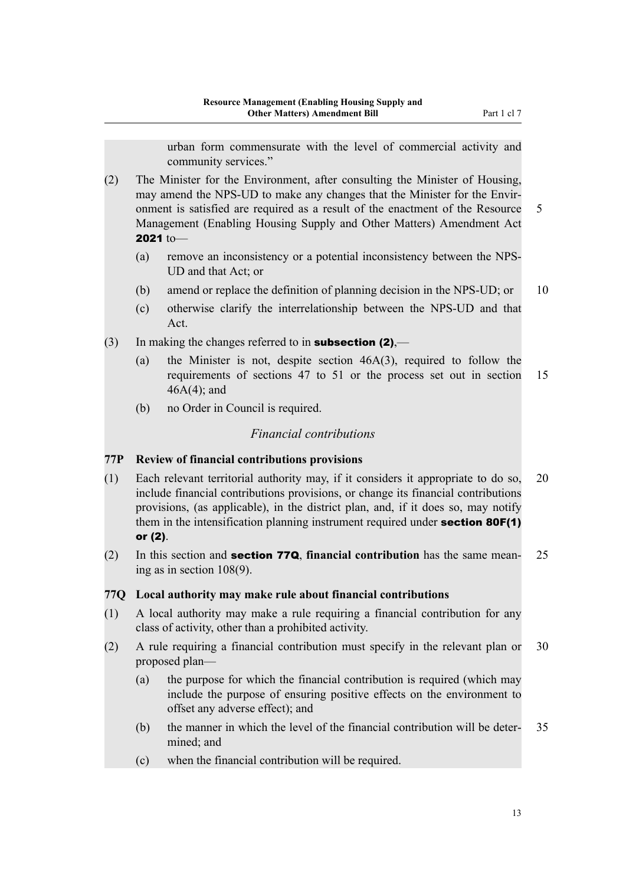urban form commensurate with the level of commercial activity and community services.”

(2) The Minister for the Environment, after consulting the Minister of Housing, may amend the NPS-UD to make any changes that the Minister for the Environment is satisfied are required as a result of the enactment of the Resource Management (Enabling Housing Supply and Other Matters) Amendment Act **2021** to—

- (a) remove an inconsistency or a potential inconsistency between the NPS-UD and that Act; or
- (b) amend or replace the definition of planning decision in the NPS-UD; or
- (c) otherwise clarify the interrelationship between the NPS-UD and that Act.

(3) In making the changes referred to in **subsection (2)**,—

- (a) the Minister is not, despite section 46A(3), required to follow the requirements of sections 47 to 51 or the process set out in section 46A(4); and
- (b) no Order in Council is required.

*Financial contributions*

**77P Review of financial contributions provisions**

(1) Each relevant territorial authority may, if it considers it appropriate to do so, include financial contributions provisions, or change its financial contributions provisions, (as applicable), in the district plan, and, if it does so, may notify them in the intensification planning instrument required under **section 80F(1) or (2)**.

(2) In this section and **section 77Q**, **financial contribution** has the same meaning as in section 108(9).

**77Q Local authority may make rule about financial contributions**

(1) A local authority may make a rule requiring a financial contribution for any class of activity, other than a prohibited activity.

(2) A rule requiring a financial contribution must specify in the relevant plan or proposed plan—

- (a) the purpose for which the financial contribution is required (which may include the purpose of ensuring positive effects on the environment to offset any adverse effect); and
- (b) the manner in which the level of the financial contribution will be determined; and
- (c) when the financial contribution will be required.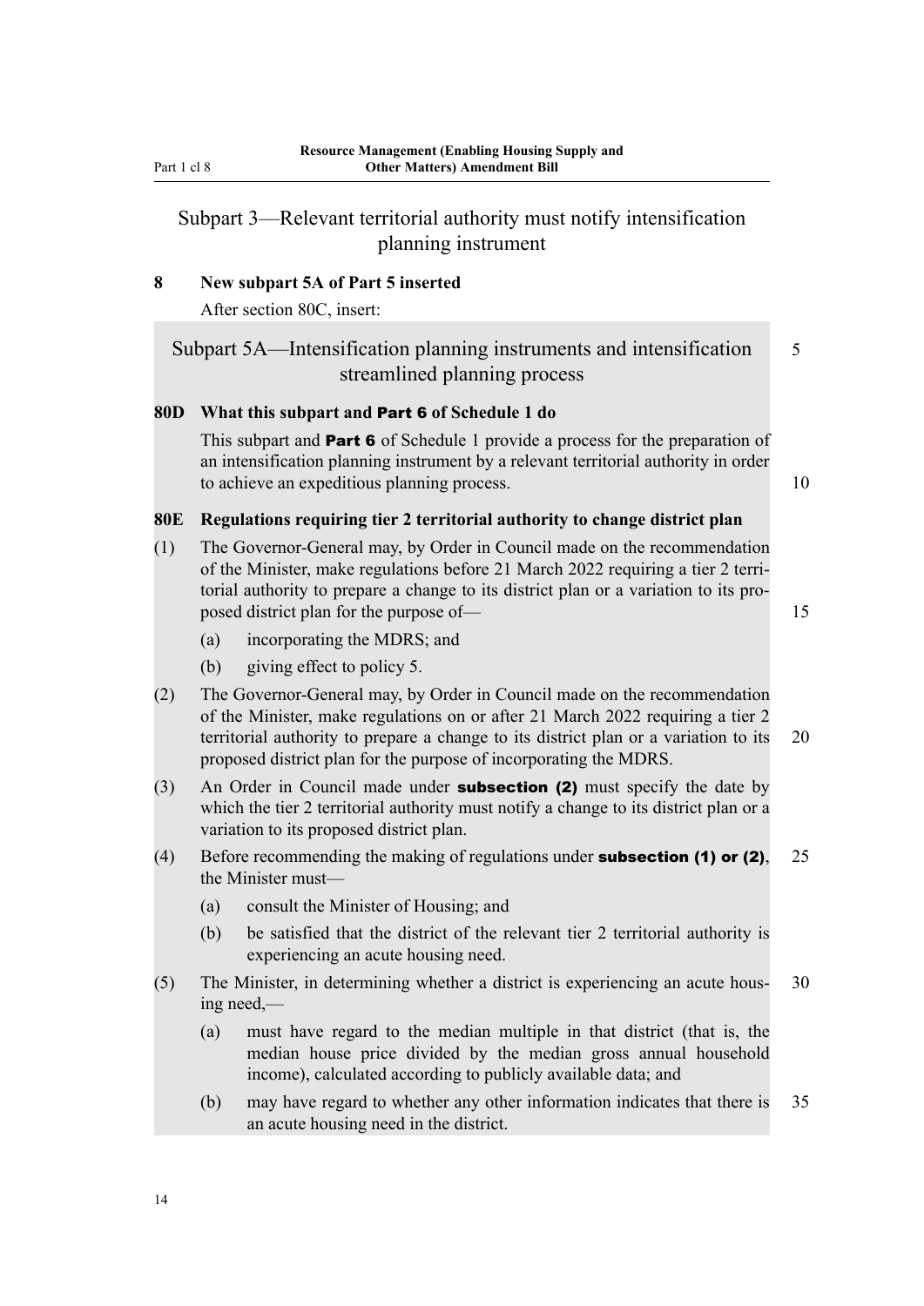## Subpart 3—Relevant territorial authority must notify intensification planning instrument

**8 New subpart 5A of Part 5 inserted**

After section 80C, insert:

### Subpart 5A—Intensification planning instruments and intensification streamlined planning process

**80D What this subpart and Part 6 of Schedule 1 do**

This subpart and **Part 6** of Schedule 1 provide a process for the preparation of an intensification planning instrument by a relevant territorial authority in order to achieve an expeditious planning process.

**80E Regulations requiring tier 2 territorial authority to change district plan**

(1) The Governor-General may, by Order in Council made on the recommendation of the Minister, make regulations before 21 March 2022 requiring a tier 2 territorial authority to prepare a change to its district plan or a variation to its proposed district plan for the purpose of—

- (a) incorporating the MDRS; and
- (b) giving effect to policy 5.

(2) The Governor-General may, by Order in Council made on the recommendation of the Minister, make regulations on or after 21 March 2022 requiring a tier 2 territorial authority to prepare a change to its district plan or a variation to its proposed district plan for the purpose of incorporating the MDRS.

(3) An Order in Council made under **subsection (2)** must specify the date by which the tier 2 territorial authority must notify a change to its district plan or a variation to its proposed district plan.

(4) Before recommending the making of regulations under **subsection (1) or (2)**, the Minister must—

- (a) consult the Minister of Housing; and
- (b) be satisfied that the district of the relevant tier 2 territorial authority is experiencing an acute housing need.

(5) The Minister, in determining whether a district is experiencing an acute housing need,—

- (a) must have regard to the median multiple in that district (that is, the median house price divided by the median gross annual household income), calculated according to publicly available data; and
- (b) may have regard to whether any other information indicates that there is an acute housing need in the district.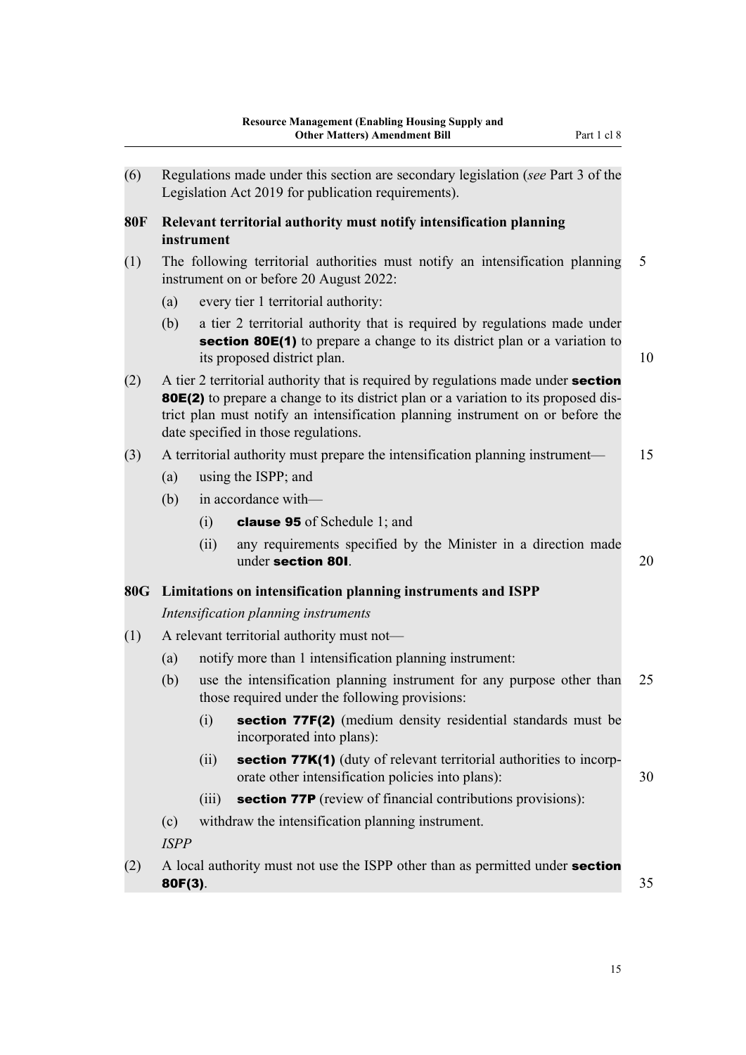(6) Regulations made under this section are secondary legislation (*see* Part 3 of the Legislation Act 2019 for publication requirements).

### 80F Relevant territorial authority must notify intensification planning instrument

(1) The following territorial authorities must notify an intensification planning instrument on or before 20 August 2022:

- (a) every tier 1 territorial authority:
- (b) a tier 2 territorial authority that is required by regulations made under **section 80E(1)** to prepare a change to its district plan or a variation to its proposed district plan.

(2) A tier 2 territorial authority that is required by regulations made under **section 80E(2)** to prepare a change to its district plan or a variation to its proposed district plan must notify an intensification planning instrument on or before the date specified in those regulations.

(3) A territorial authority must prepare the intensification planning instrument—

- (a) using the ISPP; and
- (b) in accordance with—
  - (i) **clause 95** of Schedule 1; and
  - (ii) any requirements specified by the Minister in a direction made under **section 80I**.

### 80G Limitations on intensification planning instruments and ISPP

*Intensification planning instruments*

(1) A relevant territorial authority must not—

- (a) notify more than 1 intensification planning instrument:
- (b) use the intensification planning instrument for any purpose other than those required under the following provisions:
  - (i) **section 77F(2)** (medium density residential standards must be incorporated into plans):
  - (ii) **section 77K(1)** (duty of relevant territorial authorities to incorporate other intensification policies into plans):
  - (iii) **section 77P** (review of financial contributions provisions):
- (c) withdraw the intensification planning instrument.

*ISPP*

(2) A local authority must not use the ISPP other than as permitted under **section 80F(3)**.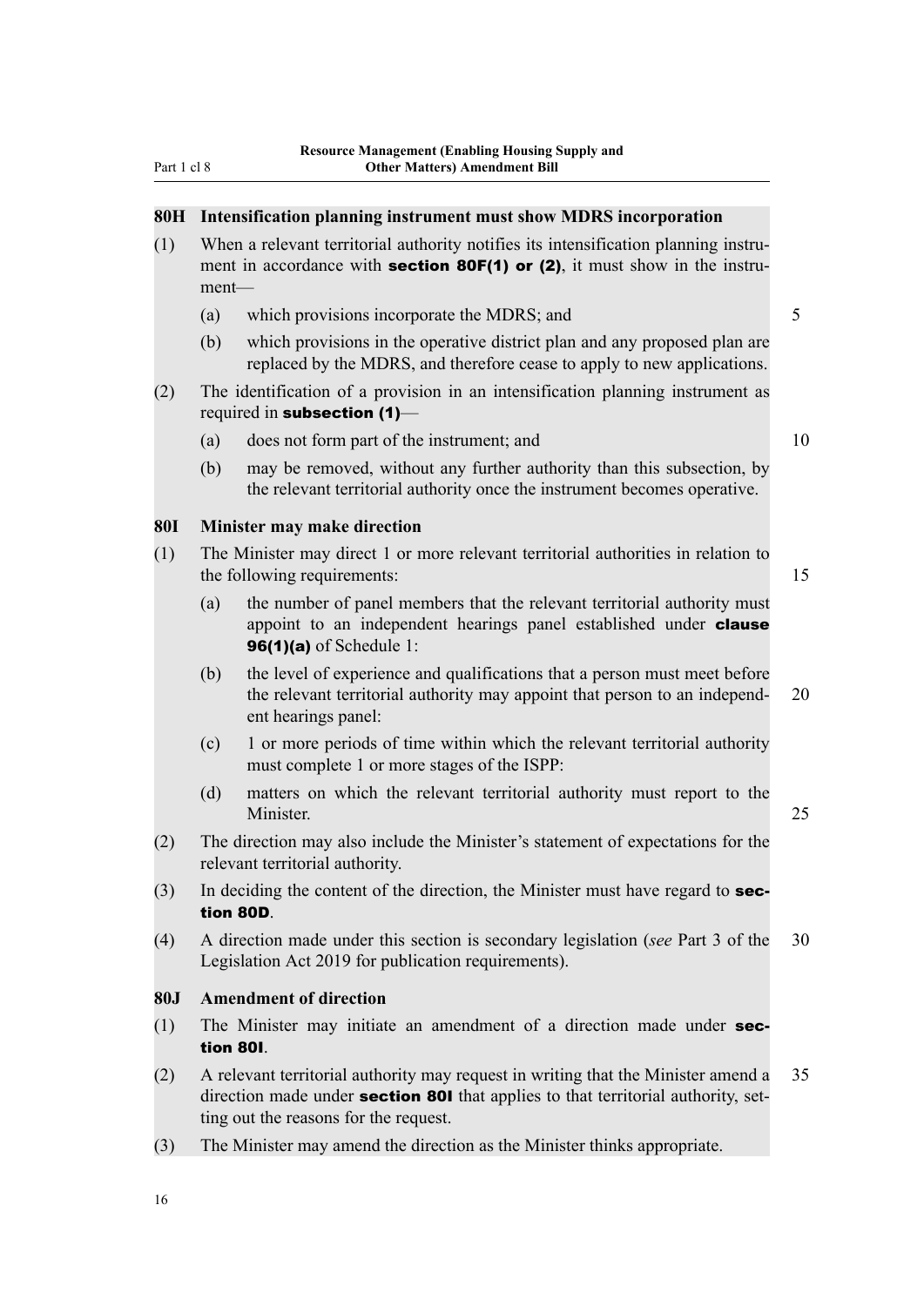### 80H Intensification planning instrument must show MDRS incorporation

(1) When a relevant territorial authority notifies its intensification planning instrument in accordance with **section 80F(1) or (2)**, it must show in the instrument—

- (a) which provisions incorporate the MDRS; and
- (b) which provisions in the operative district plan and any proposed plan are replaced by the MDRS, and therefore cease to apply to new applications.

(2) The identification of a provision in an intensification planning instrument as required in **subsection (1)**—

- (a) does not form part of the instrument; and
- (b) may be removed, without any further authority than this subsection, by the relevant territorial authority once the instrument becomes operative.

### 80I Minister may make direction

(1) The Minister may direct 1 or more relevant territorial authorities in relation to the following requirements:

- (a) the number of panel members that the relevant territorial authority must appoint to an independent hearings panel established under **clause 96(1)(a)** of Schedule 1:
- (b) the level of experience and qualifications that a person must meet before the relevant territorial authority may appoint that person to an independent hearings panel:
- (c) 1 or more periods of time within which the relevant territorial authority must complete 1 or more stages of the ISPP:
- (d) matters on which the relevant territorial authority must report to the Minister.

(2) The direction may also include the Minister's statement of expectations for the relevant territorial authority.

(3) In deciding the content of the direction, the Minister must have regard to **section 80D**.

(4) A direction made under this section is secondary legislation (*see* Part 3 of the Legislation Act 2019 for publication requirements).

### 80J Amendment of direction

(1) The Minister may initiate an amendment of a direction made under **section 80I**.

(2) A relevant territorial authority may request in writing that the Minister amend a direction made under **section 80I** that applies to that territorial authority, setting out the reasons for the request.

(3) The Minister may amend the direction as the Minister thinks appropriate.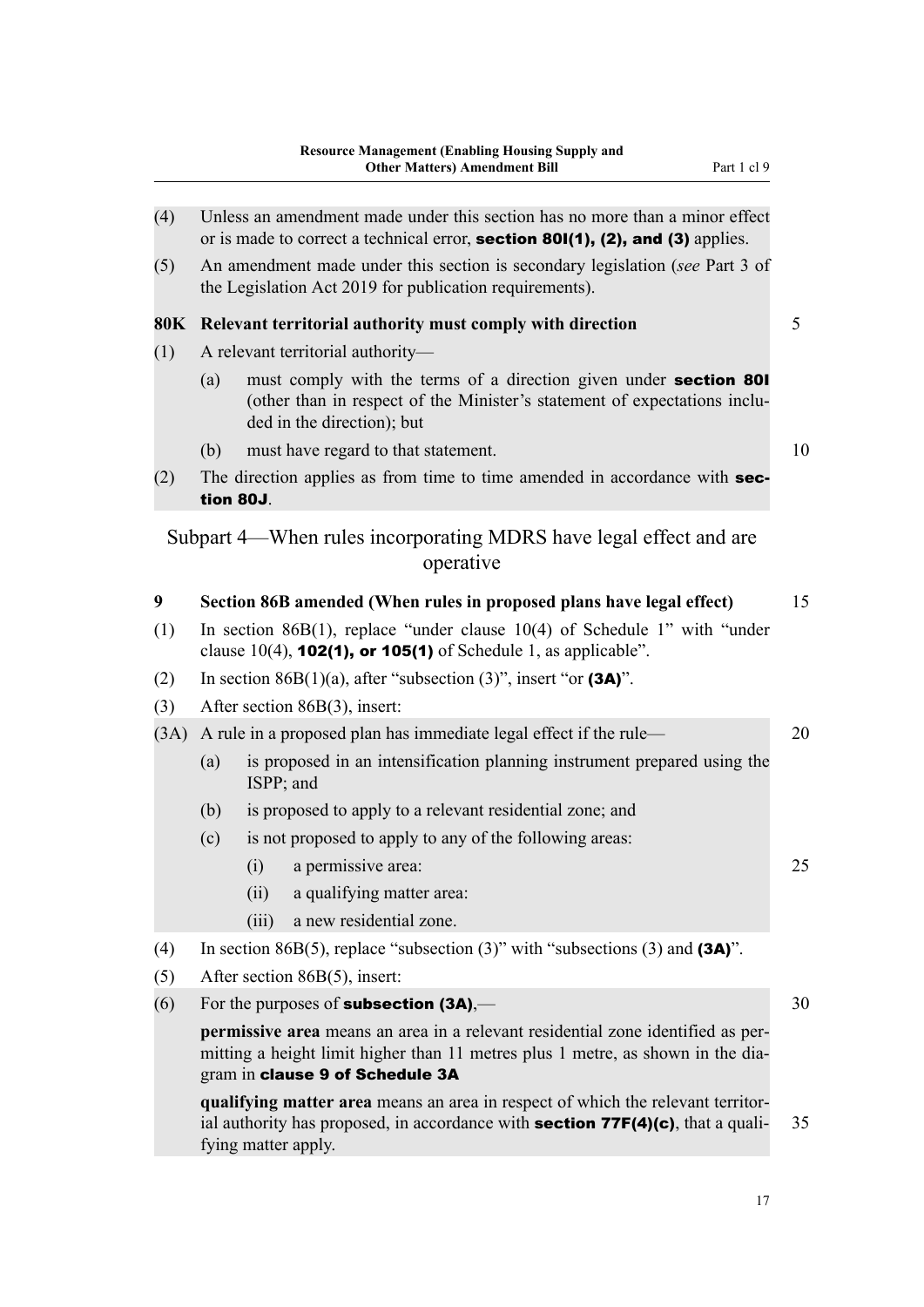(4) Unless an amendment made under this section has no more than a minor effect or is made to correct a technical error, **section 80I(1), (2), and (3)** applies.

(5) An amendment made under this section is secondary legislation (*see* Part 3 of the Legislation Act 2019 for publication requirements).

**80K Relevant territorial authority must comply with direction**

(1) A relevant territorial authority—

- (a) must comply with the terms of a direction given under **section 80I** (other than in respect of the Minister's statement of expectations included in the direction); but
- (b) must have regard to that statement.

(2) The direction applies as from time to time amended in accordance with **section 80J**.

## Subpart 4—When rules incorporating MDRS have legal effect and are operative

**9 Section 86B amended (When rules in proposed plans have legal effect)**

(1) In section 86B(1), replace "under clause 10(4) of Schedule 1" with "under clause 10(4), **102(1), or 105(1)** of Schedule 1, as applicable".

(2) In section 86B(1)(a), after "subsection (3)", insert "or **(3A)**".

(3) After section 86B(3), insert:

(3A) A rule in a proposed plan has immediate legal effect if the rule—

- (a) is proposed in an intensification planning instrument prepared using the ISPP; and
- (b) is proposed to apply to a relevant residential zone; and
- (c) is not proposed to apply to any of the following areas:
  - (i) a permissive area:
  - (ii) a qualifying matter area:
  - (iii) a new residential zone.

(4) In section 86B(5), replace "subsection (3)" with "subsections (3) and **(3A)**".

(5) After section 86B(5), insert:

(6) For the purposes of **subsection (3A)**,—

**permissive area** means an area in a relevant residential zone identified as permitting a height limit higher than 11 metres plus 1 metre, as shown in the diagram in **clause 9 of Schedule 3A**

**qualifying matter area** means an area in respect of which the relevant territorial authority has proposed, in accordance with **section 77F(4)(c)**, that a qualifying matter apply.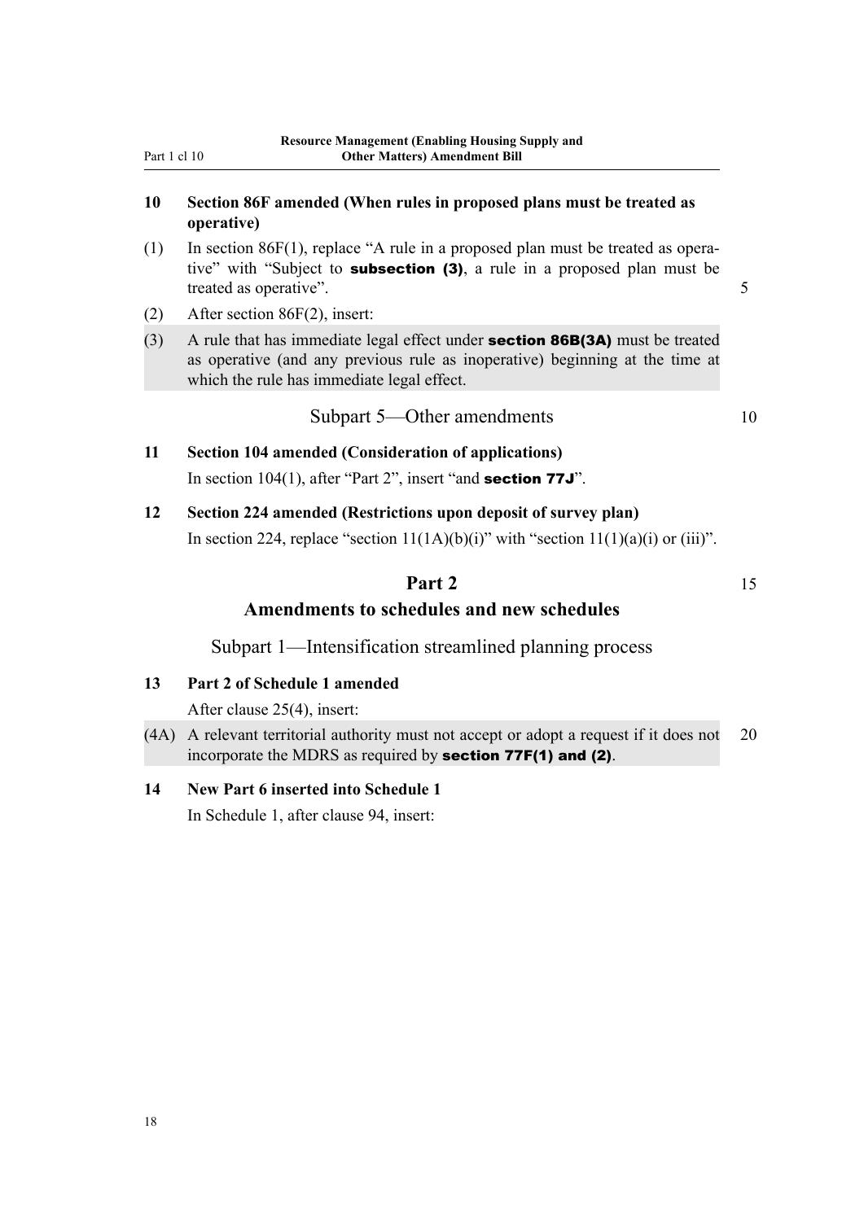**10 Section 86F amended (When rules in proposed plans must be treated as operative)**

(1) In section 86F(1), replace "A rule in a proposed plan must be treated as operative" with "Subject to **subsection (3)**, a rule in a proposed plan must be treated as operative".

(2) After section 86F(2), insert:

(3) A rule that has immediate legal effect under **section 86B(3A)** must be treated as operative (and any previous rule as inoperative) beginning at the time at which the rule has immediate legal effect.

## Subpart 5—Other amendments

**11 Section 104 amended (Consideration of applications)**

In section 104(1), after "Part 2", insert "and **section 77J**".

**12 Section 224 amended (Restrictions upon deposit of survey plan)**

In section 224, replace "section 11(1A)(b)(i)" with "section 11(1)(a)(i) or (iii)".

# Part 2
# Amendments to schedules and new schedules

## Subpart 1—Intensification streamlined planning process

**13 Part 2 of Schedule 1 amended**

After clause 25(4), insert:

(4A) A relevant territorial authority must not accept or adopt a request if it does not incorporate the MDRS as required by **section 77F(1) and (2)**.

**14 New Part 6 inserted into Schedule 1**

In Schedule 1, after clause 94, insert: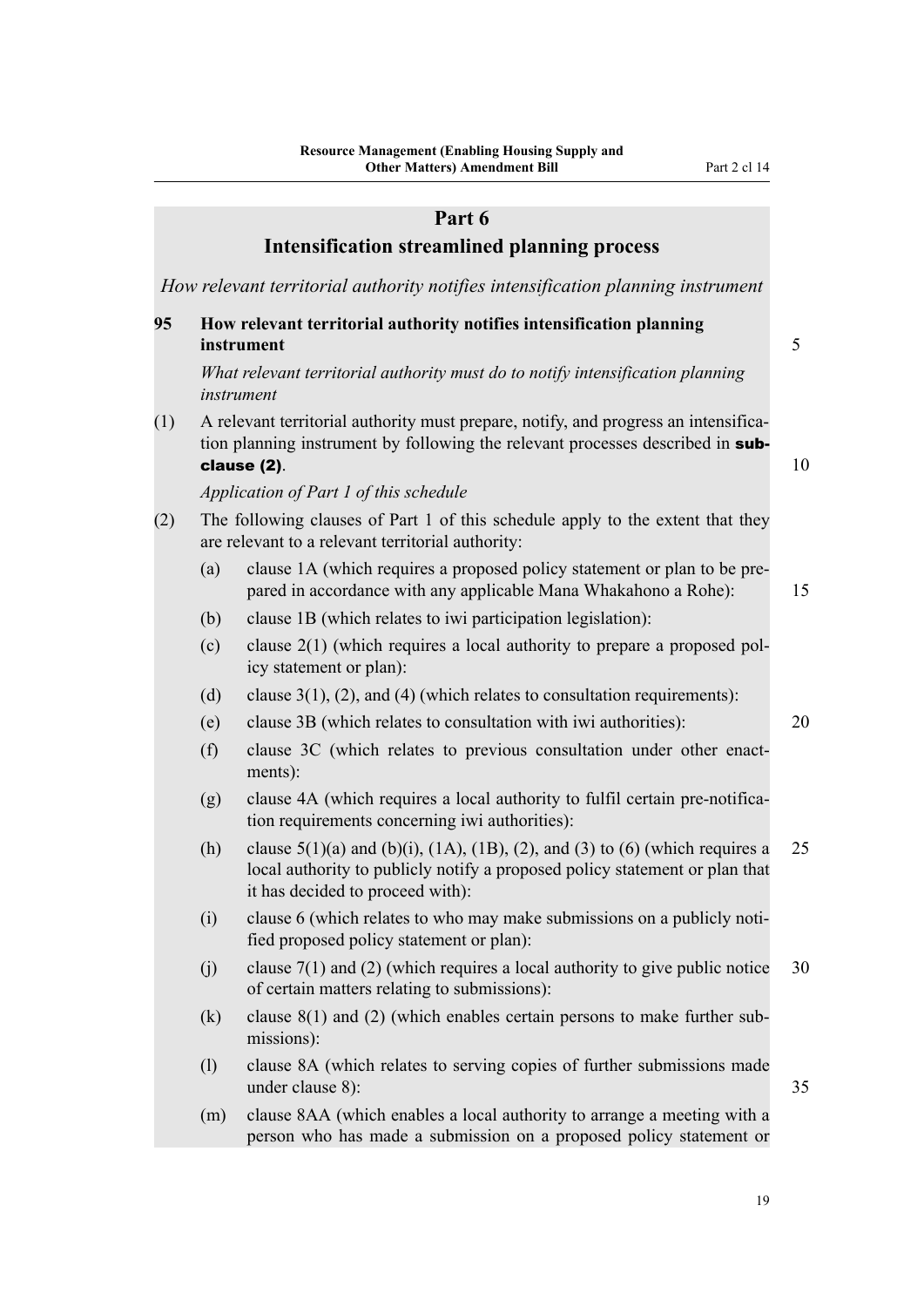## Part 6

## Intensification streamlined planning process

*How relevant territorial authority notifies intensification planning instrument*

**95 How relevant territorial authority notifies intensification planning instrument**

*What relevant territorial authority must do to notify intensification planning instrument*

(1) A relevant territorial authority must prepare, notify, and progress an intensification planning instrument by following the relevant processes described in **subclause (2)**.

*Application of Part 1 of this schedule*

(2) The following clauses of Part 1 of this schedule apply to the extent that they are relevant to a relevant territorial authority:

- (a) clause 1A (which requires a proposed policy statement or plan to be prepared in accordance with any applicable Mana Whakahono a Rohe):
- (b) clause 1B (which relates to iwi participation legislation):
- (c) clause 2(1) (which requires a local authority to prepare a proposed policy statement or plan):
- (d) clause 3(1), (2), and (4) (which relates to consultation requirements):
- (e) clause 3B (which relates to consultation with iwi authorities):
- (f) clause 3C (which relates to previous consultation under other enactments):
- (g) clause 4A (which requires a local authority to fulfil certain pre-notification requirements concerning iwi authorities):
- (h) clause 5(1)(a) and (b)(i), (1A), (1B), (2), and (3) to (6) (which requires a local authority to publicly notify a proposed policy statement or plan that it has decided to proceed with):
- (i) clause 6 (which relates to who may make submissions on a publicly notified proposed policy statement or plan):
- (j) clause 7(1) and (2) (which requires a local authority to give public notice of certain matters relating to submissions):
- (k) clause 8(1) and (2) (which enables certain persons to make further submissions):
- (l) clause 8A (which relates to serving copies of further submissions made under clause 8):
- (m) clause 8AA (which enables a local authority to arrange a meeting with a person who has made a submission on a proposed policy statement or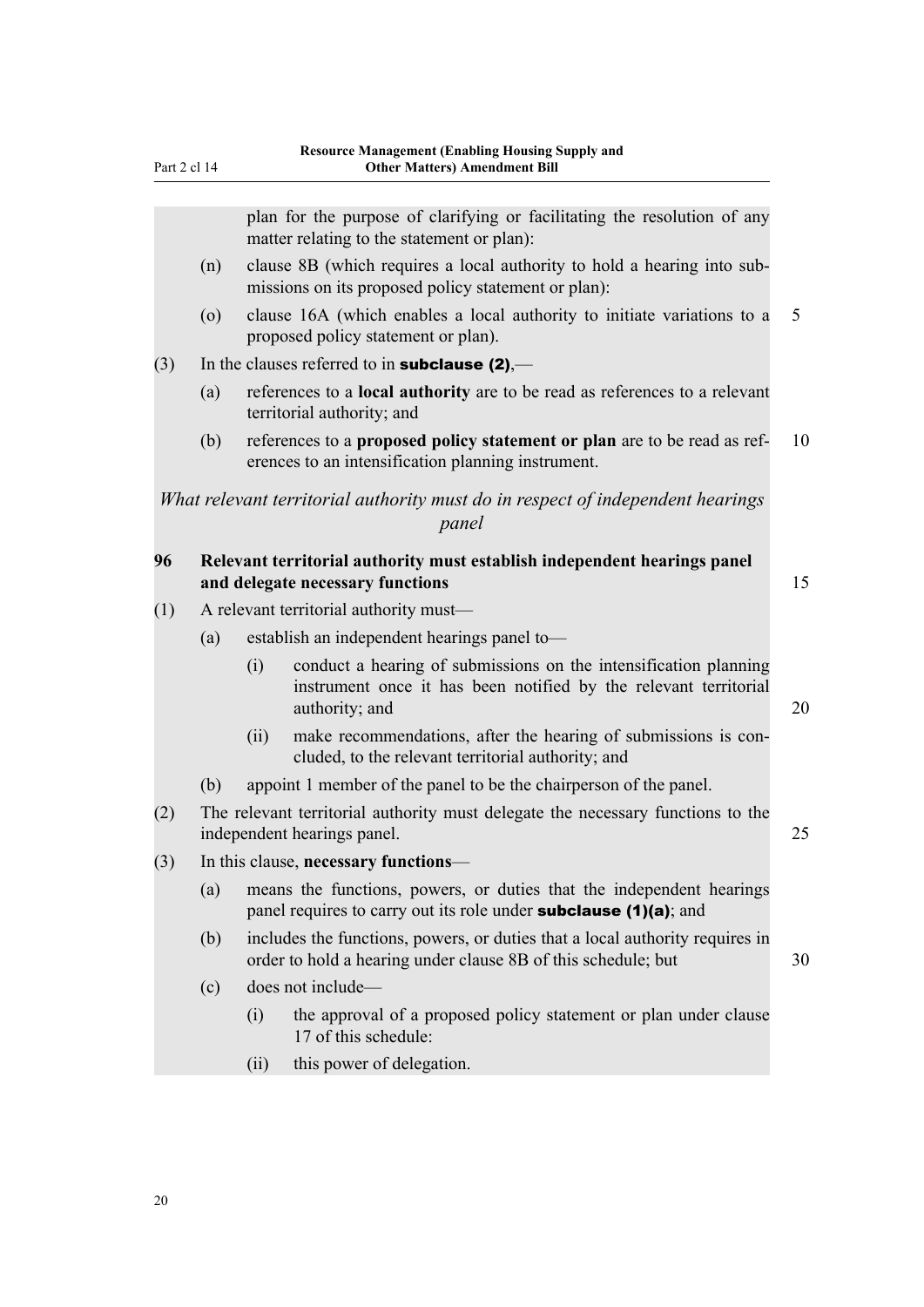plan for the purpose of clarifying or facilitating the resolution of any matter relating to the statement or plan):

(n) clause 8B (which requires a local authority to hold a hearing into submissions on its proposed policy statement or plan):

(o) clause 16A (which enables a local authority to initiate variations to a proposed policy statement or plan).

(3) In the clauses referred to in **subclause (2)**,—

(a) references to a **local authority** are to be read as references to a relevant territorial authority; and

(b) references to a **proposed policy statement or plan** are to be read as references to an intensification planning instrument.

*What relevant territorial authority must do in respect of independent hearings panel*

**96 Relevant territorial authority must establish independent hearings panel and delegate necessary functions**

(1) A relevant territorial authority must—

(a) establish an independent hearings panel to—

(i) conduct a hearing of submissions on the intensification planning instrument once it has been notified by the relevant territorial authority; and

(ii) make recommendations, after the hearing of submissions is concluded, to the relevant territorial authority; and

(b) appoint 1 member of the panel to be the chairperson of the panel.

(2) The relevant territorial authority must delegate the necessary functions to the independent hearings panel.

(3) In this clause, **necessary functions**—

(a) means the functions, powers, or duties that the independent hearings panel requires to carry out its role under **subclause (1)(a)**; and

(b) includes the functions, powers, or duties that a local authority requires in order to hold a hearing under clause 8B of this schedule; but

(c) does not include—

(i) the approval of a proposed policy statement or plan under clause 17 of this schedule:

(ii) this power of delegation.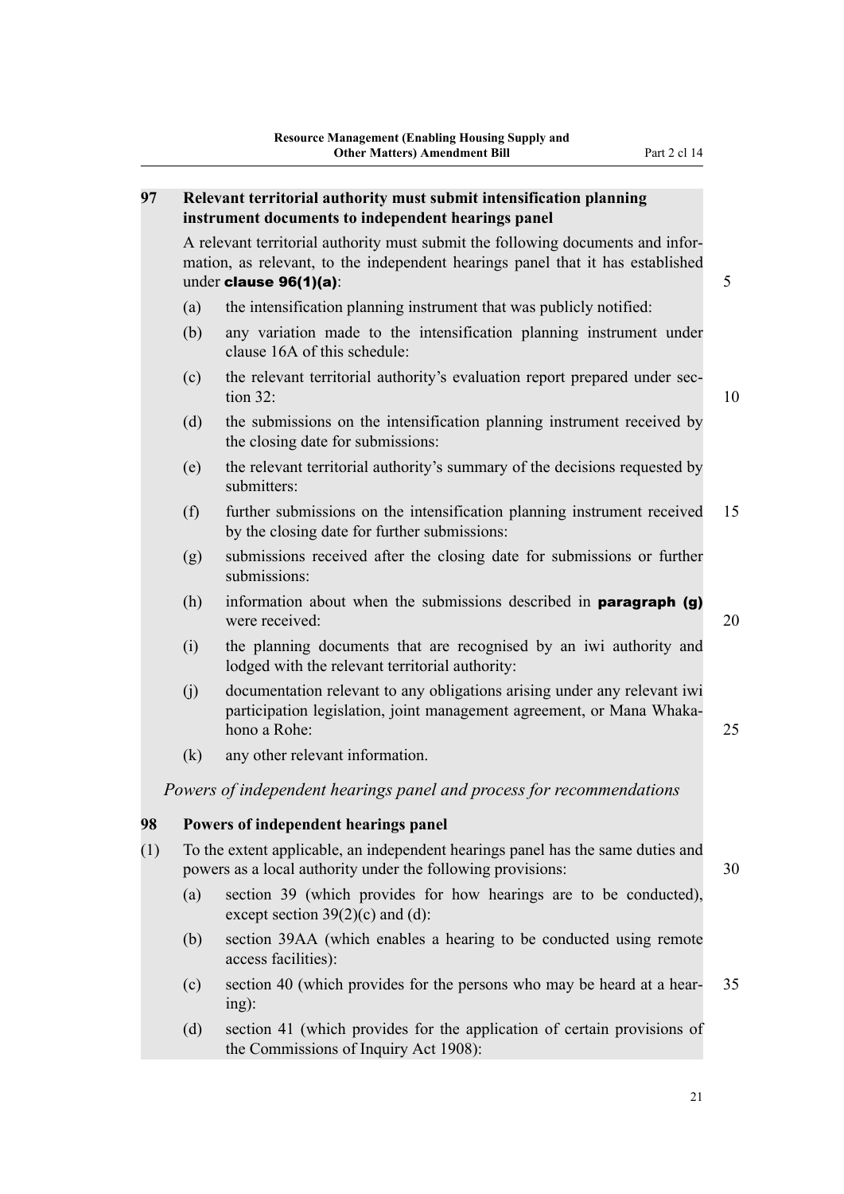### 97 Relevant territorial authority must submit intensification planning instrument documents to independent hearings panel

A relevant territorial authority must submit the following documents and information, as relevant, to the independent hearings panel that it has established under **clause 96(1)(a)**:

(a) the intensification planning instrument that was publicly notified:

(b) any variation made to the intensification planning instrument under clause 16A of this schedule:

(c) the relevant territorial authority's evaluation report prepared under section 32:

(d) the submissions on the intensification planning instrument received by the closing date for submissions:

(e) the relevant territorial authority's summary of the decisions requested by submitters:

(f) further submissions on the intensification planning instrument received by the closing date for further submissions:

(g) submissions received after the closing date for submissions or further submissions:

(h) information about when the submissions described in **paragraph (g)** were received:

(i) the planning documents that are recognised by an iwi authority and lodged with the relevant territorial authority:

(j) documentation relevant to any obligations arising under any relevant iwi participation legislation, joint management agreement, or Mana Whakahono a Rohe:

(k) any other relevant information.

*Powers of independent hearings panel and process for recommendations*

### 98 Powers of independent hearings panel

(1) To the extent applicable, an independent hearings panel has the same duties and powers as a local authority under the following provisions:

(a) section 39 (which provides for how hearings are to be conducted), except section 39(2)(c) and (d):

(b) section 39AA (which enables a hearing to be conducted using remote access facilities):

(c) section 40 (which provides for the persons who may be heard at a hearing):

(d) section 41 (which provides for the application of certain provisions of the Commissions of Inquiry Act 1908):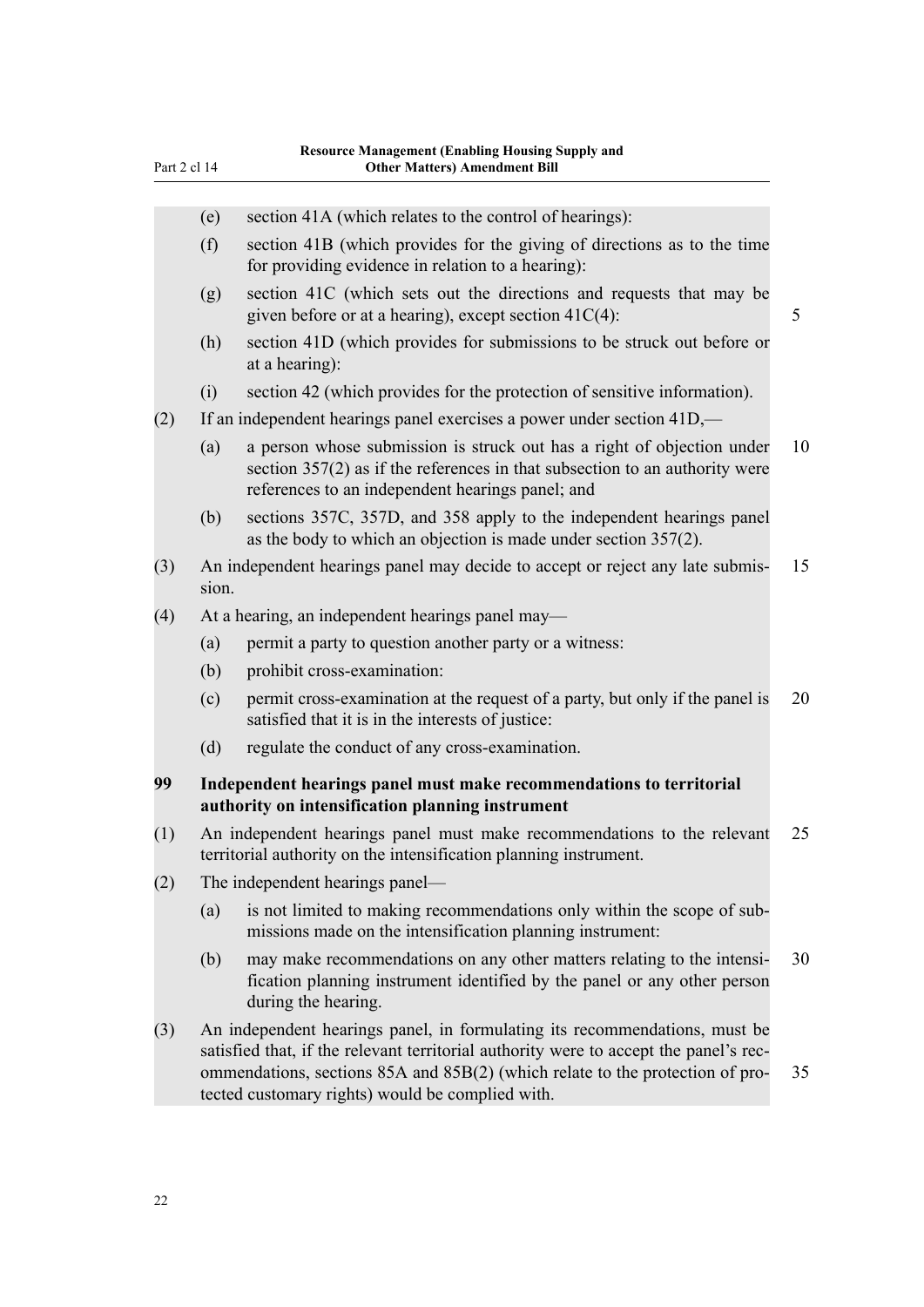(e) section 41A (which relates to the control of hearings):

(f) section 41B (which provides for the giving of directions as to the time for providing evidence in relation to a hearing):

(g) section 41C (which sets out the directions and requests that may be given before or at a hearing), except section 41C(4):

(h) section 41D (which provides for submissions to be struck out before or at a hearing):

(i) section 42 (which provides for the protection of sensitive information).

(2) If an independent hearings panel exercises a power under section 41D,—

(a) a person whose submission is struck out has a right of objection under section 357(2) as if the references in that subsection to an authority were references to an independent hearings panel; and

(b) sections 357C, 357D, and 358 apply to the independent hearings panel as the body to which an objection is made under section 357(2).

(3) An independent hearings panel may decide to accept or reject any late submission.

(4) At a hearing, an independent hearings panel may—

(a) permit a party to question another party or a witness:

(b) prohibit cross-examination:

(c) permit cross-examination at the request of a party, but only if the panel is satisfied that it is in the interests of justice:

(d) regulate the conduct of any cross-examination.

**99 Independent hearings panel must make recommendations to territorial authority on intensification planning instrument**

(1) An independent hearings panel must make recommendations to the relevant territorial authority on the intensification planning instrument.

(2) The independent hearings panel—

(a) is not limited to making recommendations only within the scope of submissions made on the intensification planning instrument:

(b) may make recommendations on any other matters relating to the intensification planning instrument identified by the panel or any other person during the hearing.

(3) An independent hearings panel, in formulating its recommendations, must be satisfied that, if the relevant territorial authority were to accept the panel's recommendations, sections 85A and 85B(2) (which relate to the protection of protected customary rights) would be complied with.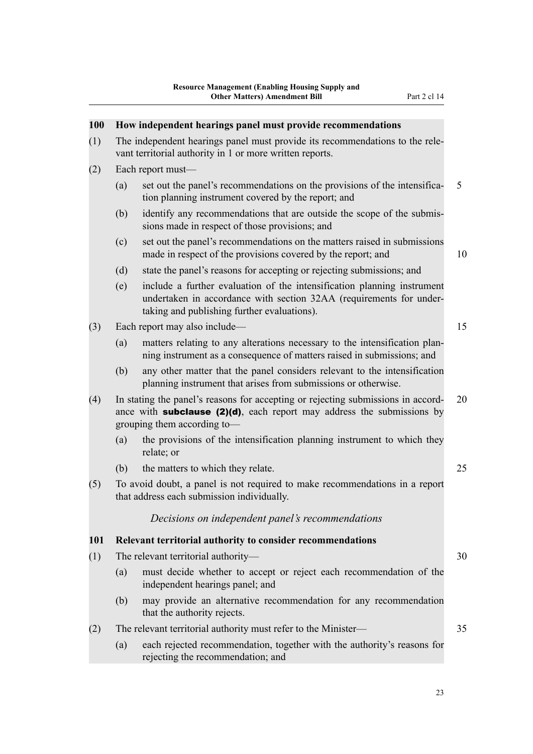**100 How independent hearings panel must provide recommendations**

(1) The independent hearings panel must provide its recommendations to the relevant territorial authority in 1 or more written reports.

(2) Each report must—

(a) set out the panel's recommendations on the provisions of the intensification planning instrument covered by the report; and

(b) identify any recommendations that are outside the scope of the submissions made in respect of those provisions; and

(c) set out the panel's recommendations on the matters raised in submissions made in respect of the provisions covered by the report; and

(d) state the panel's reasons for accepting or rejecting submissions; and

(e) include a further evaluation of the intensification planning instrument undertaken in accordance with section 32AA (requirements for undertaking and publishing further evaluations).

(3) Each report may also include—

(a) matters relating to any alterations necessary to the intensification planning instrument as a consequence of matters raised in submissions; and

(b) any other matter that the panel considers relevant to the intensification planning instrument that arises from submissions or otherwise.

(4) In stating the panel's reasons for accepting or rejecting submissions in accordance with **subclause (2)(d)**, each report may address the submissions by grouping them according to—

(a) the provisions of the intensification planning instrument to which they relate; or

(b) the matters to which they relate.

(5) To avoid doubt, a panel is not required to make recommendations in a report that address each submission individually.

*Decisions on independent panel's recommendations*

**101 Relevant territorial authority to consider recommendations**

(1) The relevant territorial authority—

(a) must decide whether to accept or reject each recommendation of the independent hearings panel; and

(b) may provide an alternative recommendation for any recommendation that the authority rejects.

(2) The relevant territorial authority must refer to the Minister—

(a) each rejected recommendation, together with the authority's reasons for rejecting the recommendation; and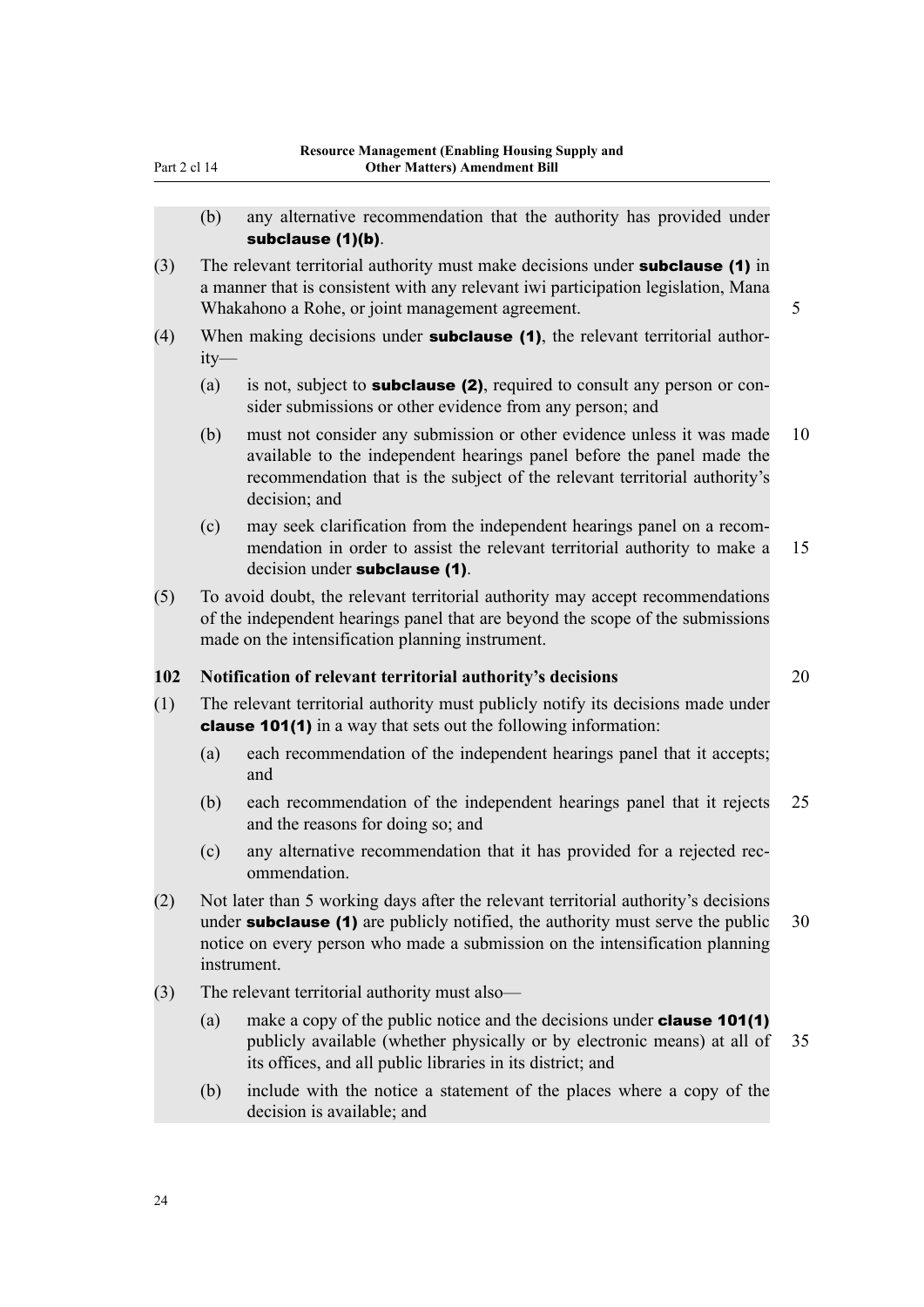(b) any alternative recommendation that the authority has provided under **subclause (1)(b)**.

(3) The relevant territorial authority must make decisions under **subclause (1)** in a manner that is consistent with any relevant iwi participation legislation, Mana Whakahono a Rohe, or joint management agreement.

(4) When making decisions under **subclause (1)**, the relevant territorial authority—

(a) is not, subject to **subclause (2)**, required to consult any person or consider submissions or other evidence from any person; and

(b) must not consider any submission or other evidence unless it was made available to the independent hearings panel before the panel made the recommendation that is the subject of the relevant territorial authority's decision; and

(c) may seek clarification from the independent hearings panel on a recommendation in order to assist the relevant territorial authority to make a decision under **subclause (1)**.

(5) To avoid doubt, the relevant territorial authority may accept recommendations of the independent hearings panel that are beyond the scope of the submissions made on the intensification planning instrument.

**102 Notification of relevant territorial authority's decisions**

(1) The relevant territorial authority must publicly notify its decisions made under **clause 101(1)** in a way that sets out the following information:

(a) each recommendation of the independent hearings panel that it accepts; and

(b) each recommendation of the independent hearings panel that it rejects and the reasons for doing so; and

(c) any alternative recommendation that it has provided for a rejected recommendation.

(2) Not later than 5 working days after the relevant territorial authority's decisions under **subclause (1)** are publicly notified, the authority must serve the public notice on every person who made a submission on the intensification planning instrument.

(3) The relevant territorial authority must also—

(a) make a copy of the public notice and the decisions under **clause 101(1)** publicly available (whether physically or by electronic means) at all of its offices, and all public libraries in its district; and

(b) include with the notice a statement of the places where a copy of the decision is available; and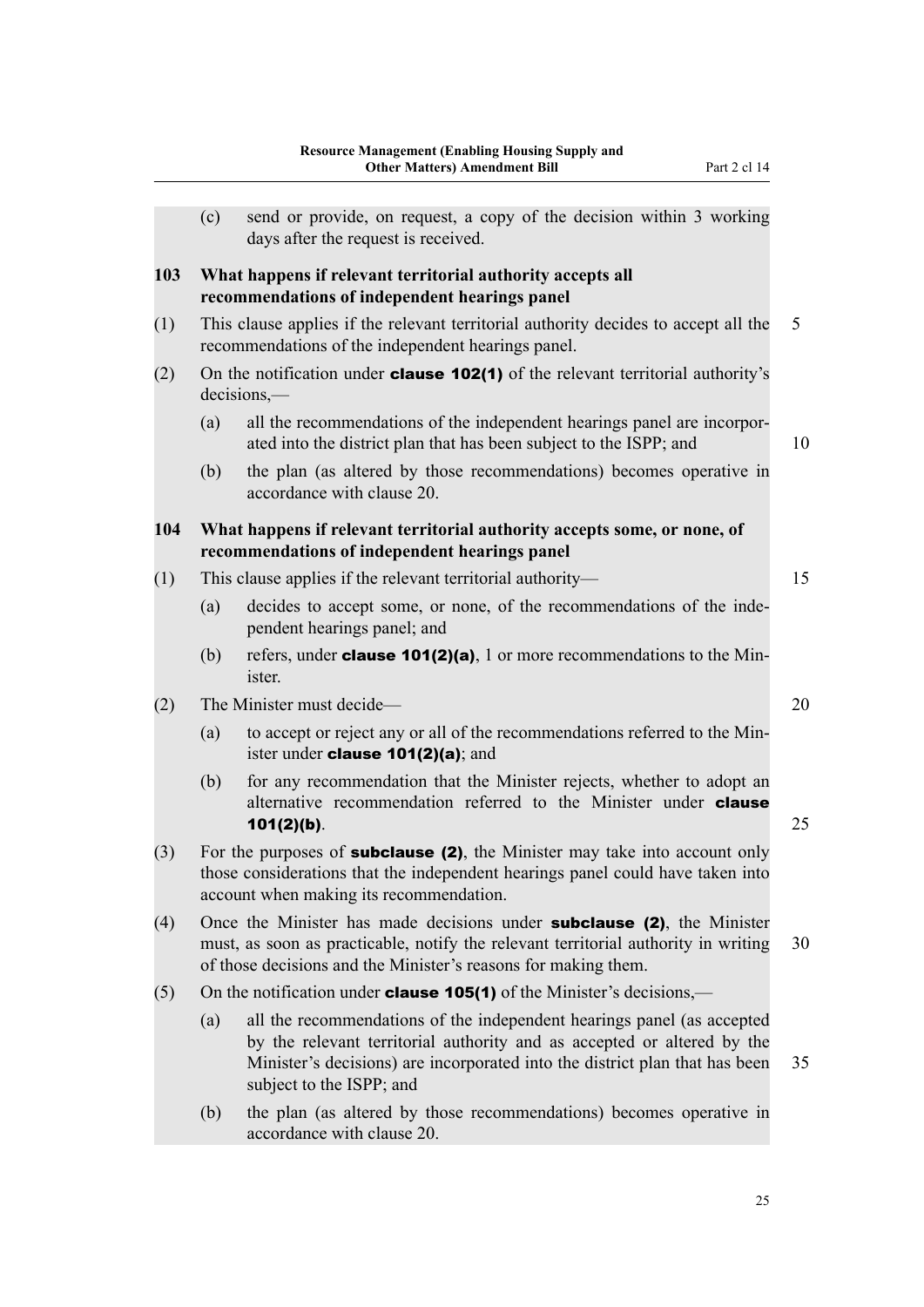(c) send or provide, on request, a copy of the decision within 3 working days after the request is received.

### 103 What happens if relevant territorial authority accepts all recommendations of independent hearings panel

(1) This clause applies if the relevant territorial authority decides to accept all the recommendations of the independent hearings panel.

(2) On the notification under **clause 102(1)** of the relevant territorial authority's decisions,—

(a) all the recommendations of the independent hearings panel are incorporated into the district plan that has been subject to the ISPP; and

(b) the plan (as altered by those recommendations) becomes operative in accordance with clause 20.

### 104 What happens if relevant territorial authority accepts some, or none, of recommendations of independent hearings panel

(1) This clause applies if the relevant territorial authority—

(a) decides to accept some, or none, of the recommendations of the independent hearings panel; and

(b) refers, under **clause 101(2)(a)**, 1 or more recommendations to the Minister.

(2) The Minister must decide—

(a) to accept or reject any or all of the recommendations referred to the Minister under **clause 101(2)(a)**; and

(b) for any recommendation that the Minister rejects, whether to adopt an alternative recommendation referred to the Minister under **clause 101(2)(b)**.

(3) For the purposes of **subclause (2)**, the Minister may take into account only those considerations that the independent hearings panel could have taken into account when making its recommendation.

(4) Once the Minister has made decisions under **subclause (2)**, the Minister must, as soon as practicable, notify the relevant territorial authority in writing of those decisions and the Minister's reasons for making them.

(5) On the notification under **clause 105(1)** of the Minister's decisions,—

(a) all the recommendations of the independent hearings panel (as accepted by the relevant territorial authority and as accepted or altered by the Minister's decisions) are incorporated into the district plan that has been subject to the ISPP; and

(b) the plan (as altered by those recommendations) becomes operative in accordance with clause 20.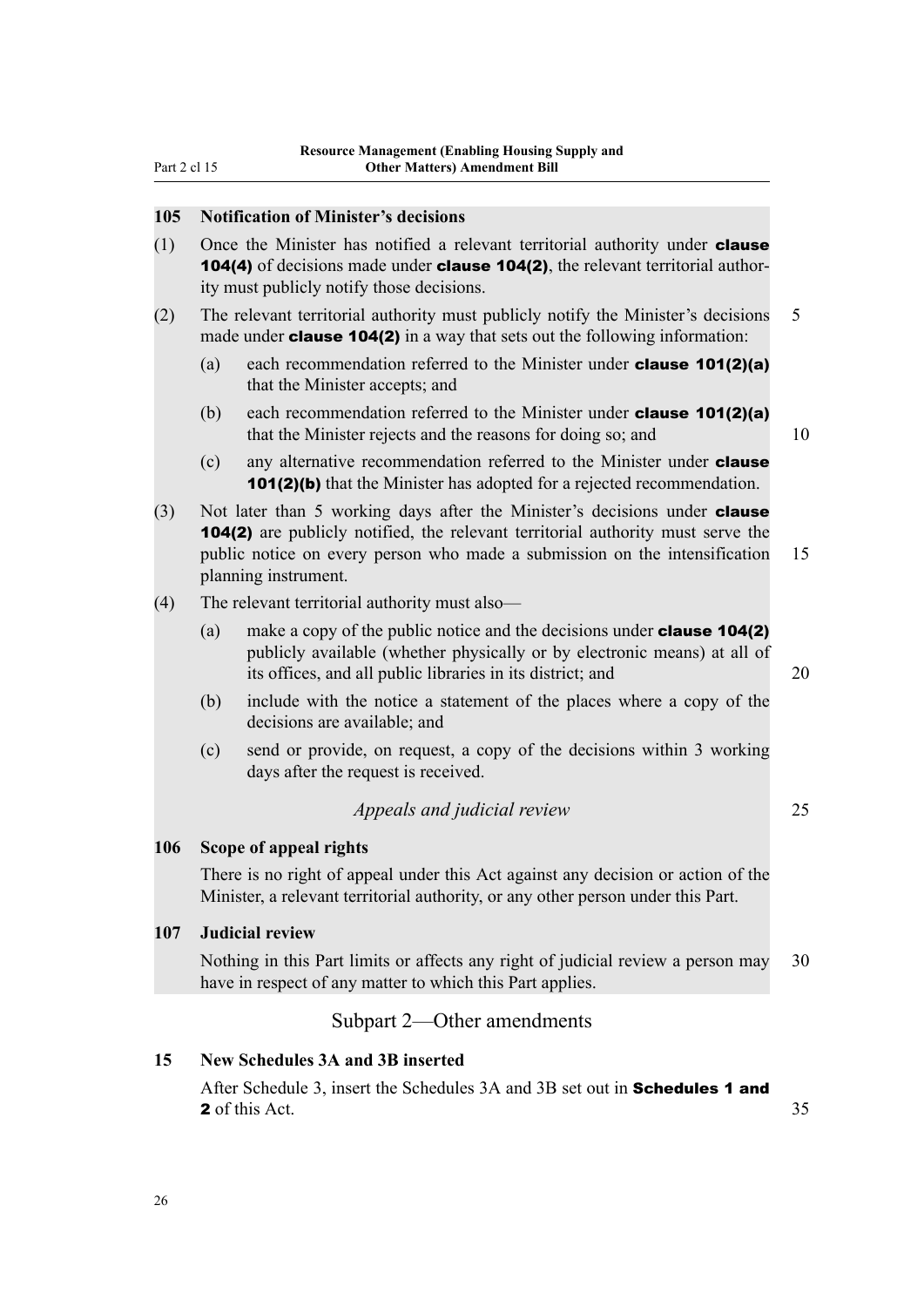### 105 Notification of Minister's decisions

(1) Once the Minister has notified a relevant territorial authority under **clause 104(4)** of decisions made under **clause 104(2)**, the relevant territorial authority must publicly notify those decisions.

(2) The relevant territorial authority must publicly notify the Minister's decisions made under **clause 104(2)** in a way that sets out the following information:

- (a) each recommendation referred to the Minister under **clause 101(2)(a)** that the Minister accepts; and
- (b) each recommendation referred to the Minister under **clause 101(2)(a)** that the Minister rejects and the reasons for doing so; and
- (c) any alternative recommendation referred to the Minister under **clause 101(2)(b)** that the Minister has adopted for a rejected recommendation.

(3) Not later than 5 working days after the Minister's decisions under **clause 104(2)** are publicly notified, the relevant territorial authority must serve the public notice on every person who made a submission on the intensification planning instrument.

(4) The relevant territorial authority must also—

- (a) make a copy of the public notice and the decisions under **clause 104(2)** publicly available (whether physically or by electronic means) at all of its offices, and all public libraries in its district; and
- (b) include with the notice a statement of the places where a copy of the decisions are available; and
- (c) send or provide, on request, a copy of the decisions within 3 working days after the request is received.

*Appeals and judicial review*

### 106 Scope of appeal rights

There is no right of appeal under this Act against any decision or action of the Minister, a relevant territorial authority, or any other person under this Part.

### 107 Judicial review

Nothing in this Part limits or affects any right of judicial review a person may have in respect of any matter to which this Part applies.

## Subpart 2—Other amendments

### 15 New Schedules 3A and 3B inserted

After Schedule 3, insert the Schedules 3A and 3B set out in **Schedules 1 and 2** of this Act.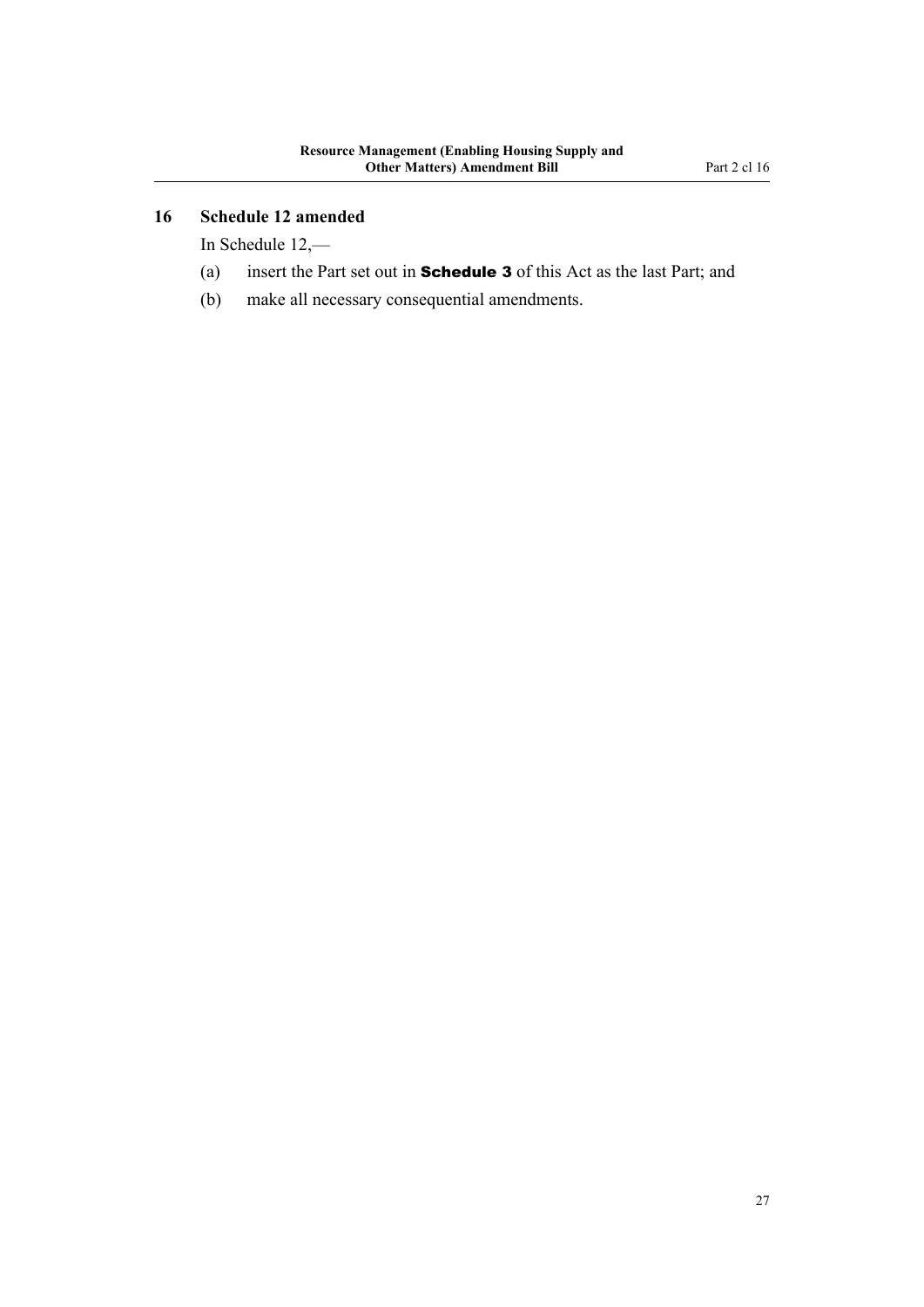### 16 Schedule 12 amended

In Schedule 12,—

(a) insert the Part set out in **Schedule 3** of this Act as the last Part; and

(b) make all necessary consequential amendments.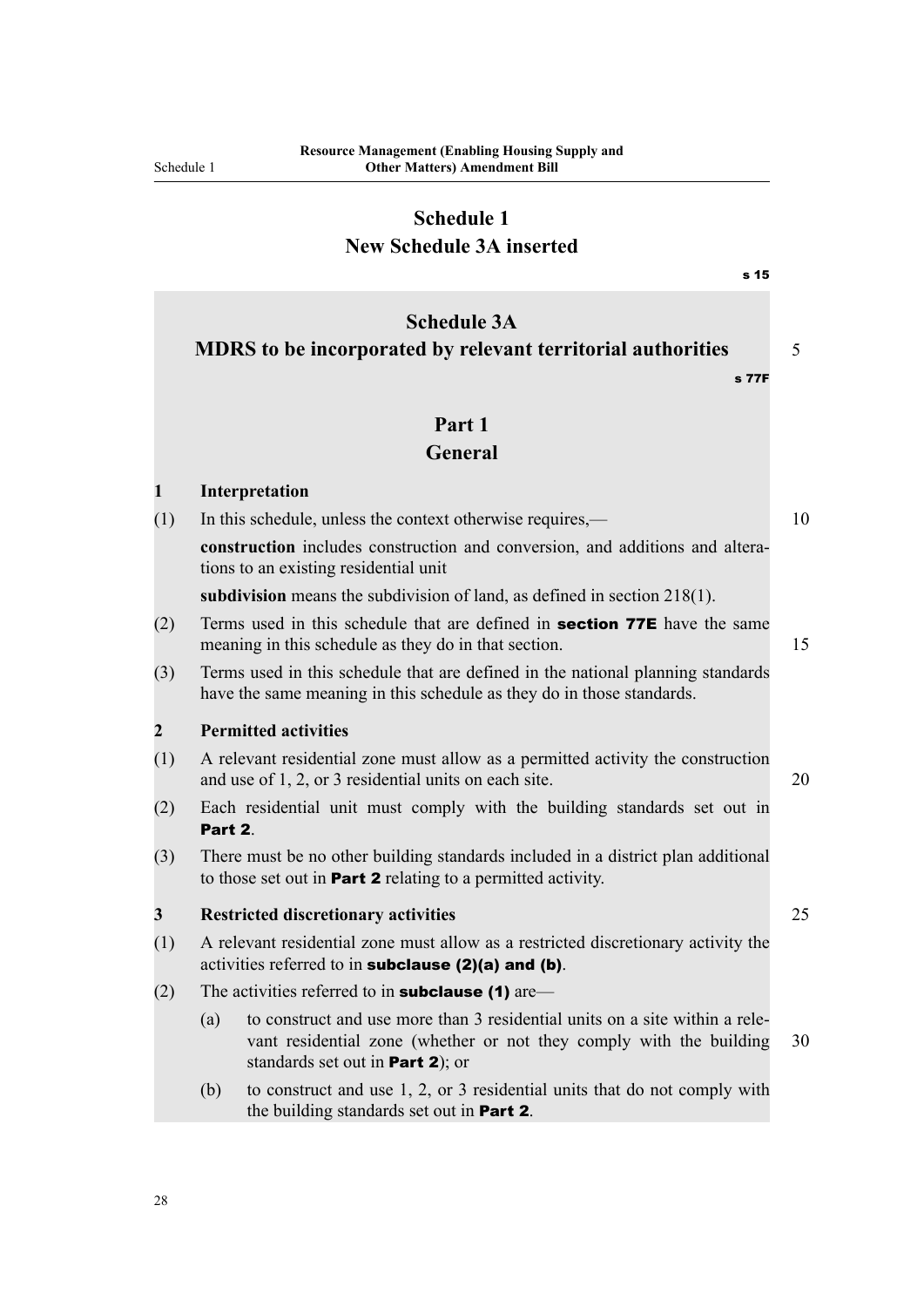# Schedule 1
# New Schedule 3A inserted

s 15

## Schedule 3A
## MDRS to be incorporated by relevant territorial authorities

s 77F

### Part 1
### General

**1 Interpretation**

(1) In this schedule, unless the context otherwise requires,—

**construction** includes construction and conversion, and additions and alterations to an existing residential unit

**subdivision** means the subdivision of land, as defined in section 218(1).

(2) Terms used in this schedule that are defined in **section 77E** have the same meaning in this schedule as they do in that section.

(3) Terms used in this schedule that are defined in the national planning standards have the same meaning in this schedule as they do in those standards.

**2 Permitted activities**

(1) A relevant residential zone must allow as a permitted activity the construction and use of 1, 2, or 3 residential units on each site.

(2) Each residential unit must comply with the building standards set out in **Part 2**.

(3) There must be no other building standards included in a district plan additional to those set out in **Part 2** relating to a permitted activity.

**3 Restricted discretionary activities**

(1) A relevant residential zone must allow as a restricted discretionary activity the activities referred to in **subclause (2)(a) and (b)**.

(2) The activities referred to in **subclause (1)** are—

(a) to construct and use more than 3 residential units on a site within a relevant residential zone (whether or not they comply with the building standards set out in **Part 2**); or

(b) to construct and use 1, 2, or 3 residential units that do not comply with the building standards set out in **Part 2**.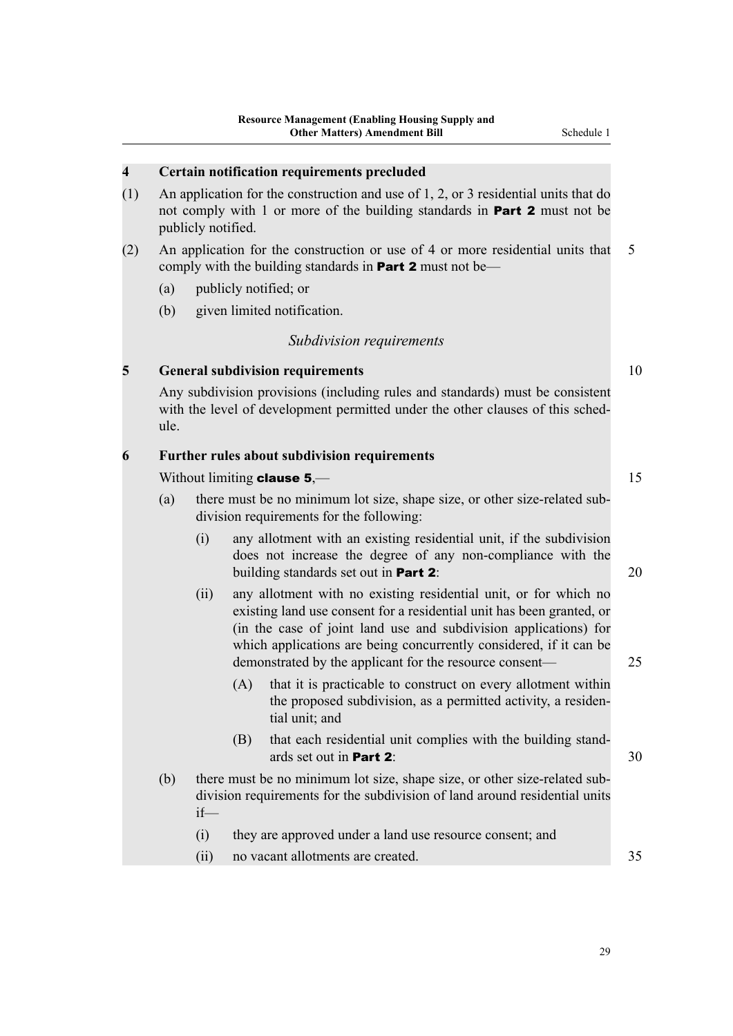### 4 Certain notification requirements precluded

(1) An application for the construction and use of 1, 2, or 3 residential units that do not comply with 1 or more of the building standards in **Part 2** must not be publicly notified.

(2) An application for the construction or use of 4 or more residential units that comply with the building standards in **Part 2** must not be—

- (a) publicly notified; or
- (b) given limited notification.

*Subdivision requirements*

### 5 General subdivision requirements

Any subdivision provisions (including rules and standards) must be consistent with the level of development permitted under the other clauses of this schedule.

### 6 Further rules about subdivision requirements

Without limiting **clause 5**,—

- (a) there must be no minimum lot size, shape size, or other size-related subdivision requirements for the following:
  - (i) any allotment with an existing residential unit, if the subdivision does not increase the degree of any non-compliance with the building standards set out in **Part 2**:
  - (ii) any allotment with no existing residential unit, or for which no existing land use consent for a residential unit has been granted, or (in the case of joint land use and subdivision applications) for which applications are being concurrently considered, if it can be demonstrated by the applicant for the resource consent—
    - (A) that it is practicable to construct on every allotment within the proposed subdivision, as a permitted activity, a residential unit; and
    - (B) that each residential unit complies with the building standards set out in **Part 2**:
- (b) there must be no minimum lot size, shape size, or other size-related subdivision requirements for the subdivision of land around residential units if—
  - (i) they are approved under a land use resource consent; and
  - (ii) no vacant allotments are created.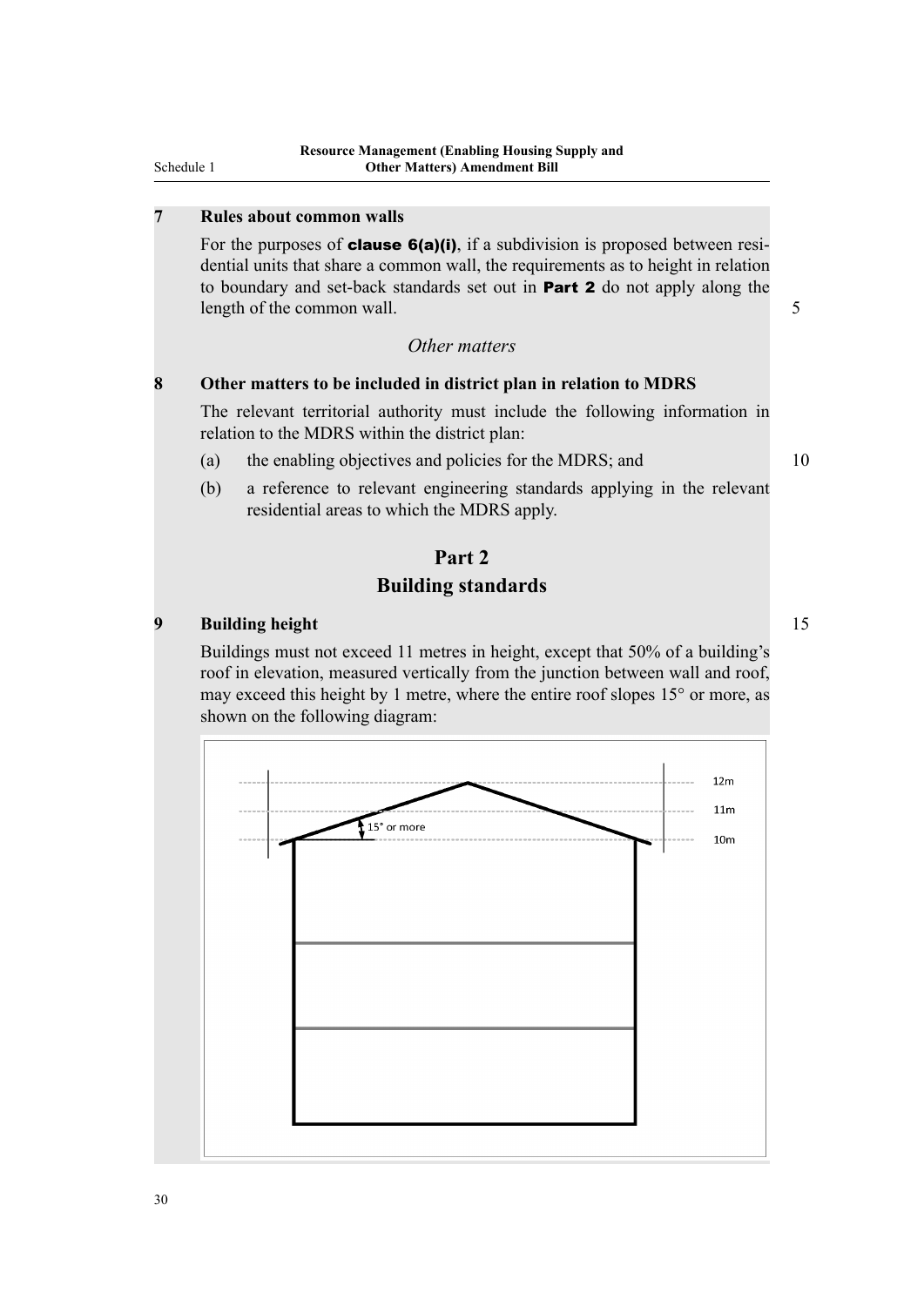### 7 Rules about common walls

For the purposes of **clause 6(a)(i)**, if a subdivision is proposed between residential units that share a common wall, the requirements as to height in relation to boundary and set-back standards set out in **Part 2** do not apply along the length of the common wall.

*Other matters*

### 8 Other matters to be included in district plan in relation to MDRS

The relevant territorial authority must include the following information in relation to the MDRS within the district plan:

(a) the enabling objectives and policies for the MDRS; and

(b) a reference to relevant engineering standards applying in the relevant residential areas to which the MDRS apply.

## Part 2
## Building standards

### 9 Building height

Buildings must not exceed 11 metres in height, except that 50% of a building's roof in elevation, measured vertically from the junction between wall and roof, may exceed this height by 1 metre, where the entire roof slopes 15° or more, as shown on the following diagram:

12m

11m

15° or more

10m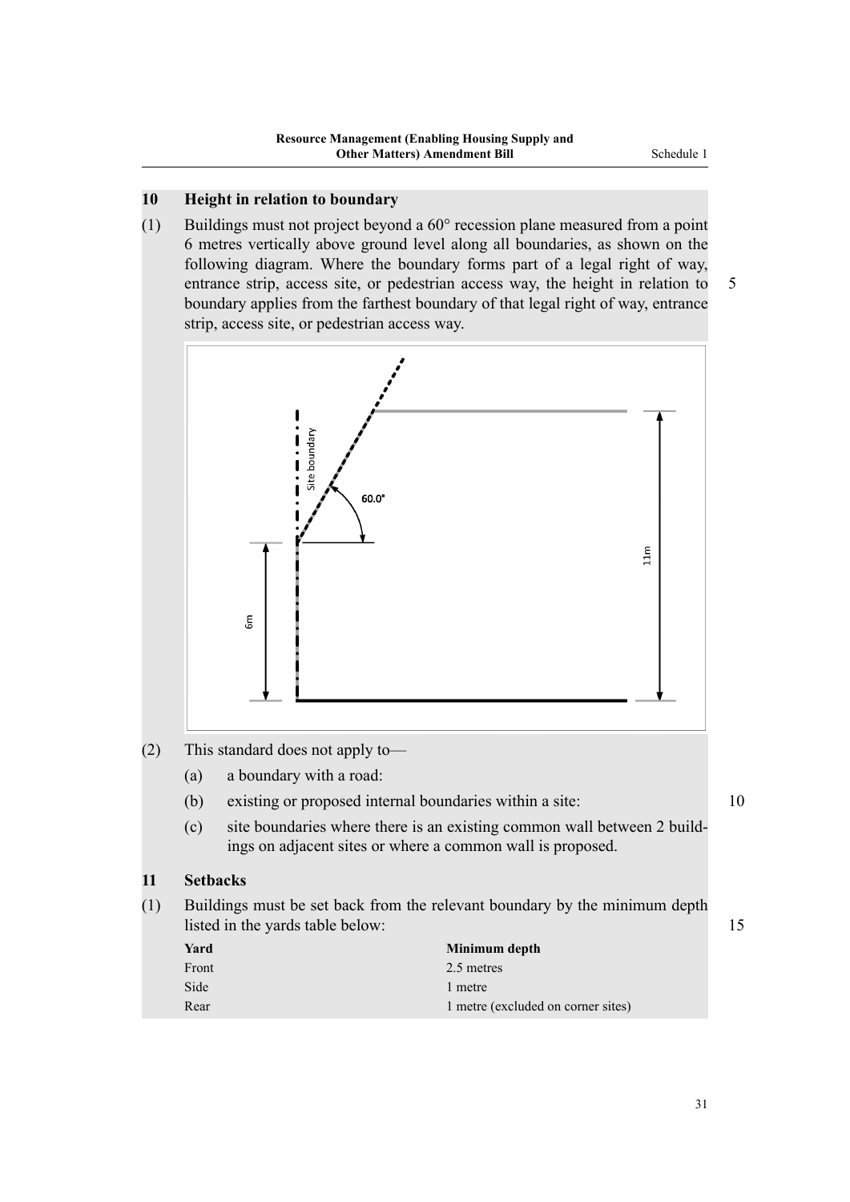## 10 Height in relation to boundary

(1) Buildings must not project beyond a 60° recession plane measured from a point 6 metres vertically above ground level along all boundaries, as shown on the following diagram. Where the boundary forms part of a legal right of way, entrance strip, access site, or pedestrian access way, the height in relation to boundary applies from the farthest boundary of that legal right of way, entrance strip, access site, or pedestrian access way.

(2) This standard does not apply to—

- (a) a boundary with a road:
- (b) existing or proposed internal boundaries within a site:
- (c) site boundaries where there is an existing common wall between 2 buildings on adjacent sites or where a common wall is proposed.

## 11 Setbacks

(1) Buildings must be set back from the relevant boundary by the minimum depth listed in the yards table below:

| Yard | Minimum depth |
|---|---|
| Front | 2.5 metres |
| Side | 1 metre |
| Rear | 1 metre (excluded on corner sites) |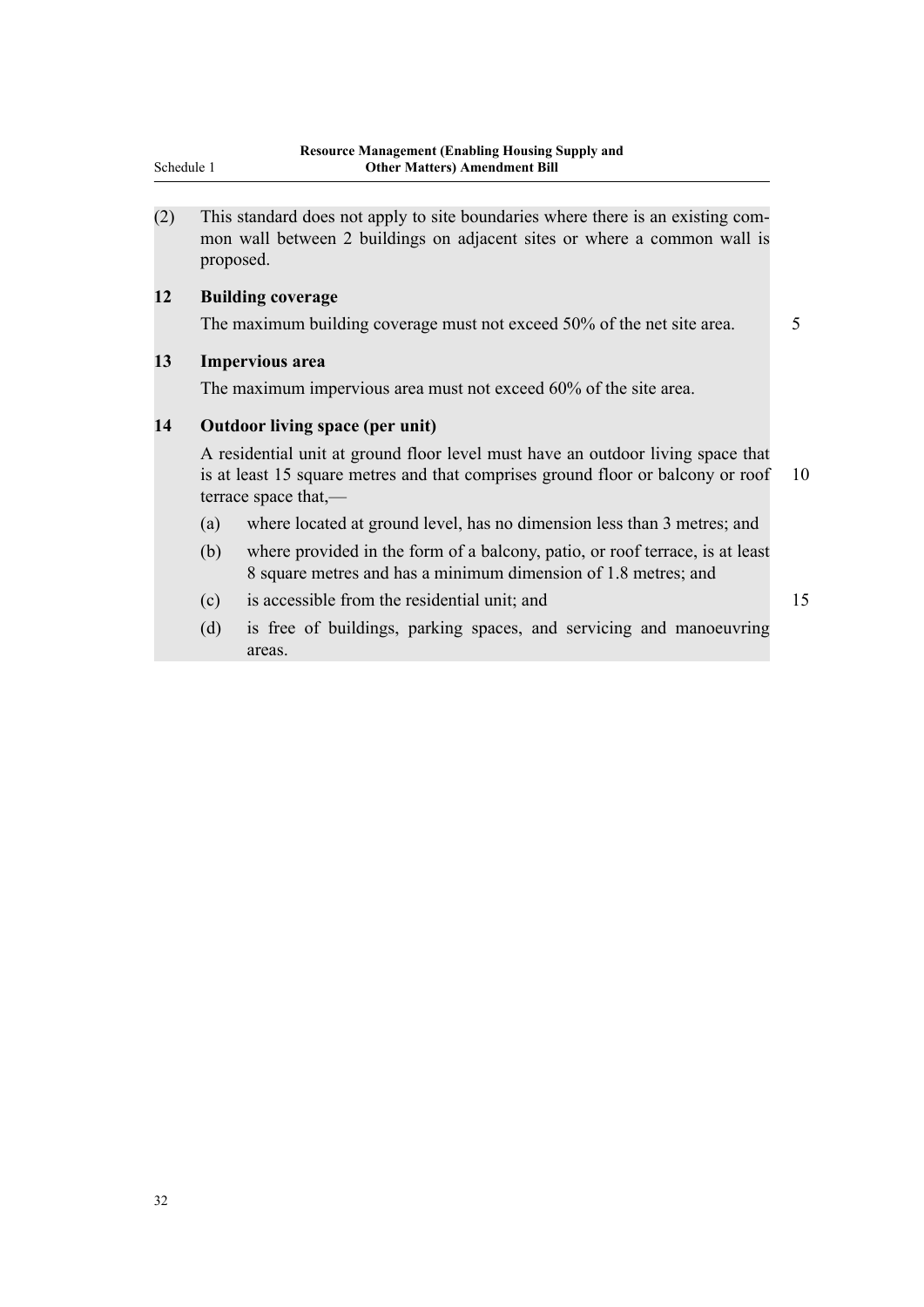(2) This standard does not apply to site boundaries where there is an existing common wall between 2 buildings on adjacent sites or where a common wall is proposed.

**12 Building coverage**

The maximum building coverage must not exceed 50% of the net site area.

**13 Impervious area**

The maximum impervious area must not exceed 60% of the site area.

**14 Outdoor living space (per unit)**

A residential unit at ground floor level must have an outdoor living space that is at least 15 square metres and that comprises ground floor or balcony or roof terrace space that,—

(a) where located at ground level, has no dimension less than 3 metres; and

(b) where provided in the form of a balcony, patio, or roof terrace, is at least 8 square metres and has a minimum dimension of 1.8 metres; and

(c) is accessible from the residential unit; and

(d) is free of buildings, parking spaces, and servicing and manoeuvring areas.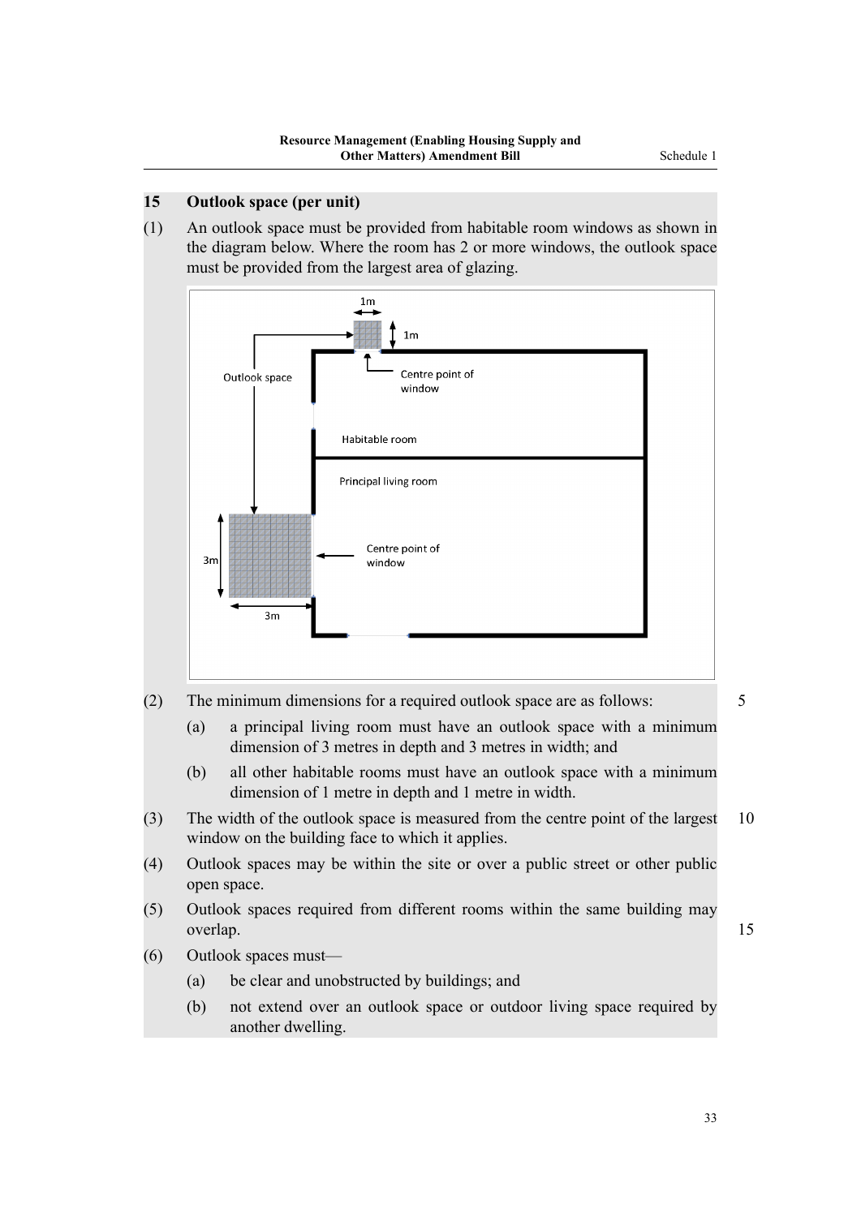### 15 Outlook space (per unit)

(1) An outlook space must be provided from habitable room windows as shown in the diagram below. Where the room has 2 or more windows, the outlook space must be provided from the largest area of glazing.

(2) The minimum dimensions for a required outlook space are as follows:

  (a) a principal living room must have an outlook space with a minimum dimension of 3 metres in depth and 3 metres in width; and

  (b) all other habitable rooms must have an outlook space with a minimum dimension of 1 metre in depth and 1 metre in width.

(3) The width of the outlook space is measured from the centre point of the largest window on the building face to which it applies.

(4) Outlook spaces may be within the site or over a public street or other public open space.

(5) Outlook spaces required from different rooms within the same building may overlap.

(6) Outlook spaces must—

  (a) be clear and unobstructed by buildings; and

  (b) not extend over an outlook space or outdoor living space required by another dwelling.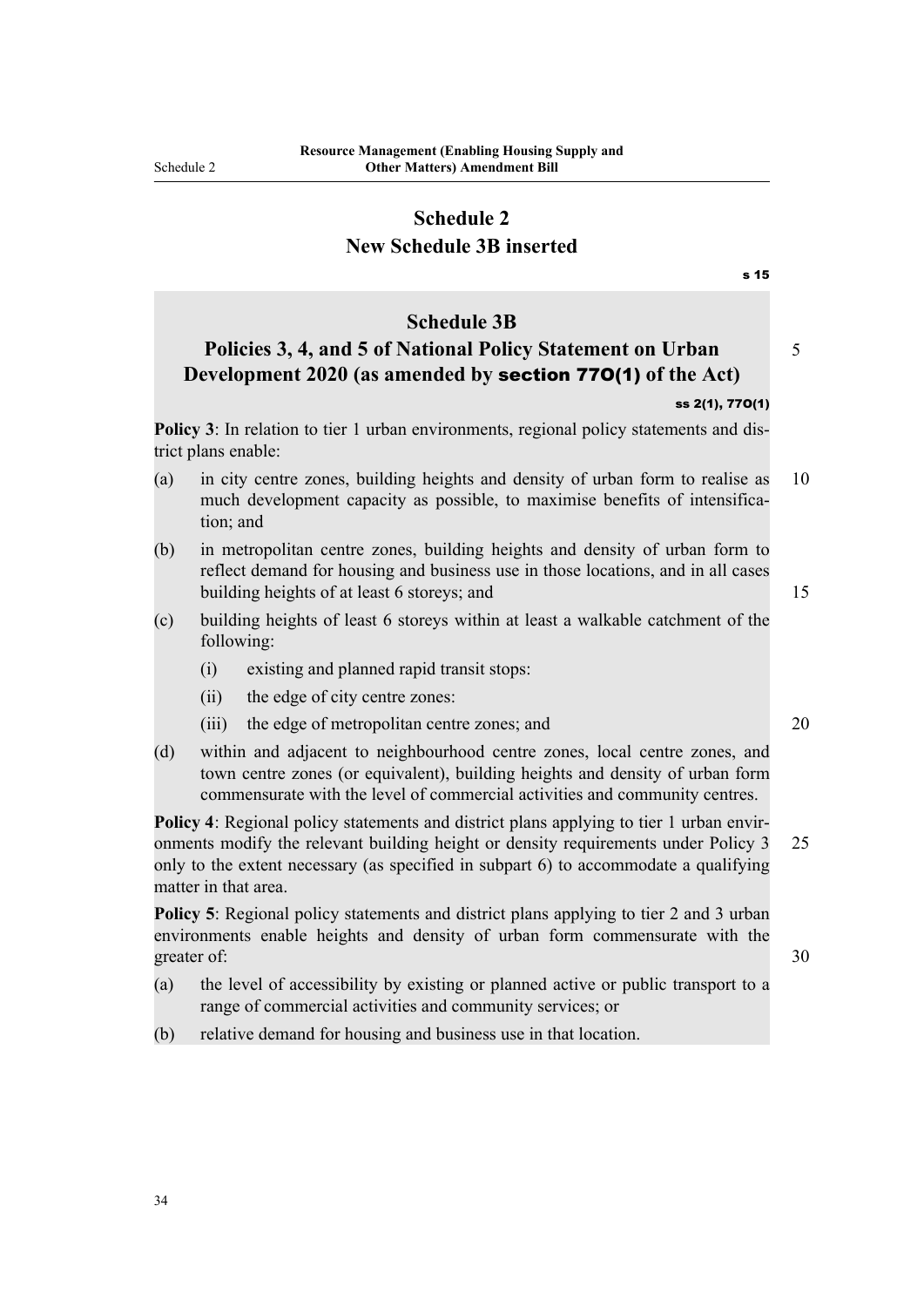## Schedule 2
## New Schedule 3B inserted

s 15

### Schedule 3B
### Policies 3, 4, and 5 of National Policy Statement on Urban Development 2020 (as amended by **section 77O(1)** of the Act)

ss 2(1), 77O(1)

**Policy 3**: In relation to tier 1 urban environments, regional policy statements and district plans enable:

(a) in city centre zones, building heights and density of urban form to realise as much development capacity as possible, to maximise benefits of intensification; and

(b) in metropolitan centre zones, building heights and density of urban form to reflect demand for housing and business use in those locations, and in all cases building heights of at least 6 storeys; and

(c) building heights of least 6 storeys within at least a walkable catchment of the following:

  (i) existing and planned rapid transit stops:

  (ii) the edge of city centre zones:

  (iii) the edge of metropolitan centre zones; and

(d) within and adjacent to neighbourhood centre zones, local centre zones, and town centre zones (or equivalent), building heights and density of urban form commensurate with the level of commercial activities and community centres.

**Policy 4**: Regional policy statements and district plans applying to tier 1 urban environments modify the relevant building height or density requirements under Policy 3 only to the extent necessary (as specified in subpart 6) to accommodate a qualifying matter in that area.

**Policy 5**: Regional policy statements and district plans applying to tier 2 and 3 urban environments enable heights and density of urban form commensurate with the greater of:

(a) the level of accessibility by existing or planned active or public transport to a range of commercial activities and community services; or

(b) relative demand for housing and business use in that location.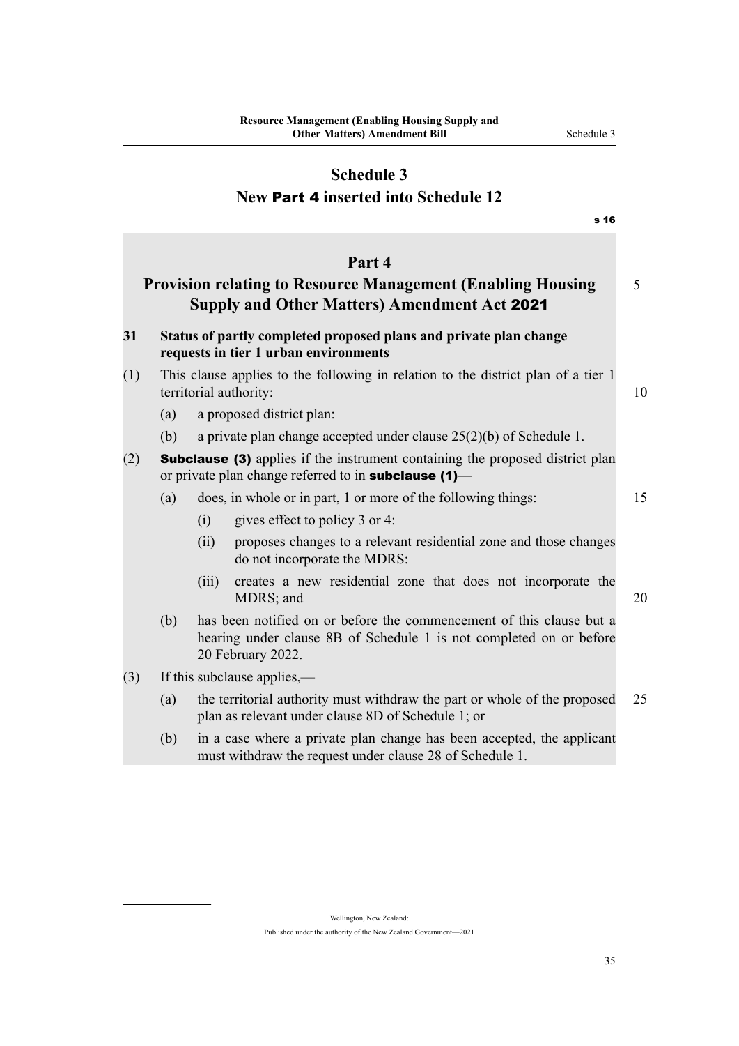# Schedule 3
## New Part 4 inserted into Schedule 12

s 16

## Part 4
## Provision relating to Resource Management (Enabling Housing Supply and Other Matters) Amendment Act 2021

**31 Status of partly completed proposed plans and private plan change requests in tier 1 urban environments**

(1) This clause applies to the following in relation to the district plan of a tier 1 territorial authority:

(a) a proposed district plan:

(b) a private plan change accepted under clause 25(2)(b) of Schedule 1.

(2) **Subclause (3)** applies if the instrument containing the proposed district plan or private plan change referred to in **subclause (1)**—

(a) does, in whole or in part, 1 or more of the following things:

(i) gives effect to policy 3 or 4:

(ii) proposes changes to a relevant residential zone and those changes do not incorporate the MDRS:

(iii) creates a new residential zone that does not incorporate the MDRS; and

(b) has been notified on or before the commencement of this clause but a hearing under clause 8B of Schedule 1 is not completed on or before 20 February 2022.

(3) If this subclause applies,—

(a) the territorial authority must withdraw the part or whole of the proposed plan as relevant under clause 8D of Schedule 1; or

(b) in a case where a private plan change has been accepted, the applicant must withdraw the request under clause 28 of Schedule 1.

Wellington, New Zealand:
Published under the authority of the New Zealand Government—2021